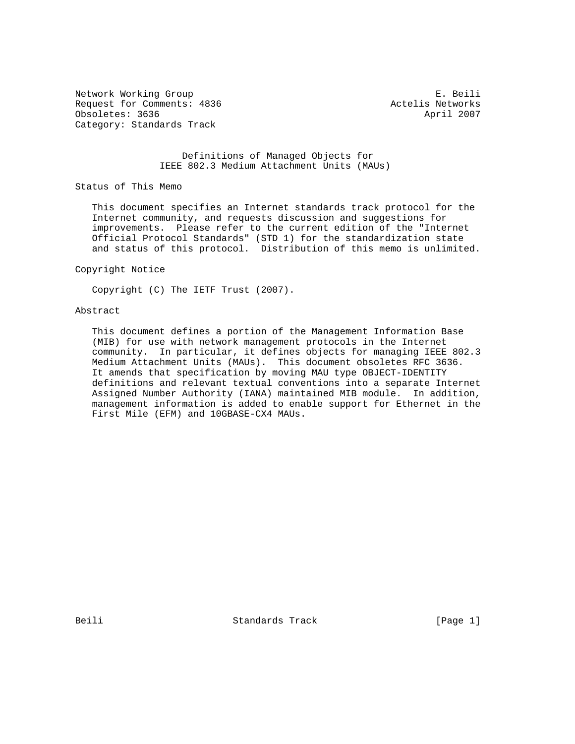Network Working Group E. Beili
Request for Comments: 4836 Actelis Networks
Obsoletes: 3636 April 2007
Category: Standards Track

# Definitions of Managed Objects for IEEE 802.3 Medium Attachment Units (MAUs)

## Status of This Memo

This document specifies an Internet standards track protocol for the Internet community, and requests discussion and suggestions for improvements. Please refer to the current edition of the "Internet Official Protocol Standards" (STD 1) for the standardization state and status of this protocol. Distribution of this memo is unlimited.

## Copyright Notice

Copyright (C) The IETF Trust (2007).

## Abstract

This document defines a portion of the Management Information Base (MIB) for use with network management protocols in the Internet community. In particular, it defines objects for managing IEEE 802.3 Medium Attachment Units (MAUs). This document obsoletes RFC 3636. It amends that specification by moving MAU type OBJECT-IDENTITY definitions and relevant textual conventions into a separate Internet Assigned Number Authority (IANA) maintained MIB module. In addition, management information is added to enable support for Ethernet in the First Mile (EFM) and 10GBASE-CX4 MAUs.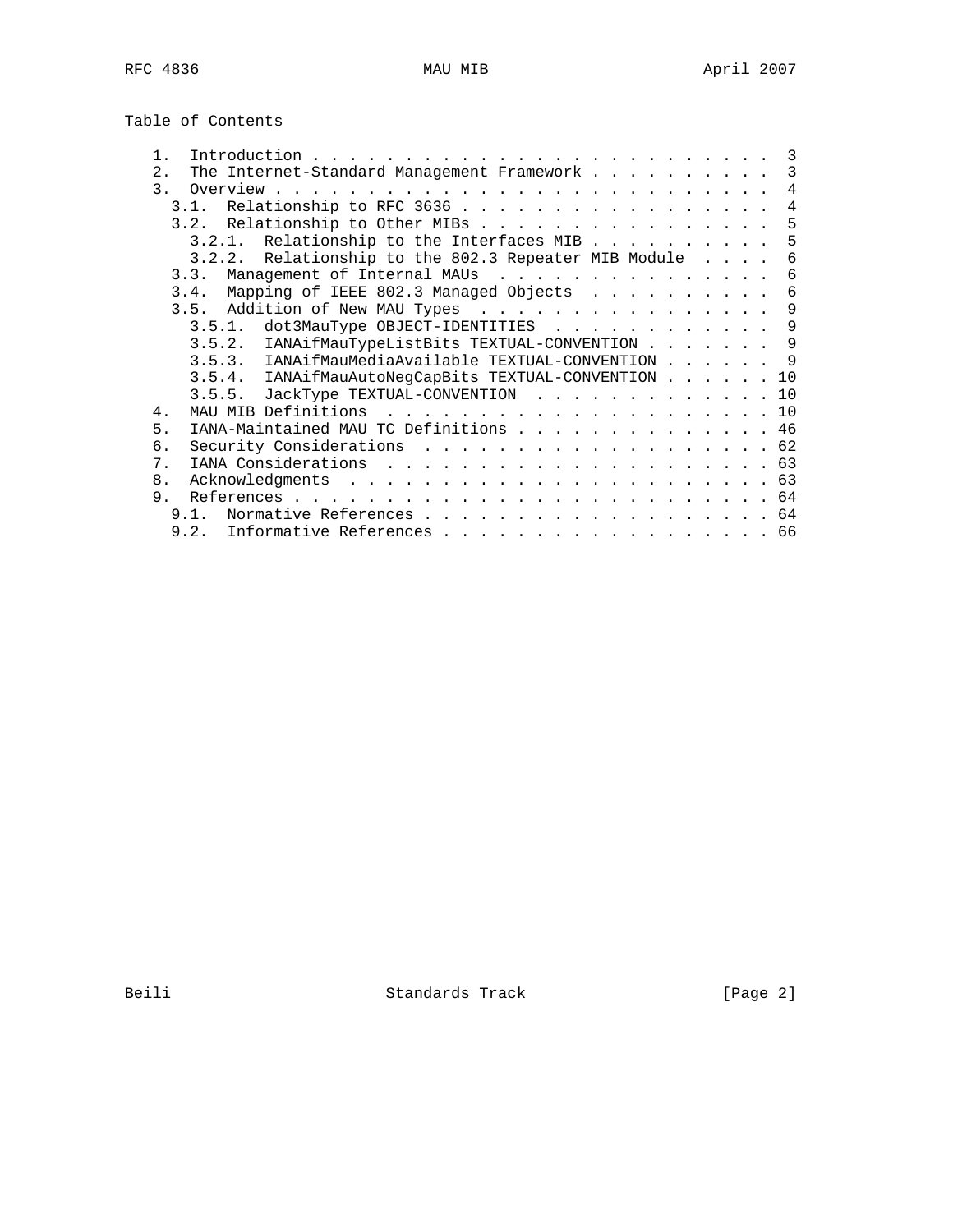Table of Contents

```
   1.  Introduction . . . . . . . . . . . . . . . . . . . . . . . . .  3
   2.  The Internet-Standard Management Framework . . . . . . . . . .  3
   3.  Overview . . . . . . . . . . . . . . . . . . . . . . . . . . .  4
     3.1.  Relationship to RFC 3636 . . . . . . . . . . . . . . . . .  4
     3.2.  Relationship to Other MIBs . . . . . . . . . . . . . . . .  5
       3.2.1.  Relationship to the Interfaces MIB . . . . . . . . . .  5
       3.2.2.  Relationship to the 802.3 Repeater MIB Module  . . . .  6
     3.3.  Management of Internal MAUs  . . . . . . . . . . . . . . .  6
     3.4.  Mapping of IEEE 802.3 Managed Objects  . . . . . . . . . .  6
     3.5.  Addition of New MAU Types  . . . . . . . . . . . . . . . .  9
       3.5.1.  dot3MauType OBJECT-IDENTITIES  . . . . . . . . . . . .  9
       3.5.2.  IANAifMauTypeListBits TEXTUAL-CONVENTION . . . . . . .  9
       3.5.3.  IANAifMauMediaAvailable TEXTUAL-CONVENTION . . . . . .  9
       3.5.4.  IANAifMauAutoNegCapBits TEXTUAL-CONVENTION . . . . . . 10
       3.5.5.  JackType TEXTUAL-CONVENTION  . . . . . . . . . . . . . 10
   4.  MAU MIB Definitions  . . . . . . . . . . . . . . . . . . . . . 10
   5.  IANA-Maintained MAU TC Definitions . . . . . . . . . . . . . . 46
   6.  Security Considerations  . . . . . . . . . . . . . . . . . . . 62
   7.  IANA Considerations  . . . . . . . . . . . . . . . . . . . . . 63
   8.  Acknowledgments  . . . . . . . . . . . . . . . . . . . . . . . 63
   9.  References . . . . . . . . . . . . . . . . . . . . . . . . . . 64
     9.1.  Normative References . . . . . . . . . . . . . . . . . . . 64
     9.2.  Informative References . . . . . . . . . . . . . . . . . . 66
```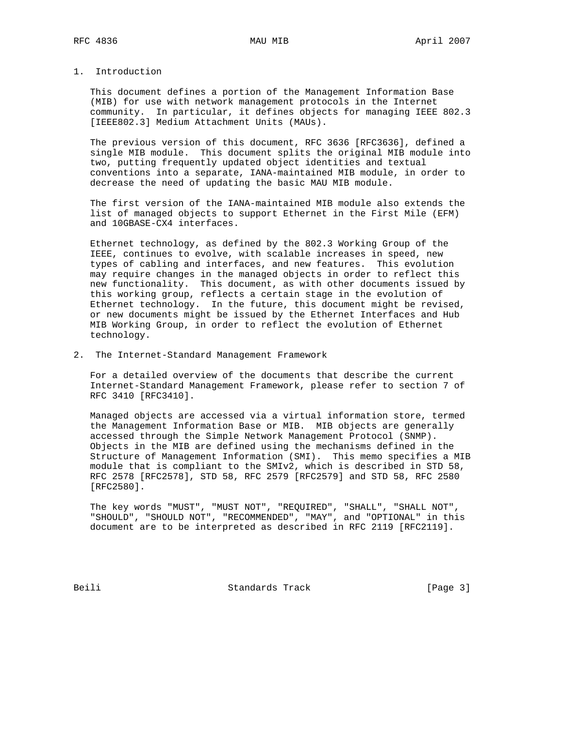## 1. Introduction

This document defines a portion of the Management Information Base (MIB) for use with network management protocols in the Internet community. In particular, it defines objects for managing IEEE 802.3 [IEEE802.3] Medium Attachment Units (MAUs).

The previous version of this document, RFC 3636 [RFC3636], defined a single MIB module. This document splits the original MIB module into two, putting frequently updated object identities and textual conventions into a separate, IANA-maintained MIB module, in order to decrease the need of updating the basic MAU MIB module.

The first version of the IANA-maintained MIB module also extends the list of managed objects to support Ethernet in the First Mile (EFM) and 10GBASE-CX4 interfaces.

Ethernet technology, as defined by the 802.3 Working Group of the IEEE, continues to evolve, with scalable increases in speed, new types of cabling and interfaces, and new features. This evolution may require changes in the managed objects in order to reflect this new functionality. This document, as with other documents issued by this working group, reflects a certain stage in the evolution of Ethernet technology. In the future, this document might be revised, or new documents might be issued by the Ethernet Interfaces and Hub MIB Working Group, in order to reflect the evolution of Ethernet technology.

## 2. The Internet-Standard Management Framework

For a detailed overview of the documents that describe the current Internet-Standard Management Framework, please refer to section 7 of RFC 3410 [RFC3410].

Managed objects are accessed via a virtual information store, termed the Management Information Base or MIB. MIB objects are generally accessed through the Simple Network Management Protocol (SNMP). Objects in the MIB are defined using the mechanisms defined in the Structure of Management Information (SMI). This memo specifies a MIB module that is compliant to the SMIv2, which is described in STD 58, RFC 2578 [RFC2578], STD 58, RFC 2579 [RFC2579] and STD 58, RFC 2580 [RFC2580].

The key words "MUST", "MUST NOT", "REQUIRED", "SHALL", "SHALL NOT", "SHOULD", "SHOULD NOT", "RECOMMENDED", "MAY", and "OPTIONAL" in this document are to be interpreted as described in RFC 2119 [RFC2119].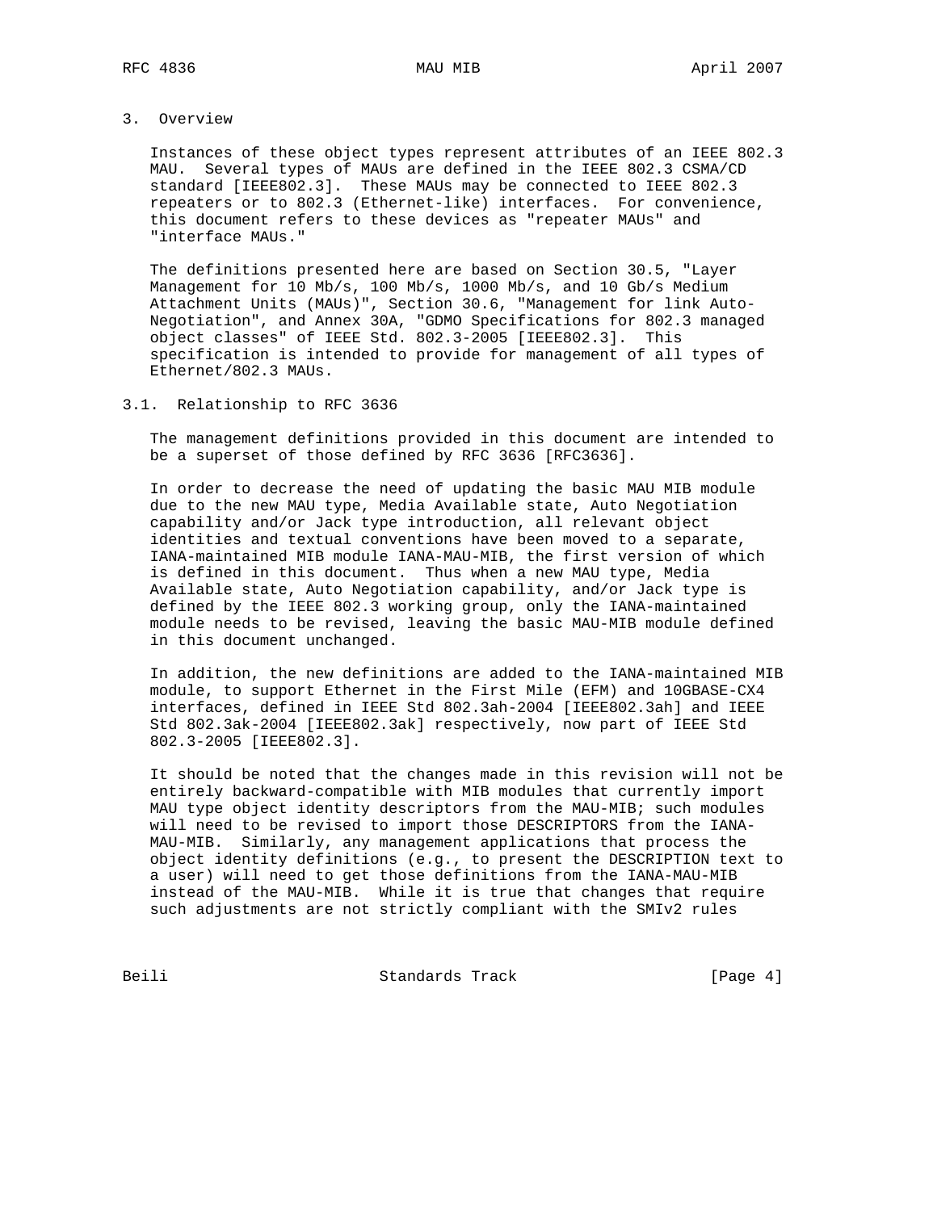## 3. Overview

Instances of these object types represent attributes of an IEEE 802.3 MAU. Several types of MAUs are defined in the IEEE 802.3 CSMA/CD standard [IEEE802.3]. These MAUs may be connected to IEEE 802.3 repeaters or to 802.3 (Ethernet-like) interfaces. For convenience, this document refers to these devices as "repeater MAUs" and "interface MAUs."

The definitions presented here are based on Section 30.5, "Layer Management for 10 Mb/s, 100 Mb/s, 1000 Mb/s, and 10 Gb/s Medium Attachment Units (MAUs)", Section 30.6, "Management for link Auto-Negotiation", and Annex 30A, "GDMO Specifications for 802.3 managed object classes" of IEEE Std. 802.3-2005 [IEEE802.3]. This specification is intended to provide for management of all types of Ethernet/802.3 MAUs.

### 3.1. Relationship to RFC 3636

The management definitions provided in this document are intended to be a superset of those defined by RFC 3636 [RFC3636].

In order to decrease the need of updating the basic MAU MIB module due to the new MAU type, Media Available state, Auto Negotiation capability and/or Jack type introduction, all relevant object identities and textual conventions have been moved to a separate, IANA-maintained MIB module IANA-MAU-MIB, the first version of which is defined in this document. Thus when a new MAU type, Media Available state, Auto Negotiation capability, and/or Jack type is defined by the IEEE 802.3 working group, only the IANA-maintained module needs to be revised, leaving the basic MAU-MIB module defined in this document unchanged.

In addition, the new definitions are added to the IANA-maintained MIB module, to support Ethernet in the First Mile (EFM) and 10GBASE-CX4 interfaces, defined in IEEE Std 802.3ah-2004 [IEEE802.3ah] and IEEE Std 802.3ak-2004 [IEEE802.3ak] respectively, now part of IEEE Std 802.3-2005 [IEEE802.3].

It should be noted that the changes made in this revision will not be entirely backward-compatible with MIB modules that currently import MAU type object identity descriptors from the MAU-MIB; such modules will need to be revised to import those DESCRIPTORS from the IANA-MAU-MIB. Similarly, any management applications that process the object identity definitions (e.g., to present the DESCRIPTION text to a user) will need to get those definitions from the IANA-MAU-MIB instead of the MAU-MIB. While it is true that changes that require such adjustments are not strictly compliant with the SMIv2 rules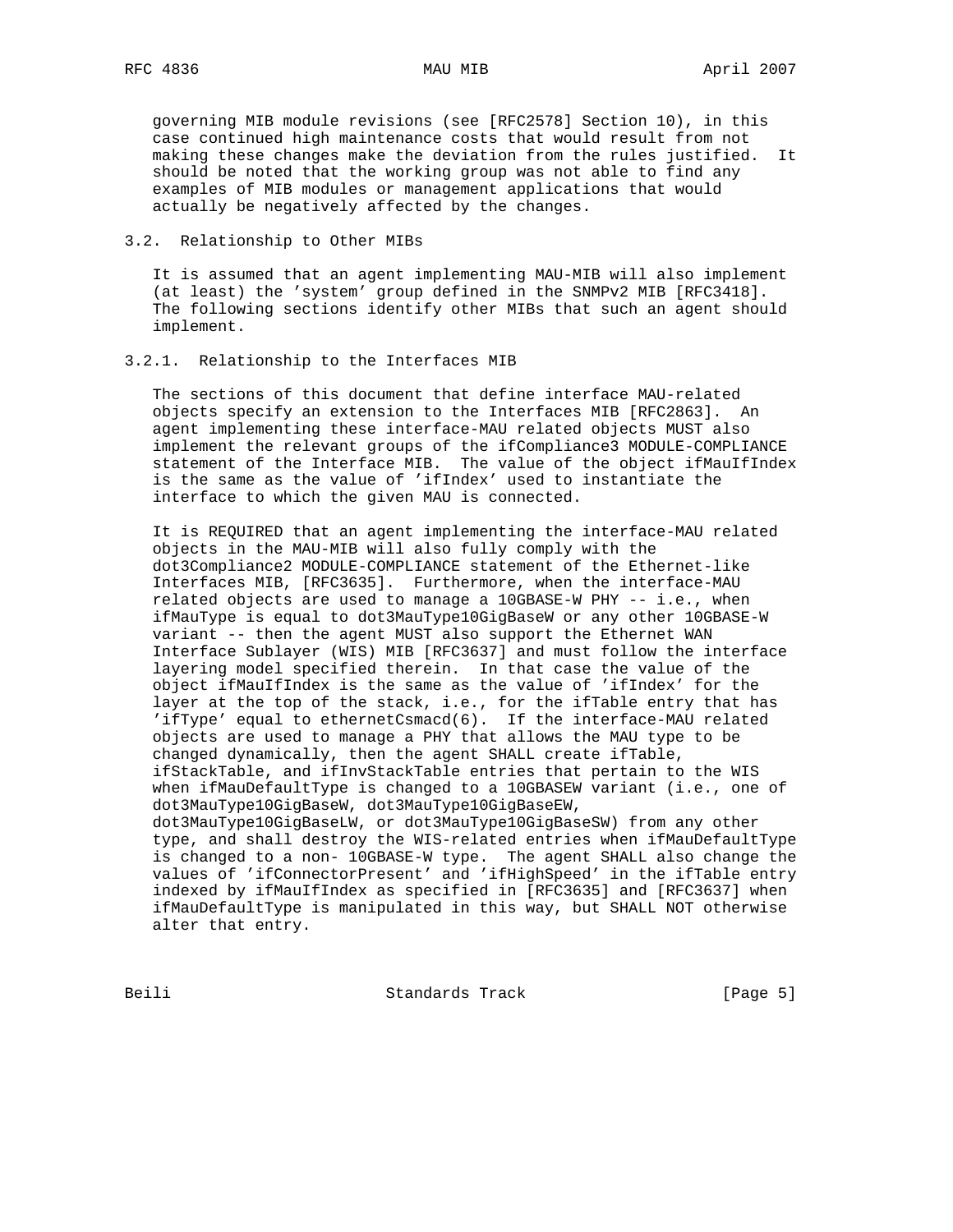governing MIB module revisions (see [RFC2578] Section 10), in this case continued high maintenance costs that would result from not making these changes make the deviation from the rules justified. It should be noted that the working group was not able to find any examples of MIB modules or management applications that would actually be negatively affected by the changes.

### 3.2. Relationship to Other MIBs

It is assumed that an agent implementing MAU-MIB will also implement (at least) the 'system' group defined in the SNMPv2 MIB [RFC3418]. The following sections identify other MIBs that such an agent should implement.

#### 3.2.1. Relationship to the Interfaces MIB

The sections of this document that define interface MAU-related objects specify an extension to the Interfaces MIB [RFC2863]. An agent implementing these interface-MAU related objects MUST also implement the relevant groups of the ifCompliance3 MODULE-COMPLIANCE statement of the Interface MIB. The value of the object ifMauIfIndex is the same as the value of 'ifIndex' used to instantiate the interface to which the given MAU is connected.

It is REQUIRED that an agent implementing the interface-MAU related objects in the MAU-MIB will also fully comply with the dot3Compliance2 MODULE-COMPLIANCE statement of the Ethernet-like Interfaces MIB, [RFC3635]. Furthermore, when the interface-MAU related objects are used to manage a 10GBASE-W PHY -- i.e., when ifMauType is equal to dot3MauType10GigBaseW or any other 10GBASE-W variant -- then the agent MUST also support the Ethernet WAN Interface Sublayer (WIS) MIB [RFC3637] and must follow the interface layering model specified therein. In that case the value of the object ifMauIfIndex is the same as the value of 'ifIndex' for the layer at the top of the stack, i.e., for the ifTable entry that has 'ifType' equal to ethernetCsmacd(6). If the interface-MAU related objects are used to manage a PHY that allows the MAU type to be changed dynamically, then the agent SHALL create ifTable, ifStackTable, and ifInvStackTable entries that pertain to the WIS when ifMauDefaultType is changed to a 10GBASEW variant (i.e., one of dot3MauType10GigBaseW, dot3MauType10GigBaseEW, dot3MauType10GigBaseLW, or dot3MauType10GigBaseSW) from any other type, and shall destroy the WIS-related entries when ifMauDefaultType is changed to a non- 10GBASE-W type. The agent SHALL also change the values of 'ifConnectorPresent' and 'ifHighSpeed' in the ifTable entry indexed by ifMauIfIndex as specified in [RFC3635] and [RFC3637] when ifMauDefaultType is manipulated in this way, but SHALL NOT otherwise alter that entry.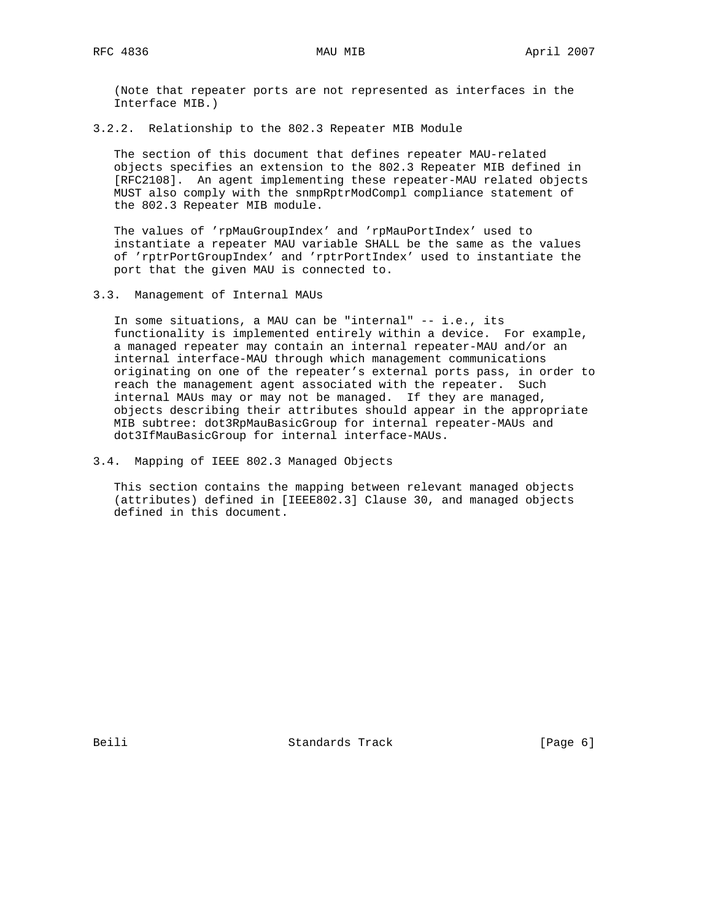(Note that repeater ports are not represented as interfaces in the Interface MIB.)

### 3.2.2. Relationship to the 802.3 Repeater MIB Module

The section of this document that defines repeater MAU-related objects specifies an extension to the 802.3 Repeater MIB defined in [RFC2108]. An agent implementing these repeater-MAU related objects MUST also comply with the snmpRptrModCompl compliance statement of the 802.3 Repeater MIB module.

The values of 'rpMauGroupIndex' and 'rpMauPortIndex' used to instantiate a repeater MAU variable SHALL be the same as the values of 'rptrPortGroupIndex' and 'rptrPortIndex' used to instantiate the port that the given MAU is connected to.

## 3.3. Management of Internal MAUs

In some situations, a MAU can be "internal" -- i.e., its functionality is implemented entirely within a device. For example, a managed repeater may contain an internal repeater-MAU and/or an internal interface-MAU through which management communications originating on one of the repeater's external ports pass, in order to reach the management agent associated with the repeater. Such internal MAUs may or may not be managed. If they are managed, objects describing their attributes should appear in the appropriate MIB subtree: dot3RpMauBasicGroup for internal repeater-MAUs and dot3IfMauBasicGroup for internal interface-MAUs.

## 3.4. Mapping of IEEE 802.3 Managed Objects

This section contains the mapping between relevant managed objects (attributes) defined in [IEEE802.3] Clause 30, and managed objects defined in this document.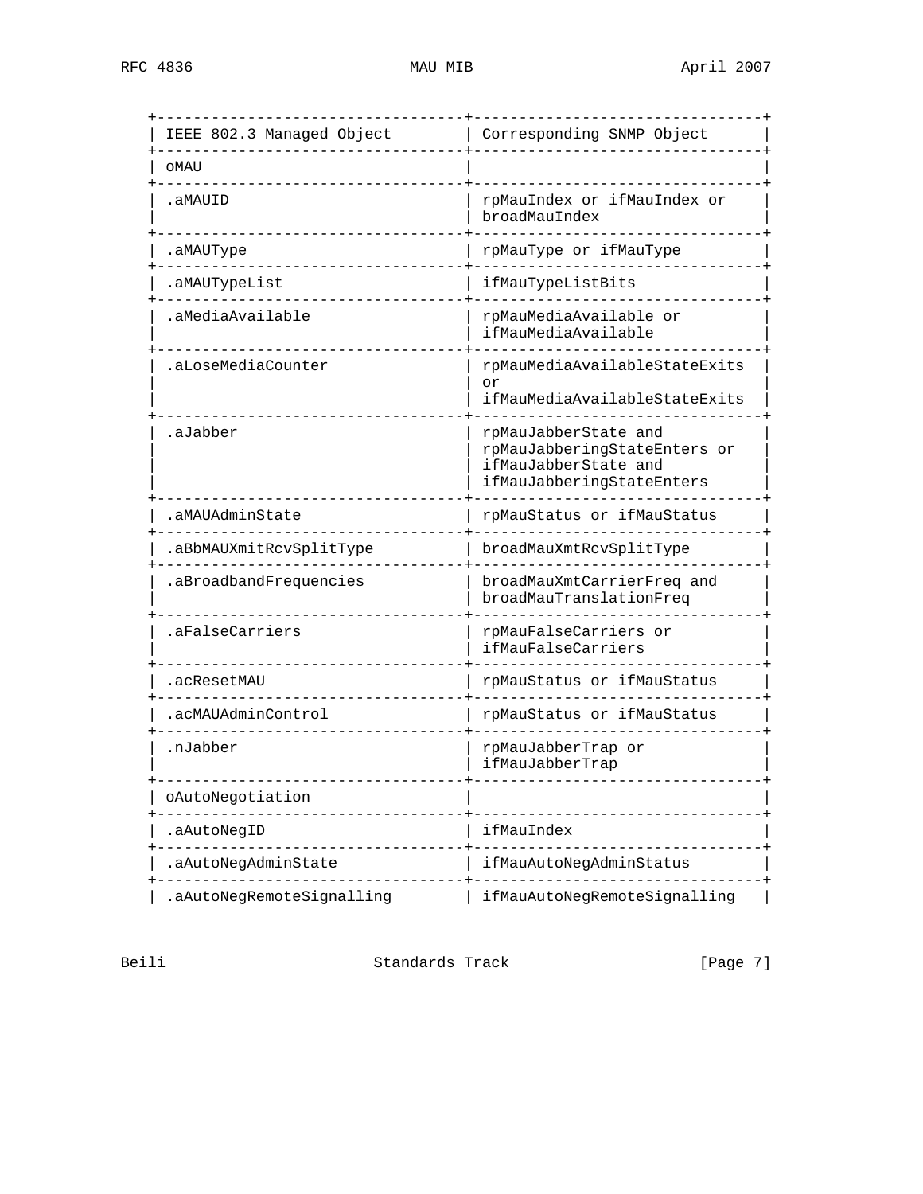| IEEE 802.3 Managed Object | Corresponding SNMP Object |
|---|---|
| oMAU | |
| .aMAUID | rpMauIndex or ifMauIndex or broadMauIndex |
| .aMAUType | rpMauType or ifMauType |
| .aMAUTypeList | ifMauTypeListBits |
| .aMediaAvailable | rpMauMediaAvailable or ifMauMediaAvailable |
| .aLoseMediaCounter | rpMauMediaAvailableStateExits or ifMauMediaAvailableStateExits |
| .aJabber | rpMauJabberState and rpMauJabberingStateEnters or ifMauJabberState and ifMauJabberingStateEnters |
| .aMAUAdminState | rpMauStatus or ifMauStatus |
| .aBbMAUXmitRcvSplitType | broadMauXmtRcvSplitType |
| .aBroadbandFrequencies | broadMauXmtCarrierFreq and broadMauTranslationFreq |
| .aFalseCarriers | rpMauFalseCarriers or ifMauFalseCarriers |
| .acResetMAU | rpMauStatus or ifMauStatus |
| .acMAUAdminControl | rpMauStatus or ifMauStatus |
| .nJabber | rpMauJabberTrap or ifMauJabberTrap |
| oAutoNegotiation | |
| .aAutoNegID | ifMauIndex |
| .aAutoNegAdminState | ifMauAutoNegAdminStatus |
| .aAutoNegRemoteSignalling | ifMauAutoNegRemoteSignalling |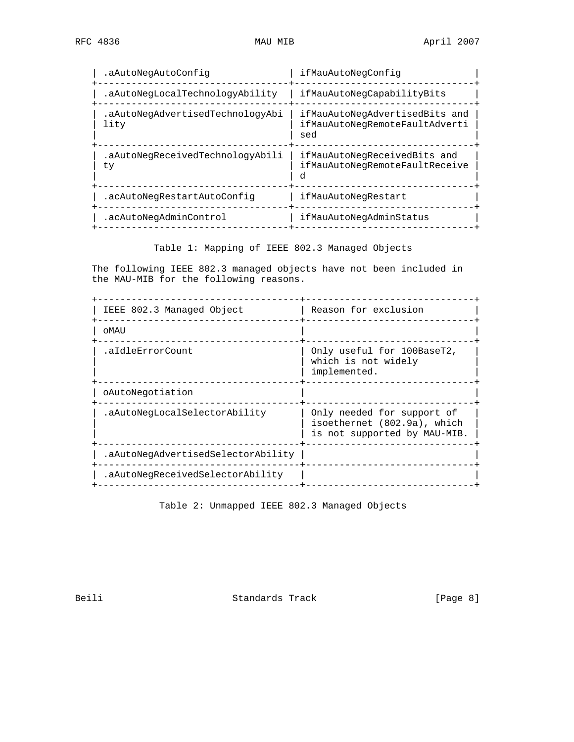| | |
|---|---|
| .aAutoNegAutoConfig | ifMauAutoNegConfig |
| .aAutoNegLocalTechnologyAbility | ifMauAutoNegCapabilityBits |
| .aAutoNegAdvertisedTechnologyAbility | ifMauAutoNegAdvertisedBits and ifMauAutoNegRemoteFaultAdvertised |
| .aAutoNegReceivedTechnologyAbility | ifMauAutoNegReceivedBits and ifMauAutoNegRemoteFaultReceived |
| .acAutoNegRestartAutoConfig | ifMauAutoNegRestart |
| .acAutoNegAdminControl | ifMauAutoNegAdminStatus |

Table 1: Mapping of IEEE 802.3 Managed Objects

The following IEEE 802.3 managed objects have not been included in the MAU-MIB for the following reasons.

| IEEE 802.3 Managed Object | Reason for exclusion |
|---|---|
| oMAU | |
| .aIdleErrorCount | Only useful for 100BaseT2, which is not widely implemented. |
| oAutoNegotiation | |
| .aAutoNegLocalSelectorAbility | Only needed for support of isoethernet (802.9a), which is not supported by MAU-MIB. |
| .aAutoNegAdvertisedSelectorAbility | |
| .aAutoNegReceivedSelectorAbility | |

Table 2: Unmapped IEEE 802.3 Managed Objects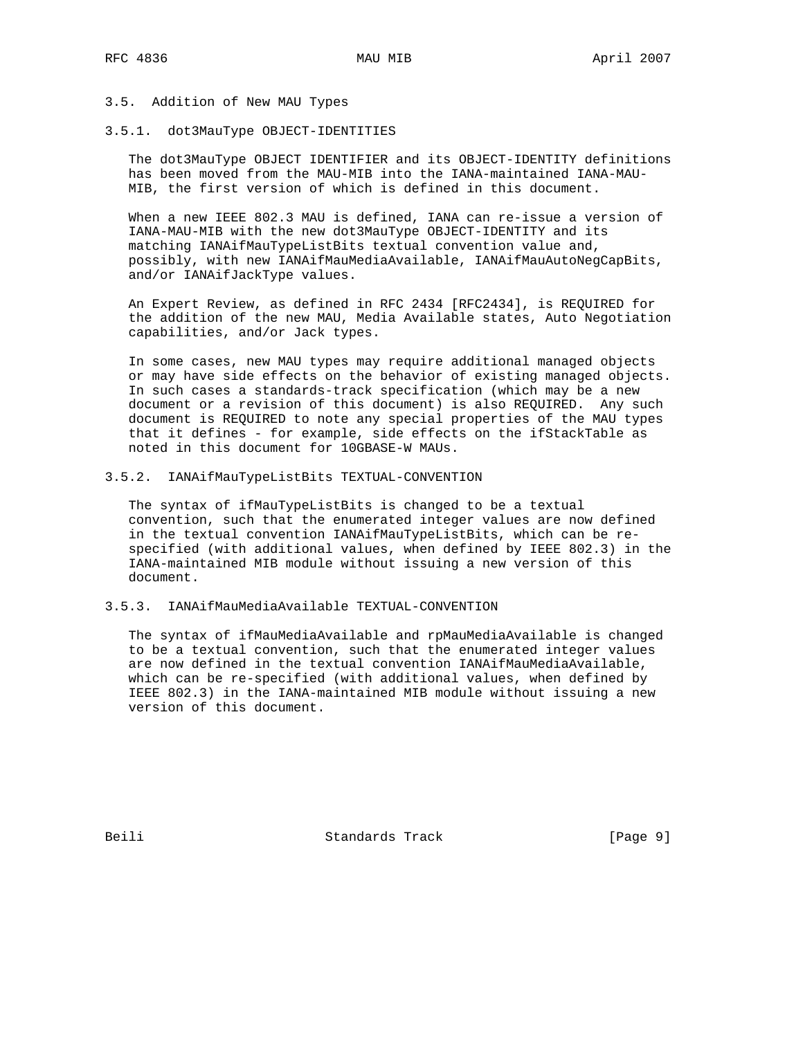### 3.5. Addition of New MAU Types

#### 3.5.1. dot3MauType OBJECT-IDENTITIES

The dot3MauType OBJECT IDENTIFIER and its OBJECT-IDENTITY definitions has been moved from the MAU-MIB into the IANA-maintained IANA-MAU-MIB, the first version of which is defined in this document.

When a new IEEE 802.3 MAU is defined, IANA can re-issue a version of IANA-MAU-MIB with the new dot3MauType OBJECT-IDENTITY and its matching IANAifMauTypeListBits textual convention value and, possibly, with new IANAifMauMediaAvailable, IANAifMauAutoNegCapBits, and/or IANAifJackType values.

An Expert Review, as defined in RFC 2434 [RFC2434], is REQUIRED for the addition of the new MAU, Media Available states, Auto Negotiation capabilities, and/or Jack types.

In some cases, new MAU types may require additional managed objects or may have side effects on the behavior of existing managed objects. In such cases a standards-track specification (which may be a new document or a revision of this document) is also REQUIRED. Any such document is REQUIRED to note any special properties of the MAU types that it defines - for example, side effects on the ifStackTable as noted in this document for 10GBASE-W MAUs.

#### 3.5.2. IANAifMauTypeListBits TEXTUAL-CONVENTION

The syntax of ifMauTypeListBits is changed to be a textual convention, such that the enumerated integer values are now defined in the textual convention IANAifMauTypeListBits, which can be re-specified (with additional values, when defined by IEEE 802.3) in the IANA-maintained MIB module without issuing a new version of this document.

#### 3.5.3. IANAifMauMediaAvailable TEXTUAL-CONVENTION

The syntax of ifMauMediaAvailable and rpMauMediaAvailable is changed to be a textual convention, such that the enumerated integer values are now defined in the textual convention IANAifMauMediaAvailable, which can be re-specified (with additional values, when defined by IEEE 802.3) in the IANA-maintained MIB module without issuing a new version of this document.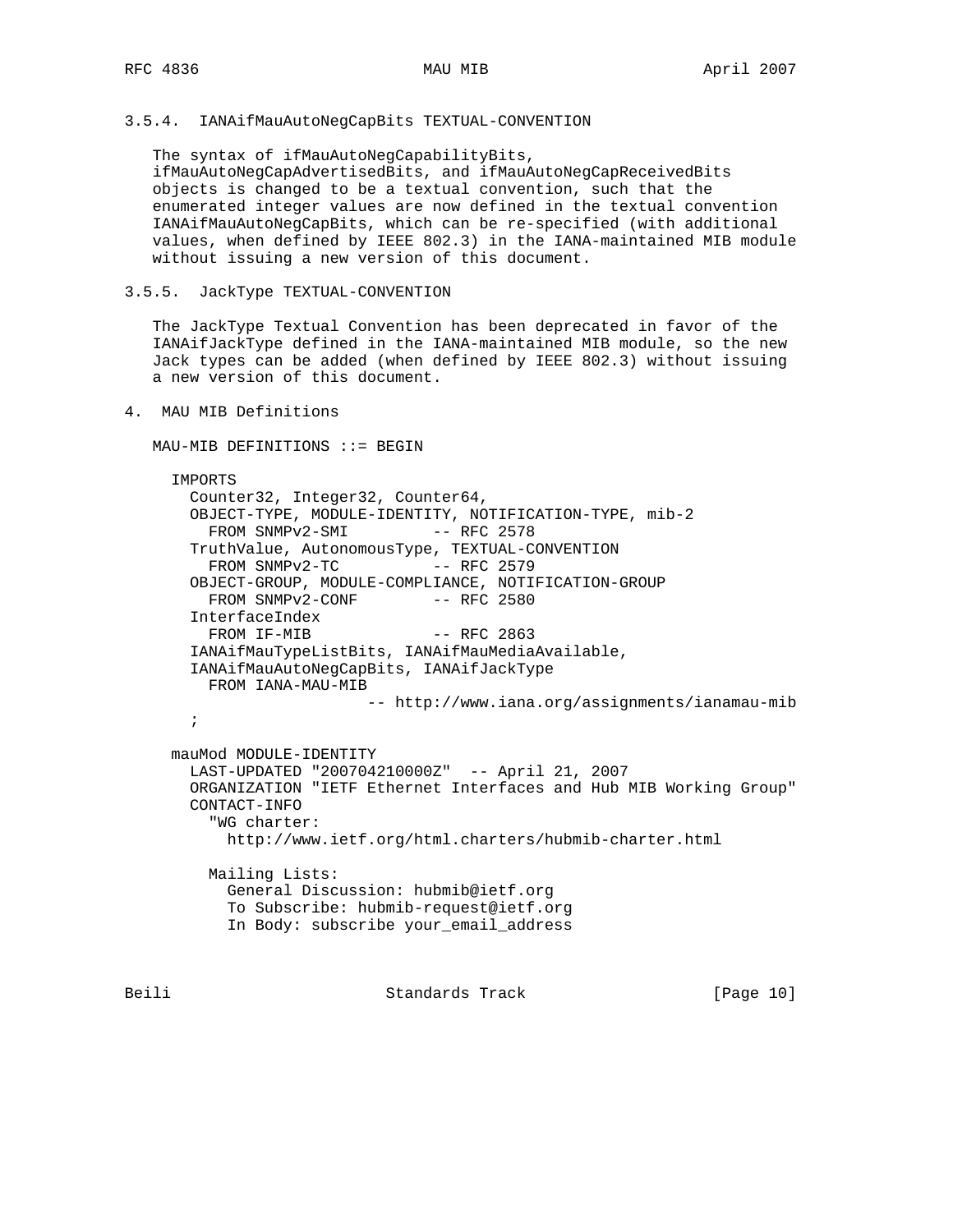### 3.5.4. IANAifMauAutoNegCapBits TEXTUAL-CONVENTION

The syntax of ifMauAutoNegCapabilityBits, ifMauAutoNegCapAdvertisedBits, and ifMauAutoNegCapReceivedBits objects is changed to be a textual convention, such that the enumerated integer values are now defined in the textual convention IANAifMauAutoNegCapBits, which can be re-specified (with additional values, when defined by IEEE 802.3) in the IANA-maintained MIB module without issuing a new version of this document.

### 3.5.5. JackType TEXTUAL-CONVENTION

The JackType Textual Convention has been deprecated in favor of the IANAifJackType defined in the IANA-maintained MIB module, so the new Jack types can be added (when defined by IEEE 802.3) without issuing a new version of this document.

## 4. MAU MIB Definitions

```
MAU-MIB DEFINITIONS ::= BEGIN

  IMPORTS
    Counter32, Integer32, Counter64,
    OBJECT-TYPE, MODULE-IDENTITY, NOTIFICATION-TYPE, mib-2
      FROM SNMPv2-SMI          -- RFC 2578
    TruthValue, AutonomousType, TEXTUAL-CONVENTION
      FROM SNMPv2-TC           -- RFC 2579
    OBJECT-GROUP, MODULE-COMPLIANCE, NOTIFICATION-GROUP
      FROM SNMPv2-CONF         -- RFC 2580
    InterfaceIndex
      FROM IF-MIB              -- RFC 2863
    IANAifMauTypeListBits, IANAifMauMediaAvailable,
    IANAifMauAutoNegCapBits, IANAifJackType
      FROM IANA-MAU-MIB
                      -- http://www.iana.org/assignments/ianamau-mib
    ;

  mauMod MODULE-IDENTITY
    LAST-UPDATED "200704210000Z"  -- April 21, 2007
    ORGANIZATION "IETF Ethernet Interfaces and Hub MIB Working Group"
    CONTACT-INFO
      "WG charter:
        http://www.ietf.org/html.charters/hubmib-charter.html

      Mailing Lists:
        General Discussion: hubmib@ietf.org
        To Subscribe: hubmib-request@ietf.org
        In Body: subscribe your_email_address
```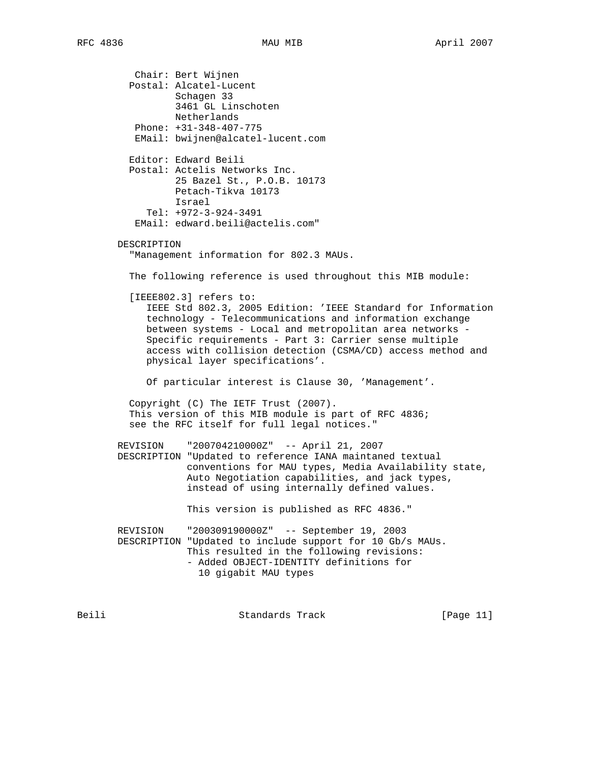```
          Chair: Bert Wijnen
         Postal: Alcatel-Lucent
                 Schagen 33
                 3461 GL Linschoten
                 Netherlands
          Phone: +31-348-407-775
          EMail: bwijnen@alcatel-lucent.com

         Editor: Edward Beili
         Postal: Actelis Networks Inc.
                 25 Bazel St., P.O.B. 10173
                 Petach-Tikva 10173
                 Israel
            Tel: +972-3-924-3491
          EMail: edward.beili@actelis.com"

       DESCRIPTION
         "Management information for 802.3 MAUs.

         The following reference is used throughout this MIB module:

         [IEEE802.3] refers to:
            IEEE Std 802.3, 2005 Edition: 'IEEE Standard for Information
            technology - Telecommunications and information exchange
            between systems - Local and metropolitan area networks -
            Specific requirements - Part 3: Carrier sense multiple
            access with collision detection (CSMA/CD) access method and
            physical layer specifications'.

            Of particular interest is Clause 30, 'Management'.

         Copyright (C) The IETF Trust (2007).
         This version of this MIB module is part of RFC 4836;
         see the RFC itself for full legal notices."

       REVISION    "200704210000Z"  -- April 21, 2007
       DESCRIPTION "Updated to reference IANA maintaned textual
                   conventions for MAU types, Media Availability state,
                   Auto Negotiation capabilities, and jack types,
                   instead of using internally defined values.

                   This version is published as RFC 4836."

       REVISION    "200309190000Z"  -- September 19, 2003
       DESCRIPTION "Updated to include support for 10 Gb/s MAUs.
                   This resulted in the following revisions:
                   - Added OBJECT-IDENTITY definitions for
                     10 gigabit MAU types
```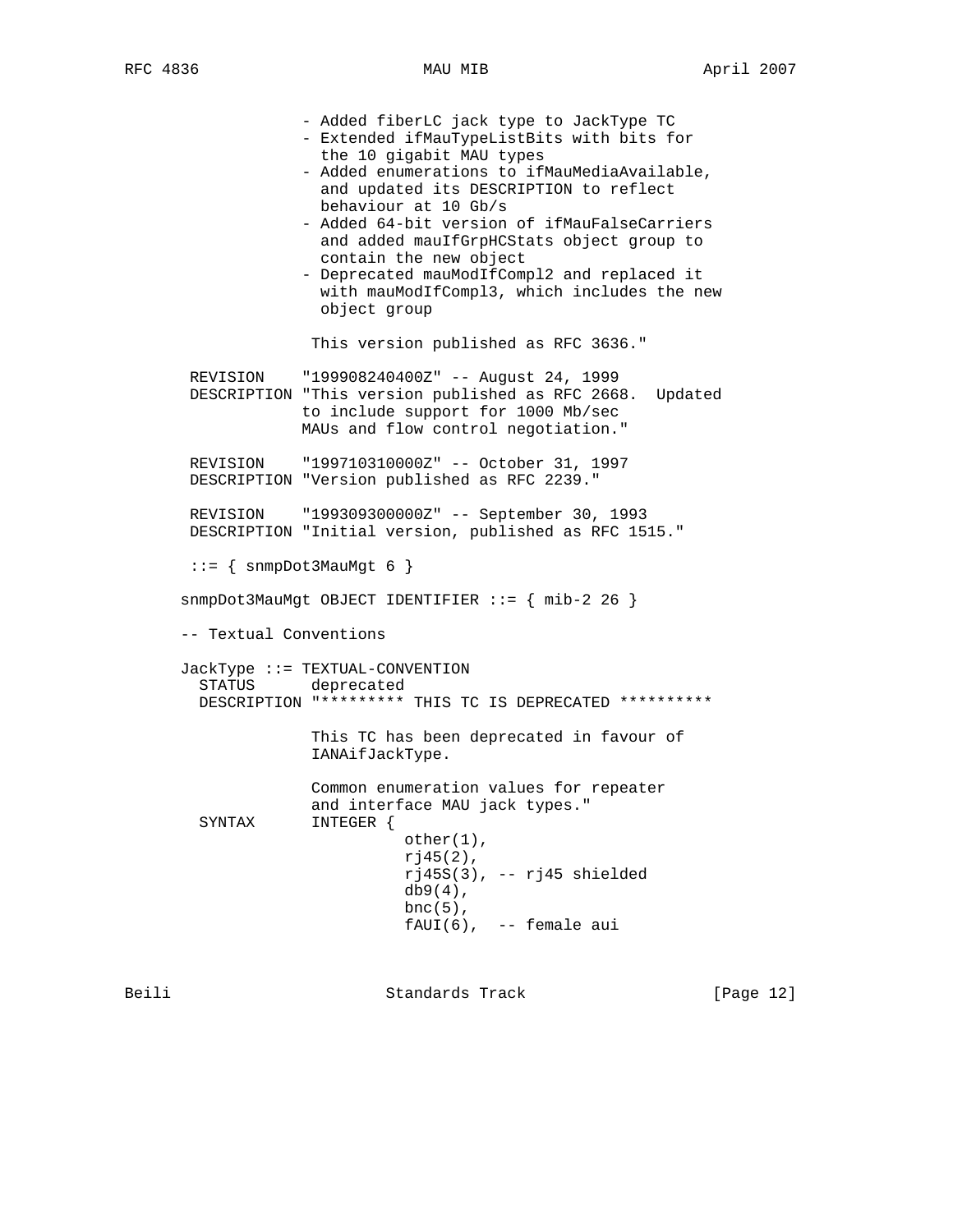```
                - Added fiberLC jack type to JackType TC
                - Extended ifMauTypeListBits with bits for
                  the 10 gigabit MAU types
                - Added enumerations to ifMauMediaAvailable,
                  and updated its DESCRIPTION to reflect
                  behaviour at 10 Gb/s
                - Added 64-bit version of ifMauFalseCarriers
                  and added mauIfGrpHCStats object group to
                  contain the new object
                - Deprecated mauModIfCompl2 and replaced it
                  with mauModIfCompl3, which includes the new
                  object group

                 This version published as RFC 3636."

       REVISION    "199908240400Z" -- August 24, 1999
       DESCRIPTION "This version published as RFC 2668.  Updated
                   to include support for 1000 Mb/sec
                   MAUs and flow control negotiation."

       REVISION    "199710310000Z" -- October 31, 1997
       DESCRIPTION "Version published as RFC 2239."

       REVISION    "199309300000Z" -- September 30, 1993
       DESCRIPTION "Initial version, published as RFC 1515."

       ::= { snmpDot3MauMgt 6 }

      snmpDot3MauMgt OBJECT IDENTIFIER ::= { mib-2 26 }

      -- Textual Conventions

      JackType ::= TEXTUAL-CONVENTION
        STATUS      deprecated
        DESCRIPTION "********* THIS TC IS DEPRECATED **********

                    This TC has been deprecated in favour of
                    IANAifJackType.

                    Common enumeration values for repeater
                    and interface MAU jack types."
        SYNTAX      INTEGER {
                              other(1),
                              rj45(2),
                              rj45S(3), -- rj45 shielded
                              db9(4),
                              bnc(5),
                              fAUI(6),  -- female aui
```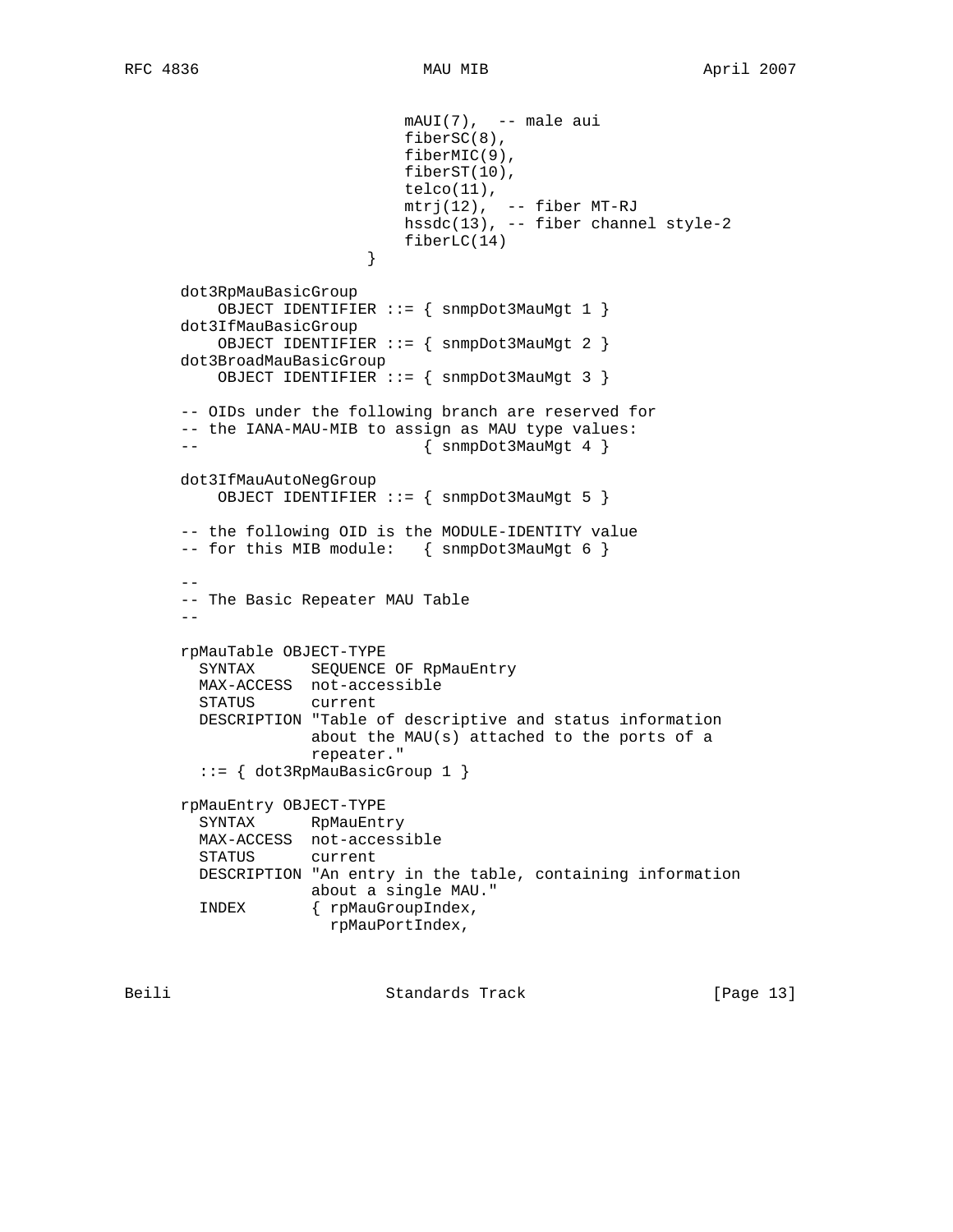```
                              mAUI(7),  -- male aui
                              fiberSC(8),
                              fiberMIC(9),
                              fiberST(10),
                              telco(11),
                              mtrj(12),  -- fiber MT-RJ
                              hssdc(13), -- fiber channel style-2
                              fiberLC(14)
                          }

   dot3RpMauBasicGroup
       OBJECT IDENTIFIER ::= { snmpDot3MauMgt 1 }
   dot3IfMauBasicGroup
       OBJECT IDENTIFIER ::= { snmpDot3MauMgt 2 }
   dot3BroadMauBasicGroup
       OBJECT IDENTIFIER ::= { snmpDot3MauMgt 3 }

   -- OIDs under the following branch are reserved for
   -- the IANA-MAU-MIB to assign as MAU type values:
   --                          { snmpDot3MauMgt 4 }

   dot3IfMauAutoNegGroup
       OBJECT IDENTIFIER ::= { snmpDot3MauMgt 5 }

   -- the following OID is the MODULE-IDENTITY value
   -- for this MIB module:   { snmpDot3MauMgt 6 }

   --
   -- The Basic Repeater MAU Table
   --

   rpMauTable OBJECT-TYPE
     SYNTAX      SEQUENCE OF RpMauEntry
     MAX-ACCESS  not-accessible
     STATUS      current
     DESCRIPTION "Table of descriptive and status information
                 about the MAU(s) attached to the ports of a
                 repeater."
     ::= { dot3RpMauBasicGroup 1 }

   rpMauEntry OBJECT-TYPE
     SYNTAX      RpMauEntry
     MAX-ACCESS  not-accessible
     STATUS      current
     DESCRIPTION "An entry in the table, containing information
                 about a single MAU."
     INDEX       { rpMauGroupIndex,
                   rpMauPortIndex,
```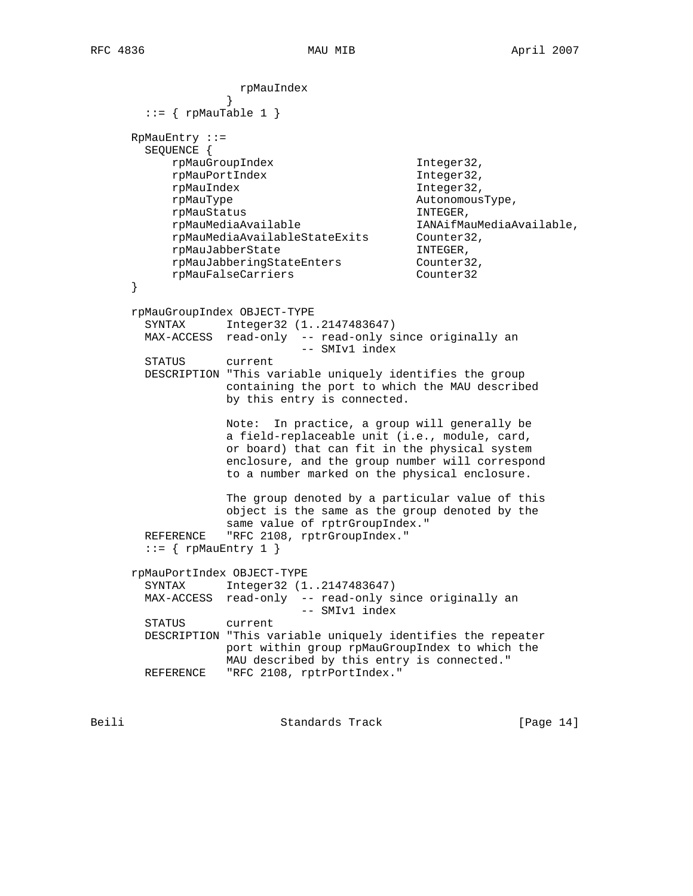```
                   rpMauIndex
                 }
       ::= { rpMauTable 1 }

     RpMauEntry ::=
       SEQUENCE {
           rpMauGroupIndex                    Integer32,
           rpMauPortIndex                     Integer32,
           rpMauIndex                         Integer32,
           rpMauType                          AutonomousType,
           rpMauStatus                        INTEGER,
           rpMauMediaAvailable                IANAifMauMediaAvailable,
           rpMauMediaAvailableStateExits      Counter32,
           rpMauJabberState                   INTEGER,
           rpMauJabberingStateEnters          Counter32,
           rpMauFalseCarriers                 Counter32
     }

     rpMauGroupIndex OBJECT-TYPE
       SYNTAX      Integer32 (1..2147483647)
       MAX-ACCESS  read-only  -- read-only since originally an
                              -- SMIv1 index
       STATUS      current
       DESCRIPTION "This variable uniquely identifies the group
                   containing the port to which the MAU described
                   by this entry is connected.

                   Note:  In practice, a group will generally be
                   a field-replaceable unit (i.e., module, card,
                   or board) that can fit in the physical system
                   enclosure, and the group number will correspond
                   to a number marked on the physical enclosure.

                   The group denoted by a particular value of this
                   object is the same as the group denoted by the
                   same value of rptrGroupIndex."
       REFERENCE   "RFC 2108, rptrGroupIndex."
       ::= { rpMauEntry 1 }

     rpMauPortIndex OBJECT-TYPE
       SYNTAX      Integer32 (1..2147483647)
       MAX-ACCESS  read-only  -- read-only since originally an
                              -- SMIv1 index
       STATUS      current
       DESCRIPTION "This variable uniquely identifies the repeater
                   port within group rpMauGroupIndex to which the
                   MAU described by this entry is connected."
       REFERENCE   "RFC 2108, rptrPortIndex."
```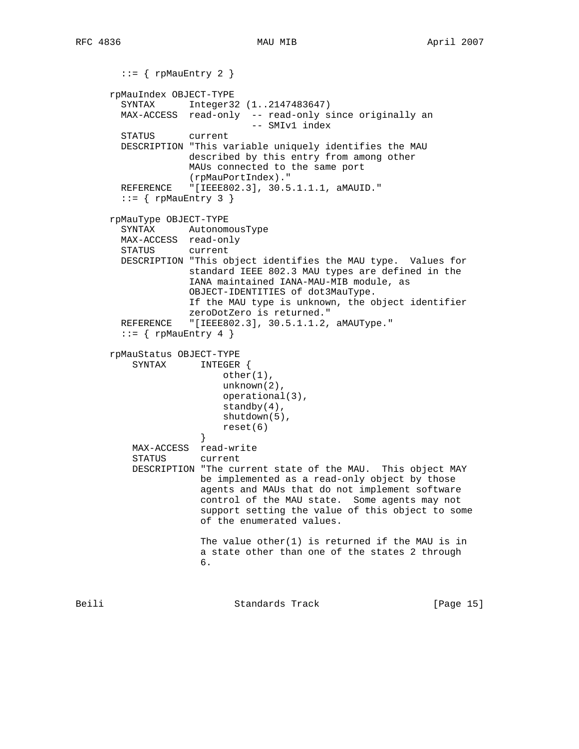```
        ::= { rpMauEntry 2 }

      rpMauIndex OBJECT-TYPE
        SYNTAX      Integer32 (1..2147483647)
        MAX-ACCESS  read-only  -- read-only since originally an
                               -- SMIv1 index
        STATUS      current
        DESCRIPTION "This variable uniquely identifies the MAU
                    described by this entry from among other
                    MAUs connected to the same port
                    (rpMauPortIndex)."
        REFERENCE   "[IEEE802.3], 30.5.1.1.1, aMAUID."
        ::= { rpMauEntry 3 }

      rpMauType OBJECT-TYPE
        SYNTAX      AutonomousType
        MAX-ACCESS  read-only
        STATUS      current
        DESCRIPTION "This object identifies the MAU type.  Values for
                    standard IEEE 802.3 MAU types are defined in the
                    IANA maintained IANA-MAU-MIB module, as
                    OBJECT-IDENTITIES of dot3MauType.
                    If the MAU type is unknown, the object identifier
                    zeroDotZero is returned."
        REFERENCE   "[IEEE802.3], 30.5.1.1.2, aMAUType."
        ::= { rpMauEntry 4 }

      rpMauStatus OBJECT-TYPE
          SYNTAX      INTEGER {
                          other(1),
                          unknown(2),
                          operational(3),
                          standby(4),
                          shutdown(5),
                          reset(6)
                      }
          MAX-ACCESS  read-write
          STATUS      current
          DESCRIPTION "The current state of the MAU.  This object MAY
                      be implemented as a read-only object by those
                      agents and MAUs that do not implement software
                      control of the MAU state.  Some agents may not
                      support setting the value of this object to some
                      of the enumerated values.

                      The value other(1) is returned if the MAU is in
                      a state other than one of the states 2 through
                      6.
```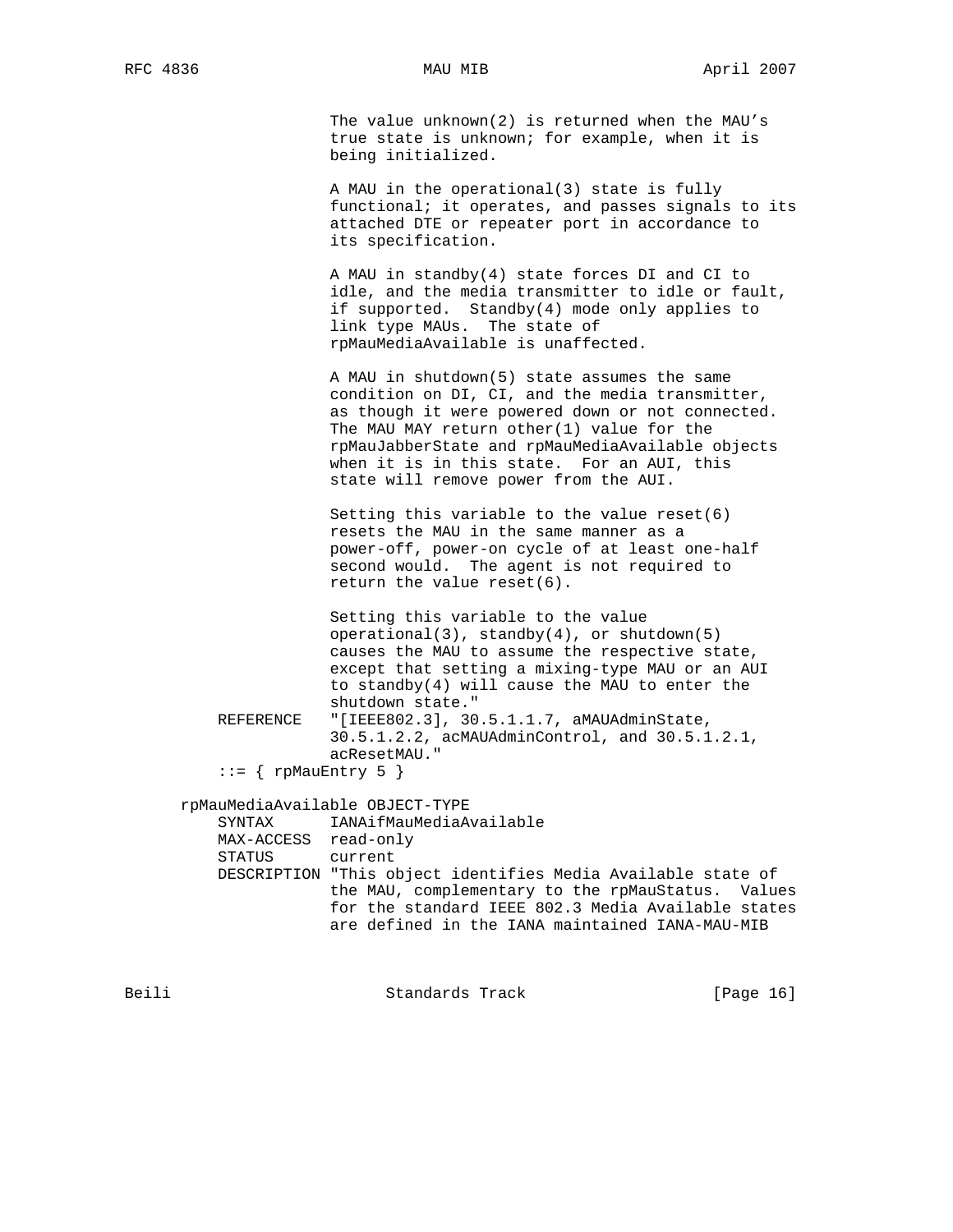```
                    The value unknown(2) is returned when the MAU's
                    true state is unknown; for example, when it is
                    being initialized.

                    A MAU in the operational(3) state is fully
                    functional; it operates, and passes signals to its
                    attached DTE or repeater port in accordance to
                    its specification.

                    A MAU in standby(4) state forces DI and CI to
                    idle, and the media transmitter to idle or fault,
                    if supported.  Standby(4) mode only applies to
                    link type MAUs.  The state of
                    rpMauMediaAvailable is unaffected.

                    A MAU in shutdown(5) state assumes the same
                    condition on DI, CI, and the media transmitter,
                    as though it were powered down or not connected.
                    The MAU MAY return other(1) value for the
                    rpMauJabberState and rpMauMediaAvailable objects
                    when it is in this state.  For an AUI, this
                    state will remove power from the AUI.

                    Setting this variable to the value reset(6)
                    resets the MAU in the same manner as a
                    power-off, power-on cycle of at least one-half
                    second would.  The agent is not required to
                    return the value reset(6).

                    Setting this variable to the value
                    operational(3), standby(4), or shutdown(5)
                    causes the MAU to assume the respective state,
                    except that setting a mixing-type MAU or an AUI
                    to standby(4) will cause the MAU to enter the
                    shutdown state."
       REFERENCE   "[IEEE802.3], 30.5.1.1.7, aMAUAdminState,
                    30.5.1.2.2, acMAUAdminControl, and 30.5.1.2.1,
                    acResetMAU."
       ::= { rpMauEntry 5 }

   rpMauMediaAvailable OBJECT-TYPE
       SYNTAX      IANAifMauMediaAvailable
       MAX-ACCESS  read-only
       STATUS      current
       DESCRIPTION "This object identifies Media Available state of
                    the MAU, complementary to the rpMauStatus.  Values
                    for the standard IEEE 802.3 Media Available states
                    are defined in the IANA maintained IANA-MAU-MIB
```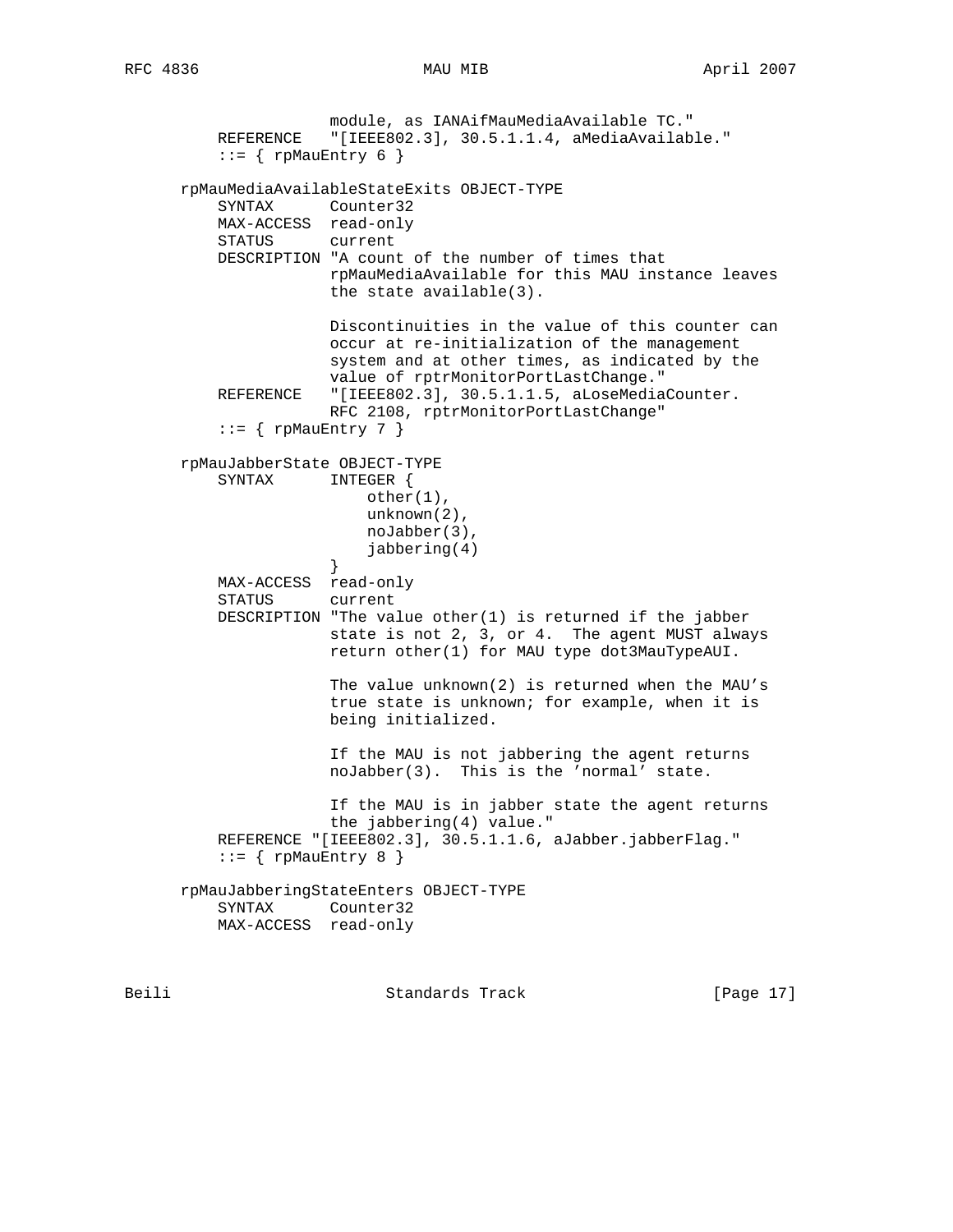```
                 module, as IANAifMauMediaAvailable TC."
    REFERENCE   "[IEEE802.3], 30.5.1.1.4, aMediaAvailable."
    ::= { rpMauEntry 6 }

rpMauMediaAvailableStateExits OBJECT-TYPE
    SYNTAX      Counter32
    MAX-ACCESS  read-only
    STATUS      current
    DESCRIPTION "A count of the number of times that
                rpMauMediaAvailable for this MAU instance leaves
                the state available(3).

                Discontinuities in the value of this counter can
                occur at re-initialization of the management
                system and at other times, as indicated by the
                value of rptrMonitorPortLastChange."
    REFERENCE   "[IEEE802.3], 30.5.1.1.5, aLoseMediaCounter.
                RFC 2108, rptrMonitorPortLastChange"
    ::= { rpMauEntry 7 }

rpMauJabberState OBJECT-TYPE
    SYNTAX      INTEGER {
                    other(1),
                    unknown(2),
                    noJabber(3),
                    jabbering(4)
                }
    MAX-ACCESS  read-only
    STATUS      current
    DESCRIPTION "The value other(1) is returned if the jabber
                state is not 2, 3, or 4.  The agent MUST always
                return other(1) for MAU type dot3MauTypeAUI.

                The value unknown(2) is returned when the MAU's
                true state is unknown; for example, when it is
                being initialized.

                If the MAU is not jabbering the agent returns
                noJabber(3).  This is the 'normal' state.

                If the MAU is in jabber state the agent returns
                the jabbering(4) value."
    REFERENCE "[IEEE802.3], 30.5.1.1.6, aJabber.jabberFlag."
    ::= { rpMauEntry 8 }

rpMauJabberingStateEnters OBJECT-TYPE
    SYNTAX      Counter32
    MAX-ACCESS  read-only
```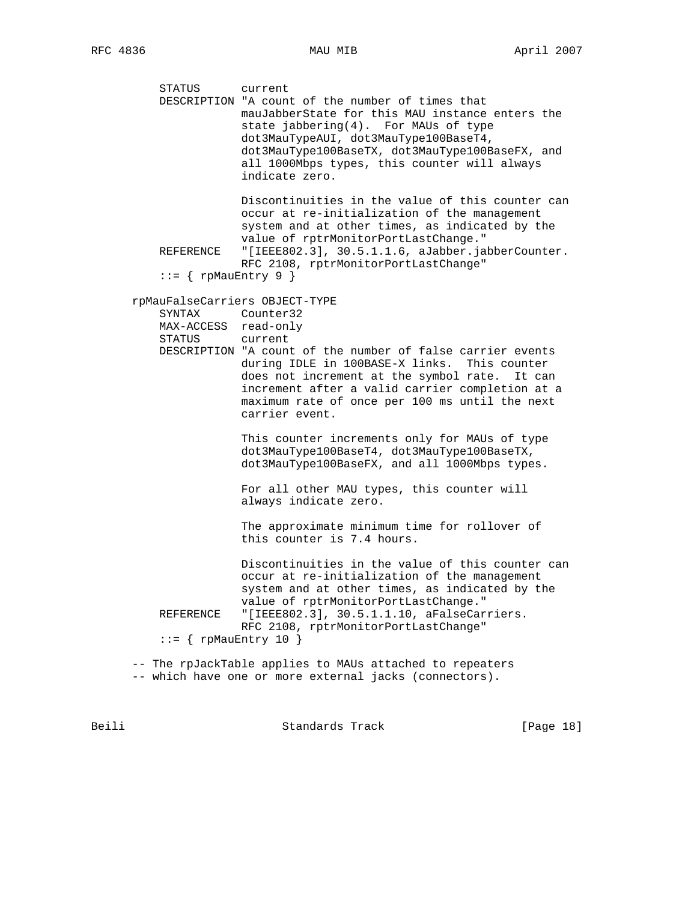```
          STATUS      current
          DESCRIPTION "A count of the number of times that
                      mauJabberState for this MAU instance enters the
                      state jabbering(4).  For MAUs of type
                      dot3MauTypeAUI, dot3MauType100BaseT4,
                      dot3MauType100BaseTX, dot3MauType100BaseFX, and
                      all 1000Mbps types, this counter will always
                      indicate zero.

                      Discontinuities in the value of this counter can
                      occur at re-initialization of the management
                      system and at other times, as indicated by the
                      value of rptrMonitorPortLastChange."
          REFERENCE   "[IEEE802.3], 30.5.1.1.6, aJabber.jabberCounter.
                      RFC 2108, rptrMonitorPortLastChange"
          ::= { rpMauEntry 9 }

      rpMauFalseCarriers OBJECT-TYPE
          SYNTAX      Counter32
          MAX-ACCESS  read-only
          STATUS      current
          DESCRIPTION "A count of the number of false carrier events
                      during IDLE in 100BASE-X links.  This counter
                      does not increment at the symbol rate.  It can
                      increment after a valid carrier completion at a
                      maximum rate of once per 100 ms until the next
                      carrier event.

                      This counter increments only for MAUs of type
                      dot3MauType100BaseT4, dot3MauType100BaseTX,
                      dot3MauType100BaseFX, and all 1000Mbps types.

                      For all other MAU types, this counter will
                      always indicate zero.

                      The approximate minimum time for rollover of
                      this counter is 7.4 hours.

                      Discontinuities in the value of this counter can
                      occur at re-initialization of the management
                      system and at other times, as indicated by the
                      value of rptrMonitorPortLastChange."
          REFERENCE   "[IEEE802.3], 30.5.1.1.10, aFalseCarriers.
                      RFC 2108, rptrMonitorPortLastChange"
          ::= { rpMauEntry 10 }

      -- The rpJackTable applies to MAUs attached to repeaters
      -- which have one or more external jacks (connectors).
```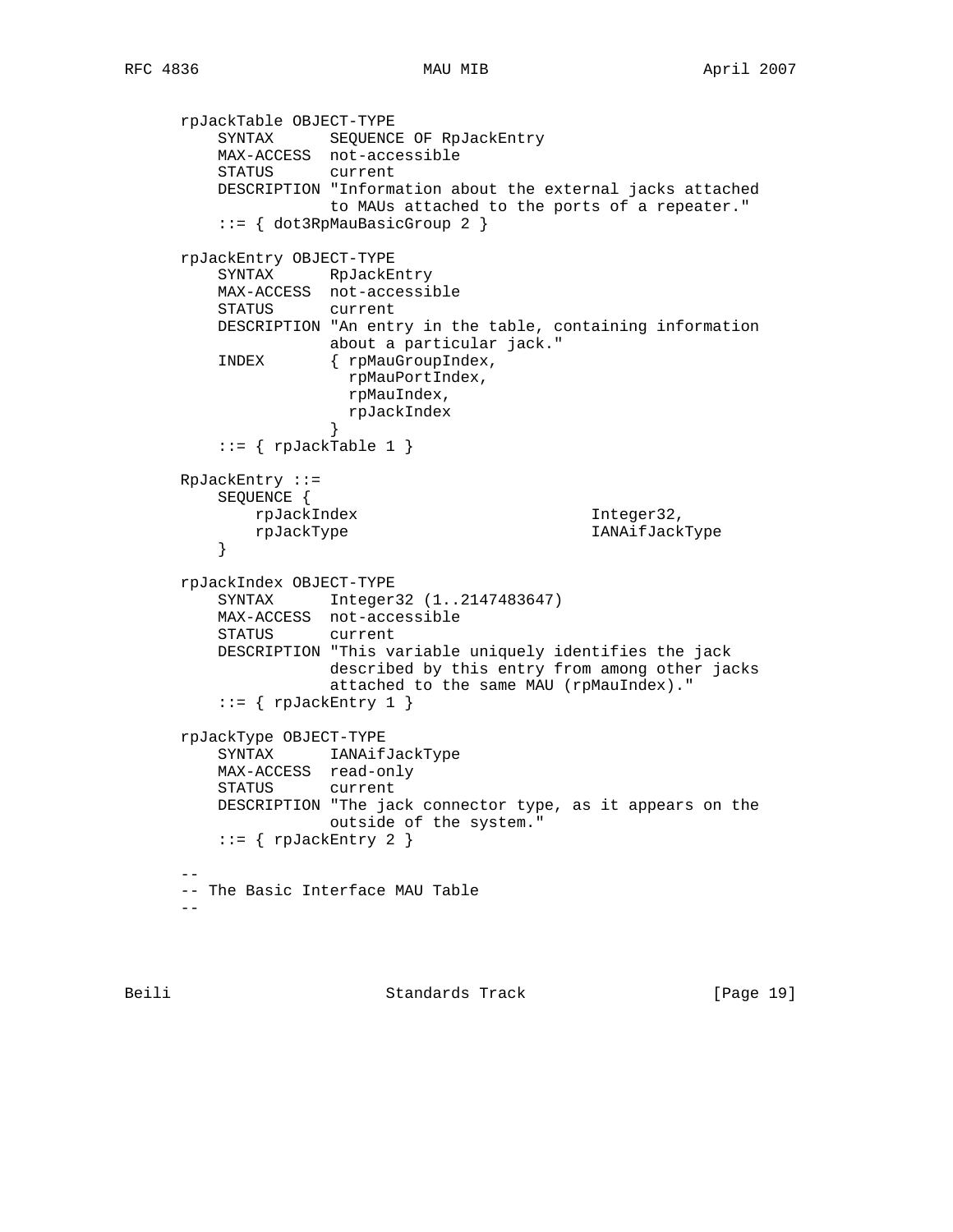```
      rpJackTable OBJECT-TYPE
          SYNTAX      SEQUENCE OF RpJackEntry
          MAX-ACCESS  not-accessible
          STATUS      current
          DESCRIPTION "Information about the external jacks attached
                      to MAUs attached to the ports of a repeater."
          ::= { dot3RpMauBasicGroup 2 }

      rpJackEntry OBJECT-TYPE
          SYNTAX      RpJackEntry
          MAX-ACCESS  not-accessible
          STATUS      current
          DESCRIPTION "An entry in the table, containing information
                      about a particular jack."
          INDEX       { rpMauGroupIndex,
                        rpMauPortIndex,
                        rpMauIndex,
                        rpJackIndex
                      }
          ::= { rpJackTable 1 }

      RpJackEntry ::=
          SEQUENCE {
              rpJackIndex                         Integer32,
              rpJackType                          IANAifJackType
          }

      rpJackIndex OBJECT-TYPE
          SYNTAX      Integer32 (1..2147483647)
          MAX-ACCESS  not-accessible
          STATUS      current
          DESCRIPTION "This variable uniquely identifies the jack
                      described by this entry from among other jacks
                      attached to the same MAU (rpMauIndex)."
          ::= { rpJackEntry 1 }

      rpJackType OBJECT-TYPE
          SYNTAX      IANAifJackType
          MAX-ACCESS  read-only
          STATUS      current
          DESCRIPTION "The jack connector type, as it appears on the
                      outside of the system."
          ::= { rpJackEntry 2 }

      --
      -- The Basic Interface MAU Table
      --
```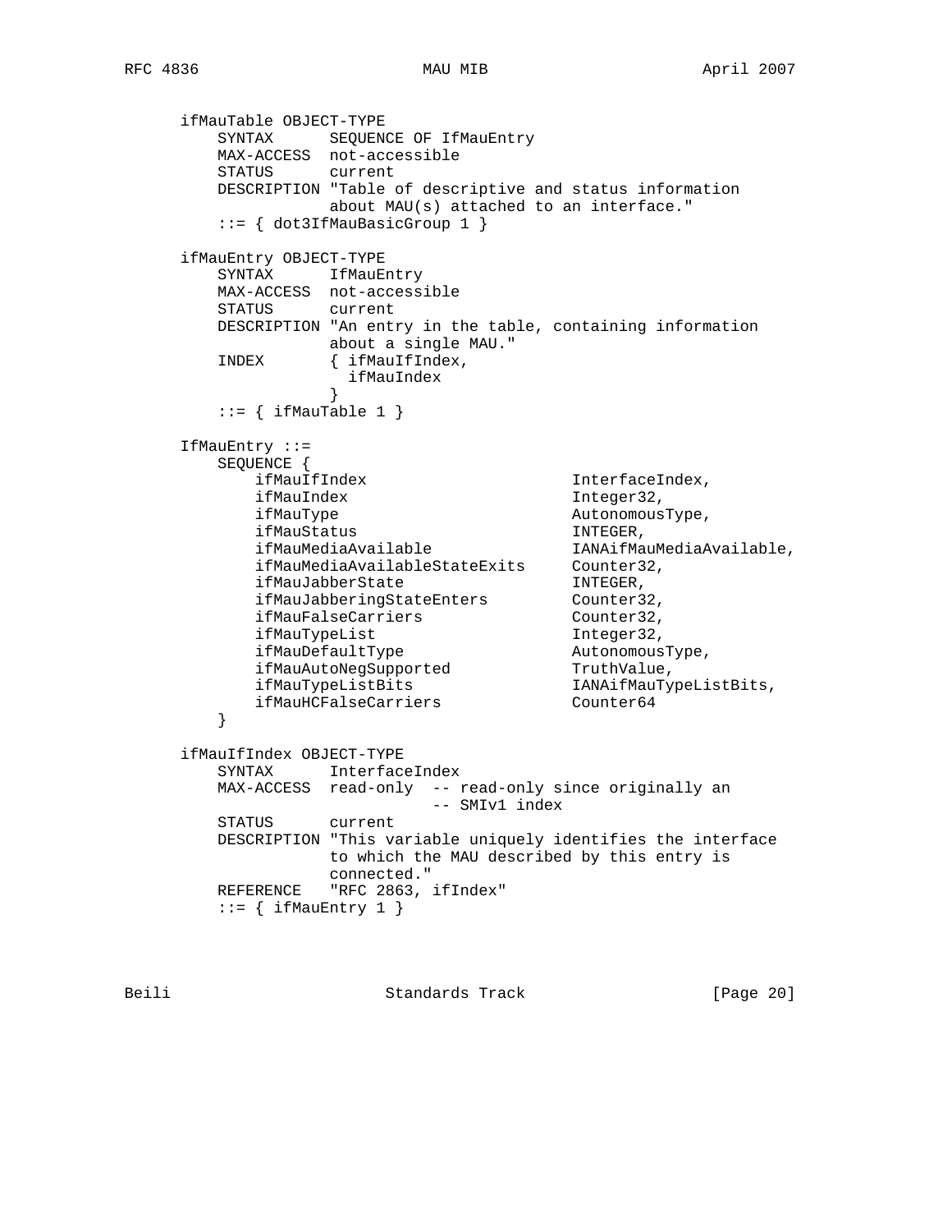```
   ifMauTable OBJECT-TYPE
       SYNTAX      SEQUENCE OF IfMauEntry
       MAX-ACCESS  not-accessible
       STATUS      current
       DESCRIPTION "Table of descriptive and status information
                   about MAU(s) attached to an interface."
       ::= { dot3IfMauBasicGroup 1 }

   ifMauEntry OBJECT-TYPE
       SYNTAX      IfMauEntry
       MAX-ACCESS  not-accessible
       STATUS      current
       DESCRIPTION "An entry in the table, containing information
                   about a single MAU."
       INDEX       { ifMauIfIndex,
                     ifMauIndex
                   }
       ::= { ifMauTable 1 }

   IfMauEntry ::=
       SEQUENCE {
           ifMauIfIndex                    InterfaceIndex,
           ifMauIndex                      Integer32,
           ifMauType                       AutonomousType,
           ifMauStatus                     INTEGER,
           ifMauMediaAvailable             IANAifMauMediaAvailable,
           ifMauMediaAvailableStateExits   Counter32,
           ifMauJabberState                INTEGER,
           ifMauJabberingStateEnters       Counter32,
           ifMauFalseCarriers              Counter32,
           ifMauTypeList                   Integer32,
           ifMauDefaultType                AutonomousType,
           ifMauAutoNegSupported           TruthValue,
           ifMauTypeListBits               IANAifMauTypeListBits,
           ifMauHCFalseCarriers            Counter64
       }

   ifMauIfIndex OBJECT-TYPE
       SYNTAX      InterfaceIndex
       MAX-ACCESS  read-only  -- read-only since originally an
                              -- SMIv1 index
       STATUS      current
       DESCRIPTION "This variable uniquely identifies the interface
                   to which the MAU described by this entry is
                   connected."
       REFERENCE   "RFC 2863, ifIndex"
       ::= { ifMauEntry 1 }
```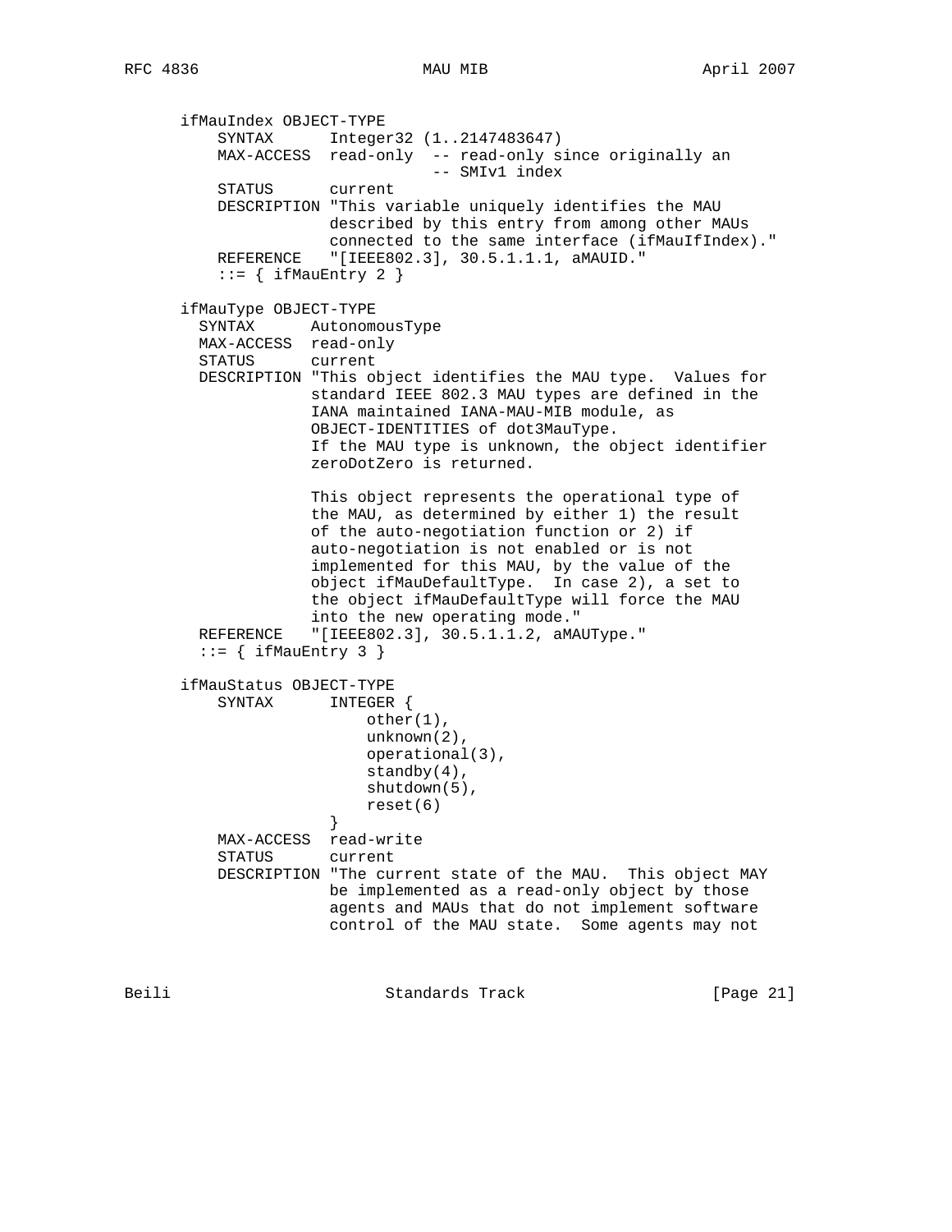```
   ifMauIndex OBJECT-TYPE
       SYNTAX      Integer32 (1..2147483647)
       MAX-ACCESS  read-only  -- read-only since originally an
                              -- SMIv1 index
       STATUS      current
       DESCRIPTION "This variable uniquely identifies the MAU
                   described by this entry from among other MAUs
                   connected to the same interface (ifMauIfIndex)."
       REFERENCE   "[IEEE802.3], 30.5.1.1.1, aMAUID."
       ::= { ifMauEntry 2 }

   ifMauType OBJECT-TYPE
     SYNTAX      AutonomousType
     MAX-ACCESS  read-only
     STATUS      current
     DESCRIPTION "This object identifies the MAU type.  Values for
                 standard IEEE 802.3 MAU types are defined in the
                 IANA maintained IANA-MAU-MIB module, as
                 OBJECT-IDENTITIES of dot3MauType.
                 If the MAU type is unknown, the object identifier
                 zeroDotZero is returned.

                 This object represents the operational type of
                 the MAU, as determined by either 1) the result
                 of the auto-negotiation function or 2) if
                 auto-negotiation is not enabled or is not
                 implemented for this MAU, by the value of the
                 object ifMauDefaultType.  In case 2), a set to
                 the object ifMauDefaultType will force the MAU
                 into the new operating mode."
     REFERENCE   "[IEEE802.3], 30.5.1.1.2, aMAUType."
     ::= { ifMauEntry 3 }

   ifMauStatus OBJECT-TYPE
       SYNTAX      INTEGER {
                       other(1),
                       unknown(2),
                       operational(3),
                       standby(4),
                       shutdown(5),
                       reset(6)
                   }
       MAX-ACCESS  read-write
       STATUS      current
       DESCRIPTION "The current state of the MAU.  This object MAY
                   be implemented as a read-only object by those
                   agents and MAUs that do not implement software
                   control of the MAU state.  Some agents may not
```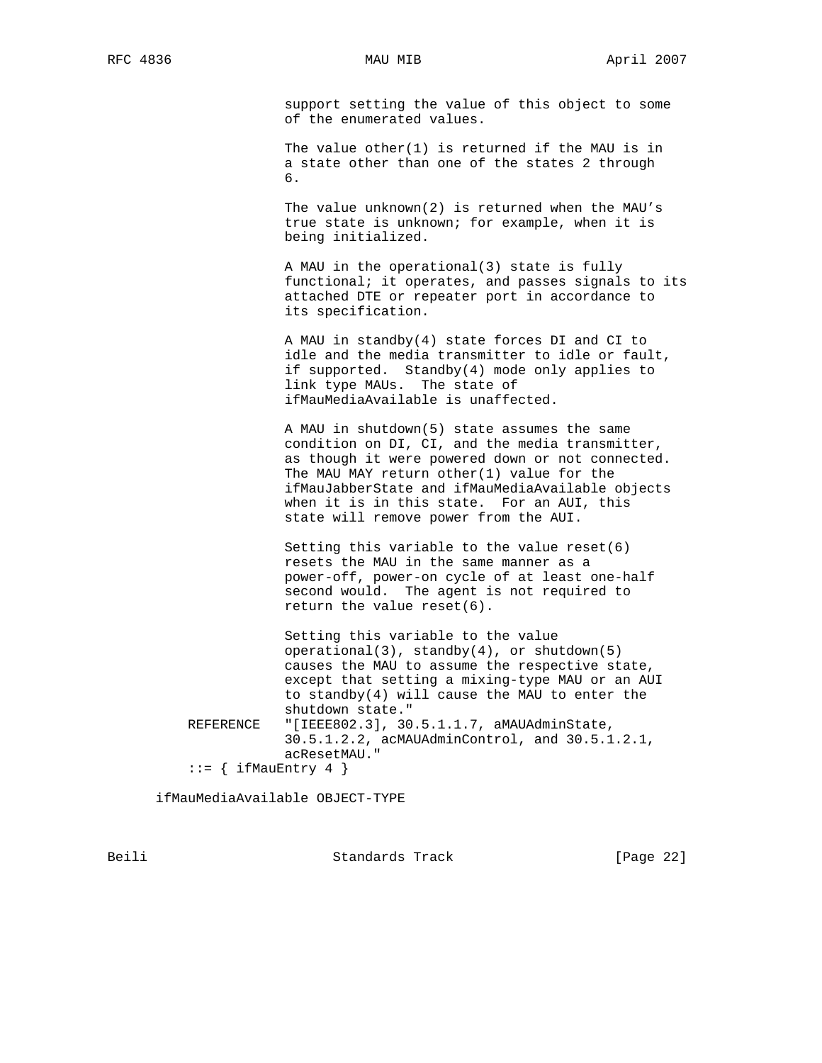```
                  support setting the value of this object to some
                  of the enumerated values.

                  The value other(1) is returned if the MAU is in
                  a state other than one of the states 2 through
                  6.

                  The value unknown(2) is returned when the MAU's
                  true state is unknown; for example, when it is
                  being initialized.

                  A MAU in the operational(3) state is fully
                  functional; it operates, and passes signals to its
                  attached DTE or repeater port in accordance to
                  its specification.

                  A MAU in standby(4) state forces DI and CI to
                  idle and the media transmitter to idle or fault,
                  if supported.  Standby(4) mode only applies to
                  link type MAUs.  The state of
                  ifMauMediaAvailable is unaffected.

                  A MAU in shutdown(5) state assumes the same
                  condition on DI, CI, and the media transmitter,
                  as though it were powered down or not connected.
                  The MAU MAY return other(1) value for the
                  ifMauJabberState and ifMauMediaAvailable objects
                  when it is in this state.  For an AUI, this
                  state will remove power from the AUI.

                  Setting this variable to the value reset(6)
                  resets the MAU in the same manner as a
                  power-off, power-on cycle of at least one-half
                  second would.  The agent is not required to
                  return the value reset(6).

                  Setting this variable to the value
                  operational(3), standby(4), or shutdown(5)
                  causes the MAU to assume the respective state,
                  except that setting a mixing-type MAU or an AUI
                  to standby(4) will cause the MAU to enter the
                  shutdown state."
        REFERENCE   "[IEEE802.3], 30.5.1.1.7, aMAUAdminState,
                  30.5.1.2.2, acMAUAdminControl, and 30.5.1.2.1,
                  acResetMAU."
        ::= { ifMauEntry 4 }

    ifMauMediaAvailable OBJECT-TYPE
```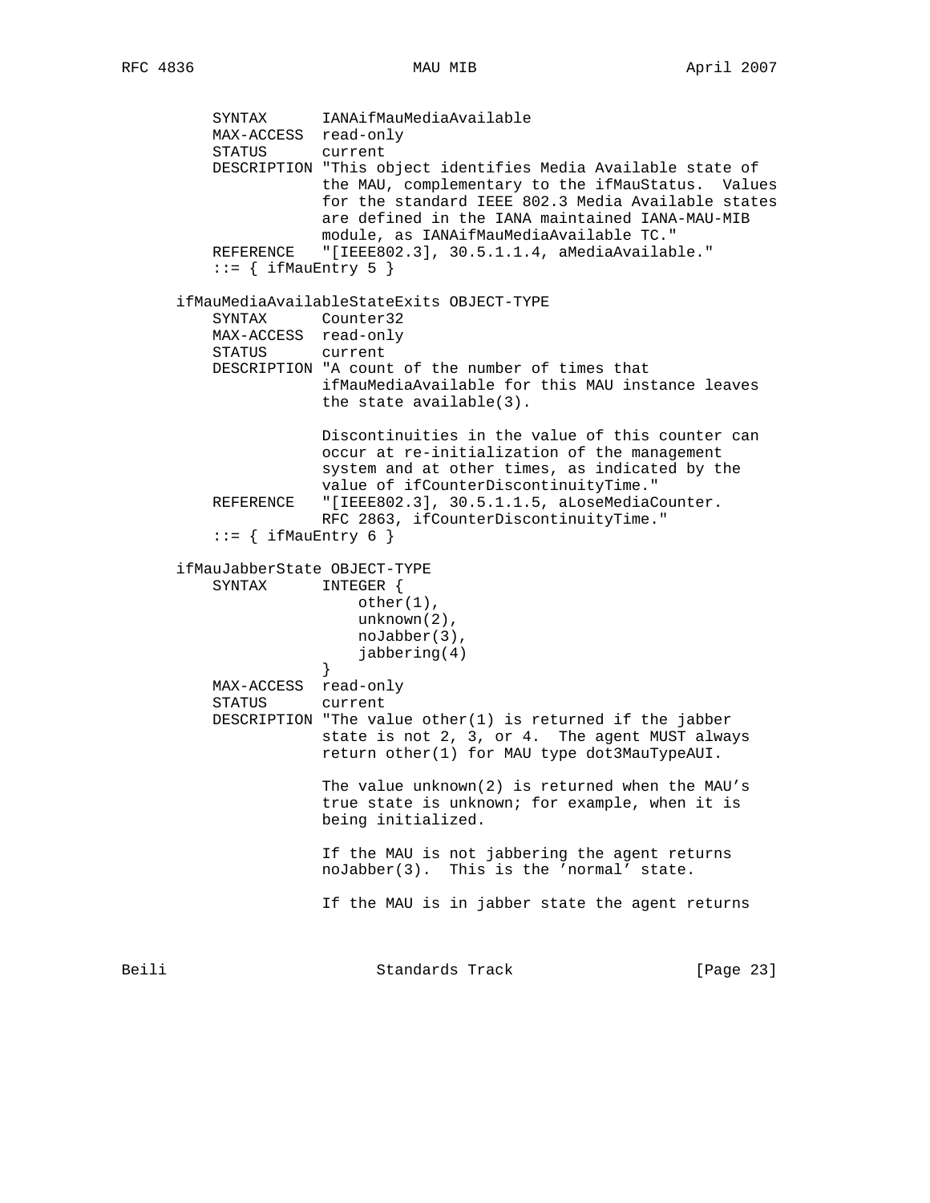```
           SYNTAX       IANAifMauMediaAvailable
           MAX-ACCESS   read-only
           STATUS       current
           DESCRIPTION "This object identifies Media Available state of
                       the MAU, complementary to the ifMauStatus.  Values
                       for the standard IEEE 802.3 Media Available states
                       are defined in the IANA maintained IANA-MAU-MIB
                       module, as IANAifMauMediaAvailable TC."
           REFERENCE    "[IEEE802.3], 30.5.1.1.4, aMediaAvailable."
           ::= { ifMauEntry 5 }

       ifMauMediaAvailableStateExits OBJECT-TYPE
           SYNTAX       Counter32
           MAX-ACCESS   read-only
           STATUS       current
           DESCRIPTION "A count of the number of times that
                       ifMauMediaAvailable for this MAU instance leaves
                       the state available(3).

                       Discontinuities in the value of this counter can
                       occur at re-initialization of the management
                       system and at other times, as indicated by the
                       value of ifCounterDiscontinuityTime."
           REFERENCE    "[IEEE802.3], 30.5.1.1.5, aLoseMediaCounter.
                       RFC 2863, ifCounterDiscontinuityTime."
           ::= { ifMauEntry 6 }

       ifMauJabberState OBJECT-TYPE
           SYNTAX       INTEGER {
                           other(1),
                           unknown(2),
                           noJabber(3),
                           jabbering(4)
                       }
           MAX-ACCESS   read-only
           STATUS       current
           DESCRIPTION "The value other(1) is returned if the jabber
                       state is not 2, 3, or 4.  The agent MUST always
                       return other(1) for MAU type dot3MauTypeAUI.

                       The value unknown(2) is returned when the MAU's
                       true state is unknown; for example, when it is
                       being initialized.

                       If the MAU is not jabbering the agent returns
                       noJabber(3).  This is the 'normal' state.

                       If the MAU is in jabber state the agent returns
```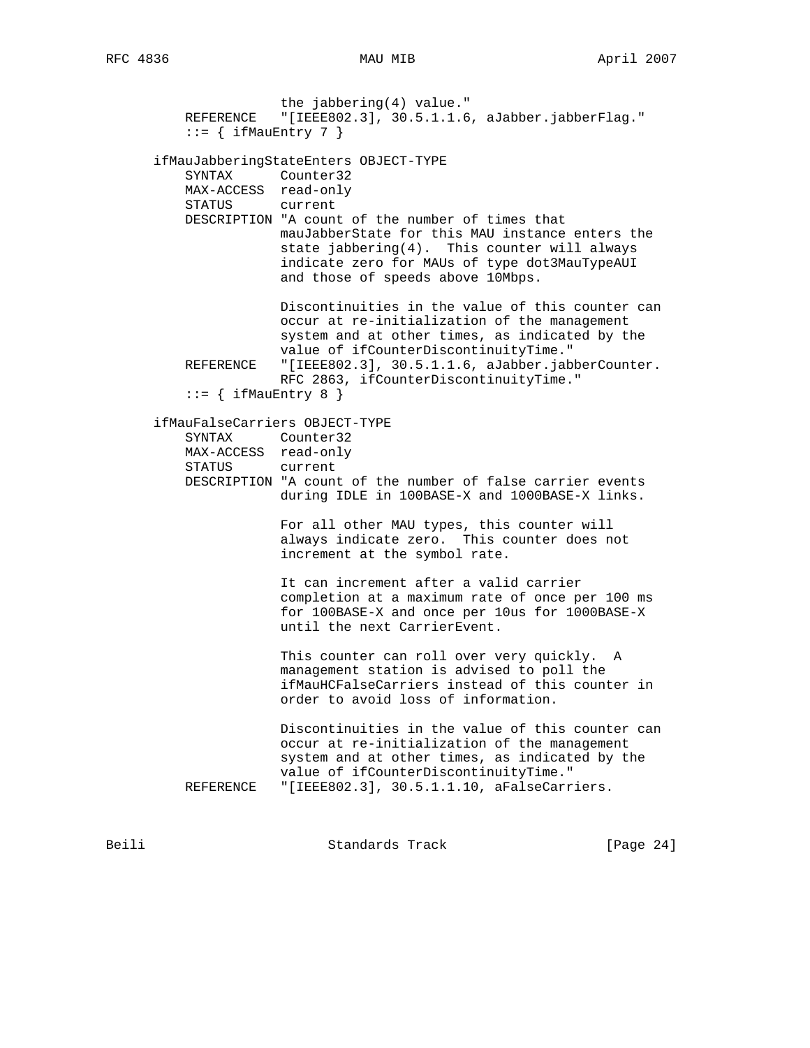```
                    the jabbering(4) value."
           REFERENCE   "[IEEE802.3], 30.5.1.1.6, aJabber.jabberFlag."
           ::= { ifMauEntry 7 }

       ifMauJabberingStateEnters OBJECT-TYPE
           SYNTAX      Counter32
           MAX-ACCESS  read-only
           STATUS      current
           DESCRIPTION "A count of the number of times that
                       mauJabberState for this MAU instance enters the
                       state jabbering(4).  This counter will always
                       indicate zero for MAUs of type dot3MauTypeAUI
                       and those of speeds above 10Mbps.

                       Discontinuities in the value of this counter can
                       occur at re-initialization of the management
                       system and at other times, as indicated by the
                       value of ifCounterDiscontinuityTime."
           REFERENCE   "[IEEE802.3], 30.5.1.1.6, aJabber.jabberCounter.
                       RFC 2863, ifCounterDiscontinuityTime."
           ::= { ifMauEntry 8 }

       ifMauFalseCarriers OBJECT-TYPE
           SYNTAX      Counter32
           MAX-ACCESS  read-only
           STATUS      current
           DESCRIPTION "A count of the number of false carrier events
                       during IDLE in 100BASE-X and 1000BASE-X links.

                       For all other MAU types, this counter will
                       always indicate zero.  This counter does not
                       increment at the symbol rate.

                       It can increment after a valid carrier
                       completion at a maximum rate of once per 100 ms
                       for 100BASE-X and once per 10us for 1000BASE-X
                       until the next CarrierEvent.

                       This counter can roll over very quickly.  A
                       management station is advised to poll the
                       ifMauHCFalseCarriers instead of this counter in
                       order to avoid loss of information.

                       Discontinuities in the value of this counter can
                       occur at re-initialization of the management
                       system and at other times, as indicated by the
                       value of ifCounterDiscontinuityTime."
           REFERENCE   "[IEEE802.3], 30.5.1.1.10, aFalseCarriers.
```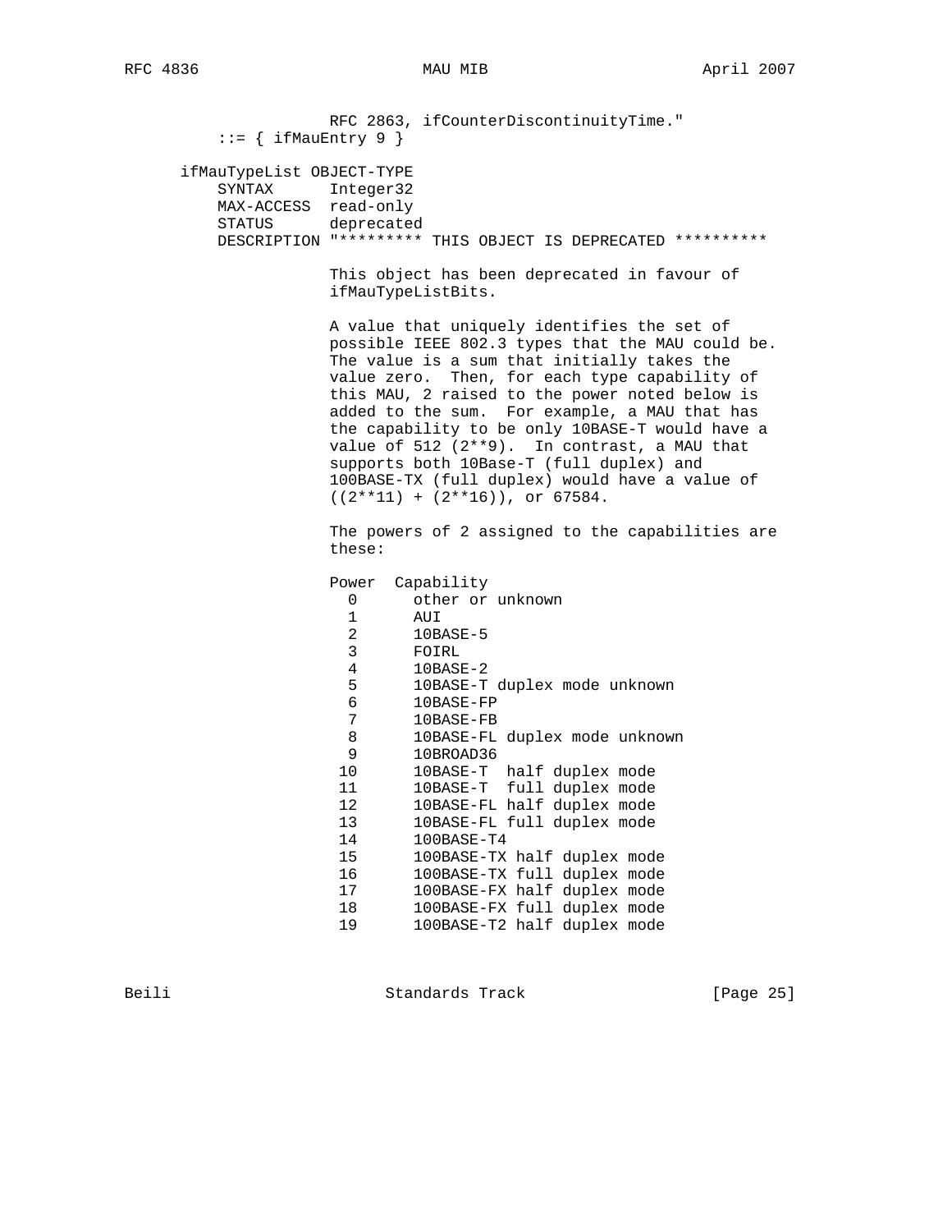```
                 RFC 2863, ifCounterDiscontinuityTime."
       ::= { ifMauEntry 9 }

   ifMauTypeList OBJECT-TYPE
       SYNTAX      Integer32
       MAX-ACCESS  read-only
       STATUS      deprecated
       DESCRIPTION "********* THIS OBJECT IS DEPRECATED **********

                   This object has been deprecated in favour of
                   ifMauTypeListBits.

                   A value that uniquely identifies the set of
                   possible IEEE 802.3 types that the MAU could be.
                   The value is a sum that initially takes the
                   value zero.  Then, for each type capability of
                   this MAU, 2 raised to the power noted below is
                   added to the sum.  For example, a MAU that has
                   the capability to be only 10BASE-T would have a
                   value of 512 (2**9).  In contrast, a MAU that
                   supports both 10Base-T (full duplex) and
                   100BASE-TX (full duplex) would have a value of
                   ((2**11) + (2**16)), or 67584.

                   The powers of 2 assigned to the capabilities are
                   these:

                   Power  Capability
                     0      other or unknown
                     1      AUI
                     2      10BASE-5
                     3      FOIRL
                     4      10BASE-2
                     5      10BASE-T duplex mode unknown
                     6      10BASE-FP
                     7      10BASE-FB
                     8      10BASE-FL duplex mode unknown
                     9      10BROAD36
                    10      10BASE-T  half duplex mode
                    11      10BASE-T  full duplex mode
                    12      10BASE-FL half duplex mode
                    13      10BASE-FL full duplex mode
                    14      100BASE-T4
                    15      100BASE-TX half duplex mode
                    16      100BASE-TX full duplex mode
                    17      100BASE-FX half duplex mode
                    18      100BASE-FX full duplex mode
                    19      100BASE-T2 half duplex mode
```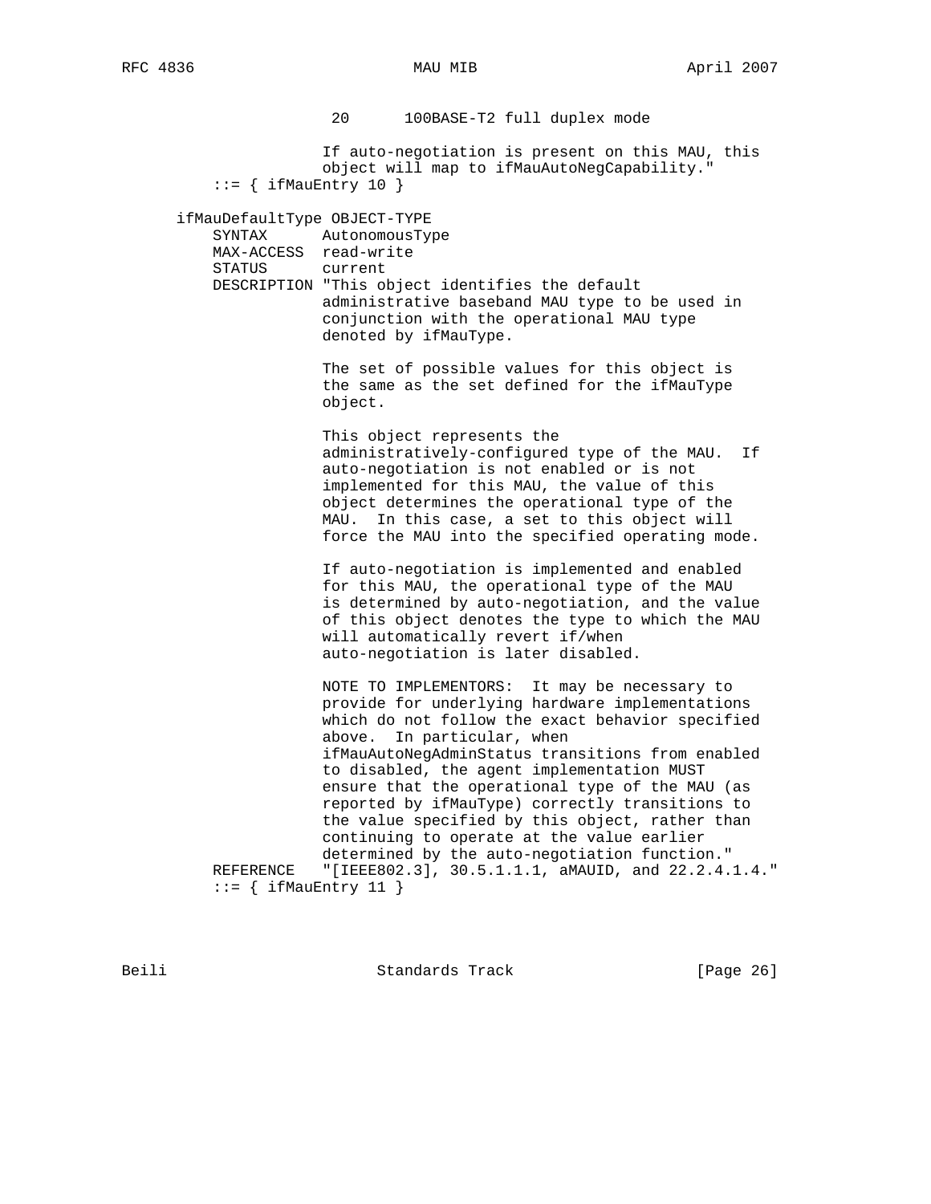```
                    20      100BASE-T2 full duplex mode

                   If auto-negotiation is present on this MAU, this
                   object will map to ifMauAutoNegCapability."
           ::= { ifMauEntry 10 }

       ifMauDefaultType OBJECT-TYPE
           SYNTAX      AutonomousType
           MAX-ACCESS  read-write
           STATUS      current
           DESCRIPTION "This object identifies the default
                       administrative baseband MAU type to be used in
                       conjunction with the operational MAU type
                       denoted by ifMauType.

                       The set of possible values for this object is
                       the same as the set defined for the ifMauType
                       object.

                       This object represents the
                       administratively-configured type of the MAU.  If
                       auto-negotiation is not enabled or is not
                       implemented for this MAU, the value of this
                       object determines the operational type of the
                       MAU.  In this case, a set to this object will
                       force the MAU into the specified operating mode.

                       If auto-negotiation is implemented and enabled
                       for this MAU, the operational type of the MAU
                       is determined by auto-negotiation, and the value
                       of this object denotes the type to which the MAU
                       will automatically revert if/when
                       auto-negotiation is later disabled.

                       NOTE TO IMPLEMENTORS:  It may be necessary to
                       provide for underlying hardware implementations
                       which do not follow the exact behavior specified
                       above.  In particular, when
                       ifMauAutoNegAdminStatus transitions from enabled
                       to disabled, the agent implementation MUST
                       ensure that the operational type of the MAU (as
                       reported by ifMauType) correctly transitions to
                       the value specified by this object, rather than
                       continuing to operate at the value earlier
                       determined by the auto-negotiation function."
           REFERENCE   "[IEEE802.3], 30.5.1.1.1, aMAUID, and 22.2.4.1.4."
           ::= { ifMauEntry 11 }
```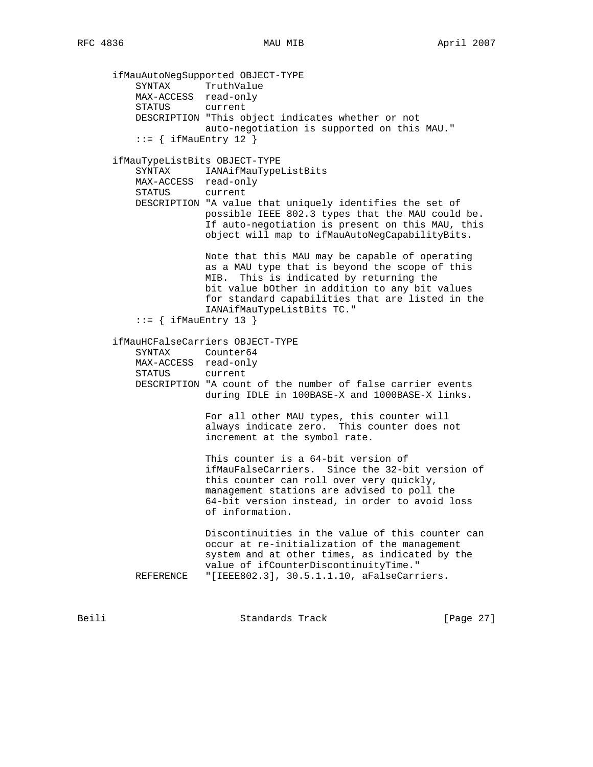```
   ifMauAutoNegSupported OBJECT-TYPE
       SYNTAX      TruthValue
       MAX-ACCESS  read-only
       STATUS      current
       DESCRIPTION "This object indicates whether or not
                   auto-negotiation is supported on this MAU."
       ::= { ifMauEntry 12 }

   ifMauTypeListBits OBJECT-TYPE
       SYNTAX      IANAifMauTypeListBits
       MAX-ACCESS  read-only
       STATUS      current
       DESCRIPTION "A value that uniquely identifies the set of
                   possible IEEE 802.3 types that the MAU could be.
                   If auto-negotiation is present on this MAU, this
                   object will map to ifMauAutoNegCapabilityBits.

                   Note that this MAU may be capable of operating
                   as a MAU type that is beyond the scope of this
                   MIB.  This is indicated by returning the
                   bit value bOther in addition to any bit values
                   for standard capabilities that are listed in the
                   IANAifMauTypeListBits TC."
       ::= { ifMauEntry 13 }

   ifMauHCFalseCarriers OBJECT-TYPE
       SYNTAX      Counter64
       MAX-ACCESS  read-only
       STATUS      current
       DESCRIPTION "A count of the number of false carrier events
                   during IDLE in 100BASE-X and 1000BASE-X links.

                   For all other MAU types, this counter will
                   always indicate zero.  This counter does not
                   increment at the symbol rate.

                   This counter is a 64-bit version of
                   ifMauFalseCarriers.  Since the 32-bit version of
                   this counter can roll over very quickly,
                   management stations are advised to poll the
                   64-bit version instead, in order to avoid loss
                   of information.

                   Discontinuities in the value of this counter can
                   occur at re-initialization of the management
                   system and at other times, as indicated by the
                   value of ifCounterDiscontinuityTime."
       REFERENCE   "[IEEE802.3], 30.5.1.1.10, aFalseCarriers.
```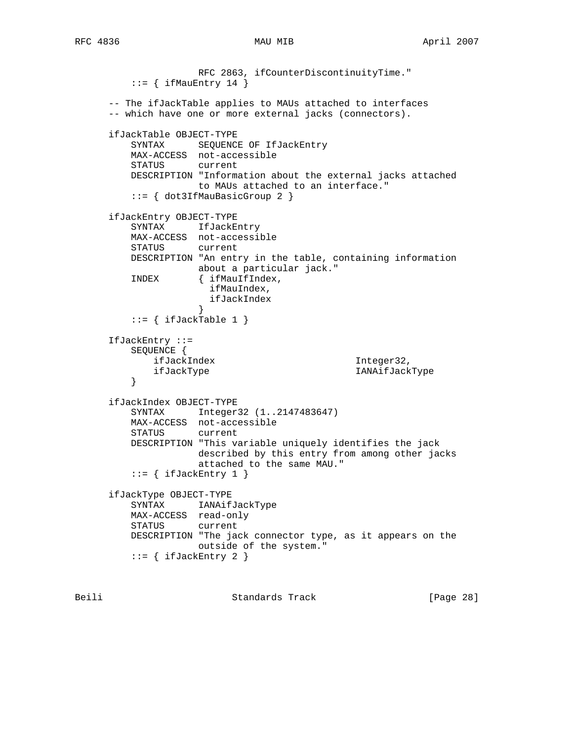```
                 RFC 2863, ifCounterDiscontinuityTime."
       ::= { ifMauEntry 14 }

   -- The ifJackTable applies to MAUs attached to interfaces
   -- which have one or more external jacks (connectors).

   ifJackTable OBJECT-TYPE
       SYNTAX      SEQUENCE OF IfJackEntry
       MAX-ACCESS  not-accessible
       STATUS      current
       DESCRIPTION "Information about the external jacks attached
                   to MAUs attached to an interface."
       ::= { dot3IfMauBasicGroup 2 }

   ifJackEntry OBJECT-TYPE
       SYNTAX      IfJackEntry
       MAX-ACCESS  not-accessible
       STATUS      current
       DESCRIPTION "An entry in the table, containing information
                   about a particular jack."
       INDEX       { ifMauIfIndex,
                     ifMauIndex,
                     ifJackIndex
                   }
       ::= { ifJackTable 1 }

   IfJackEntry ::=
       SEQUENCE {
           ifJackIndex                         Integer32,
           ifJackType                          IANAifJackType
       }

   ifJackIndex OBJECT-TYPE
       SYNTAX      Integer32 (1..2147483647)
       MAX-ACCESS  not-accessible
       STATUS      current
       DESCRIPTION "This variable uniquely identifies the jack
                   described by this entry from among other jacks
                   attached to the same MAU."
       ::= { ifJackEntry 1 }

   ifJackType OBJECT-TYPE
       SYNTAX      IANAifJackType
       MAX-ACCESS  read-only
       STATUS      current
       DESCRIPTION "The jack connector type, as it appears on the
                   outside of the system."
       ::= { ifJackEntry 2 }
```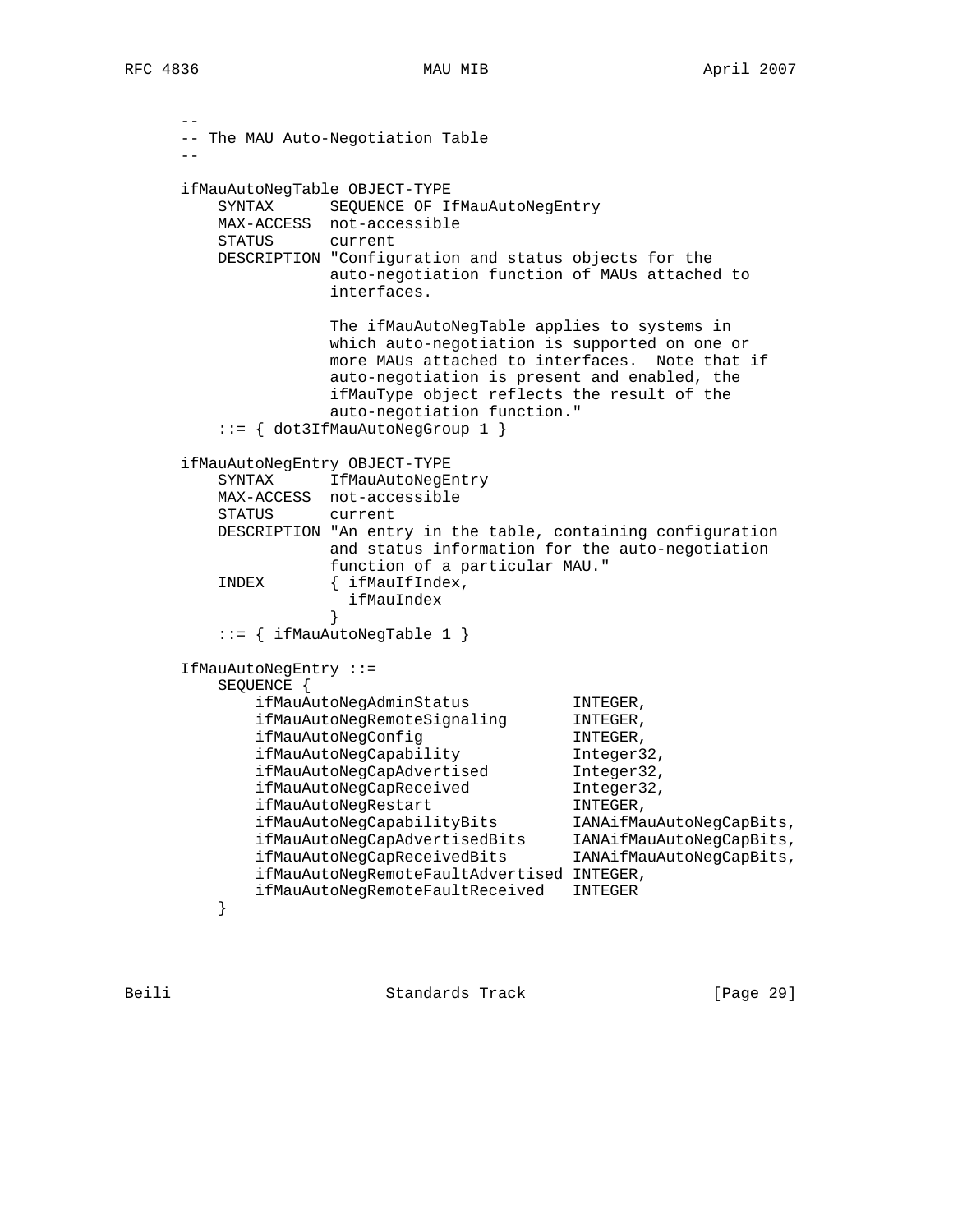```
   --
   -- The MAU Auto-Negotiation Table
   --

   ifMauAutoNegTable OBJECT-TYPE
       SYNTAX      SEQUENCE OF IfMauAutoNegEntry
       MAX-ACCESS  not-accessible
       STATUS      current
       DESCRIPTION "Configuration and status objects for the
                   auto-negotiation function of MAUs attached to
                   interfaces.

                   The ifMauAutoNegTable applies to systems in
                   which auto-negotiation is supported on one or
                   more MAUs attached to interfaces.  Note that if
                   auto-negotiation is present and enabled, the
                   ifMauType object reflects the result of the
                   auto-negotiation function."
       ::= { dot3IfMauAutoNegGroup 1 }

   ifMauAutoNegEntry OBJECT-TYPE
       SYNTAX      IfMauAutoNegEntry
       MAX-ACCESS  not-accessible
       STATUS      current
       DESCRIPTION "An entry in the table, containing configuration
                   and status information for the auto-negotiation
                   function of a particular MAU."
       INDEX       { ifMauIfIndex,
                     ifMauIndex
                   }
       ::= { ifMauAutoNegTable 1 }

   IfMauAutoNegEntry ::=
       SEQUENCE {
           ifMauAutoNegAdminStatus           INTEGER,
           ifMauAutoNegRemoteSignaling       INTEGER,
           ifMauAutoNegConfig                INTEGER,
           ifMauAutoNegCapability            Integer32,
           ifMauAutoNegCapAdvertised         Integer32,
           ifMauAutoNegCapReceived           Integer32,
           ifMauAutoNegRestart               INTEGER,
           ifMauAutoNegCapabilityBits        IANAifMauAutoNegCapBits,
           ifMauAutoNegCapAdvertisedBits     IANAifMauAutoNegCapBits,
           ifMauAutoNegCapReceivedBits       IANAifMauAutoNegCapBits,
           ifMauAutoNegRemoteFaultAdvertised INTEGER,
           ifMauAutoNegRemoteFaultReceived   INTEGER
       }
```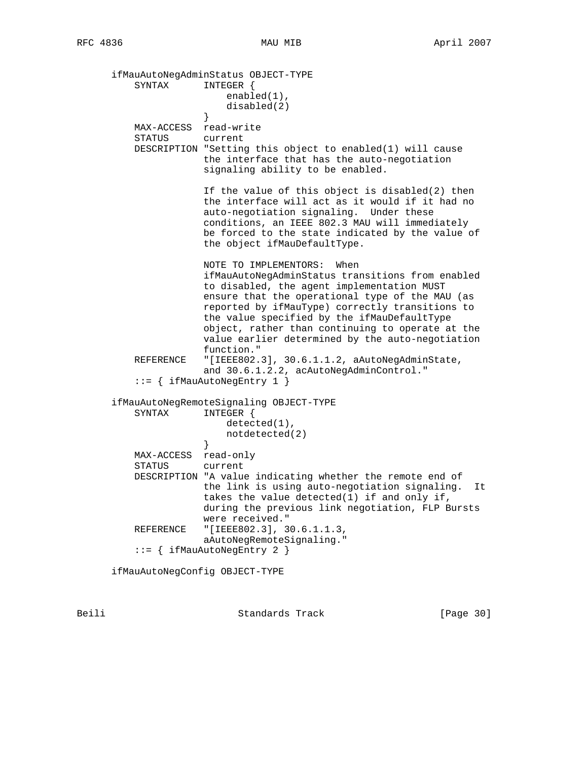```
   ifMauAutoNegAdminStatus OBJECT-TYPE
       SYNTAX      INTEGER {
                       enabled(1),
                       disabled(2)
                   }
       MAX-ACCESS  read-write
       STATUS      current
       DESCRIPTION "Setting this object to enabled(1) will cause
                   the interface that has the auto-negotiation
                   signaling ability to be enabled.

                   If the value of this object is disabled(2) then
                   the interface will act as it would if it had no
                   auto-negotiation signaling.  Under these
                   conditions, an IEEE 802.3 MAU will immediately
                   be forced to the state indicated by the value of
                   the object ifMauDefaultType.

                   NOTE TO IMPLEMENTORS:  When
                   ifMauAutoNegAdminStatus transitions from enabled
                   to disabled, the agent implementation MUST
                   ensure that the operational type of the MAU (as
                   reported by ifMauType) correctly transitions to
                   the value specified by the ifMauDefaultType
                   object, rather than continuing to operate at the
                   value earlier determined by the auto-negotiation
                   function."
       REFERENCE   "[IEEE802.3], 30.6.1.1.2, aAutoNegAdminState,
                   and 30.6.1.2.2, acAutoNegAdminControl."
       ::= { ifMauAutoNegEntry 1 }

   ifMauAutoNegRemoteSignaling OBJECT-TYPE
       SYNTAX      INTEGER {
                       detected(1),
                       notdetected(2)
                   }
       MAX-ACCESS  read-only
       STATUS      current
       DESCRIPTION "A value indicating whether the remote end of
                   the link is using auto-negotiation signaling.  It
                   takes the value detected(1) if and only if,
                   during the previous link negotiation, FLP Bursts
                   were received."
       REFERENCE   "[IEEE802.3], 30.6.1.1.3,
                   aAutoNegRemoteSignaling."
       ::= { ifMauAutoNegEntry 2 }

   ifMauAutoNegConfig OBJECT-TYPE
```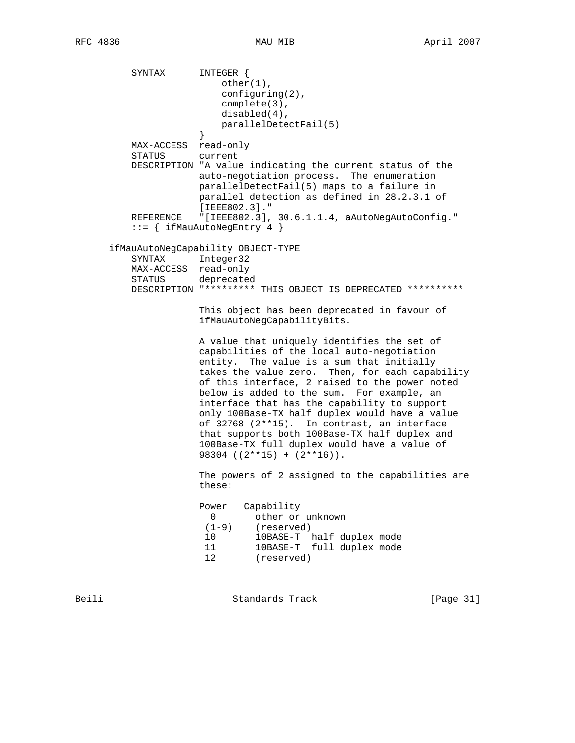```
          SYNTAX      INTEGER {
                          other(1),
                          configuring(2),
                          complete(3),
                          disabled(4),
                          parallelDetectFail(5)
                      }
          MAX-ACCESS  read-only
          STATUS      current
          DESCRIPTION "A value indicating the current status of the
                      auto-negotiation process.  The enumeration
                      parallelDetectFail(5) maps to a failure in
                      parallel detection as defined in 28.2.3.1 of
                      [IEEE802.3]."
          REFERENCE   "[IEEE802.3], 30.6.1.1.4, aAutoNegAutoConfig."
          ::= { ifMauAutoNegEntry 4 }

      ifMauAutoNegCapability OBJECT-TYPE
          SYNTAX      Integer32
          MAX-ACCESS  read-only
          STATUS      deprecated
          DESCRIPTION "********* THIS OBJECT IS DEPRECATED **********

                      This object has been deprecated in favour of
                      ifMauAutoNegCapabilityBits.

                      A value that uniquely identifies the set of
                      capabilities of the local auto-negotiation
                      entity.  The value is a sum that initially
                      takes the value zero.  Then, for each capability
                      of this interface, 2 raised to the power noted
                      below is added to the sum.  For example, an
                      interface that has the capability to support
                      only 100Base-TX half duplex would have a value
                      of 32768 (2**15).  In contrast, an interface
                      that supports both 100Base-TX half duplex and
                      100Base-TX full duplex would have a value of
                      98304 ((2**15) + (2**16)).

                      The powers of 2 assigned to the capabilities are
                      these:

                      Power   Capability
                        0       other or unknown
                       (1-9)    (reserved)
                       10       10BASE-T  half duplex mode
                       11       10BASE-T  full duplex mode
                       12       (reserved)
```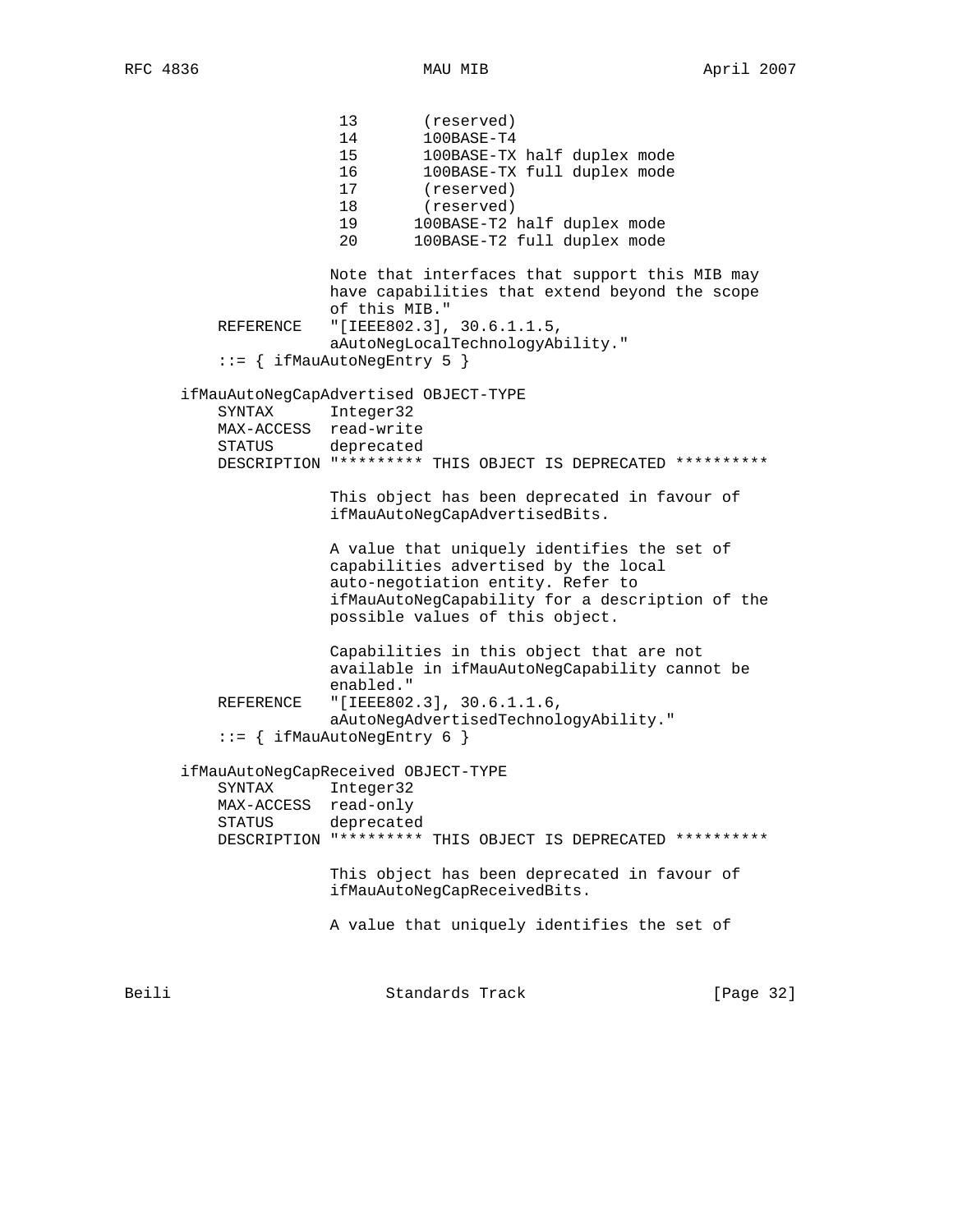```
                     13       (reserved)
                     14       100BASE-T4
                     15       100BASE-TX half duplex mode
                     16       100BASE-TX full duplex mode
                     17       (reserved)
                     18       (reserved)
                     19      100BASE-T2 half duplex mode
                     20      100BASE-T2 full duplex mode

                    Note that interfaces that support this MIB may
                    have capabilities that extend beyond the scope
                    of this MIB."
        REFERENCE   "[IEEE802.3], 30.6.1.1.5,
                    aAutoNegLocalTechnologyAbility."
        ::= { ifMauAutoNegEntry 5 }

    ifMauAutoNegCapAdvertised OBJECT-TYPE
        SYNTAX      Integer32
        MAX-ACCESS  read-write
        STATUS      deprecated
        DESCRIPTION "********* THIS OBJECT IS DEPRECATED **********

                    This object has been deprecated in favour of
                    ifMauAutoNegCapAdvertisedBits.

                    A value that uniquely identifies the set of
                    capabilities advertised by the local
                    auto-negotiation entity. Refer to
                    ifMauAutoNegCapability for a description of the
                    possible values of this object.

                    Capabilities in this object that are not
                    available in ifMauAutoNegCapability cannot be
                    enabled."
        REFERENCE   "[IEEE802.3], 30.6.1.1.6,
                    aAutoNegAdvertisedTechnologyAbility."
        ::= { ifMauAutoNegEntry 6 }

    ifMauAutoNegCapReceived OBJECT-TYPE
        SYNTAX      Integer32
        MAX-ACCESS  read-only
        STATUS      deprecated
        DESCRIPTION "********* THIS OBJECT IS DEPRECATED **********

                    This object has been deprecated in favour of
                    ifMauAutoNegCapReceivedBits.

                    A value that uniquely identifies the set of
```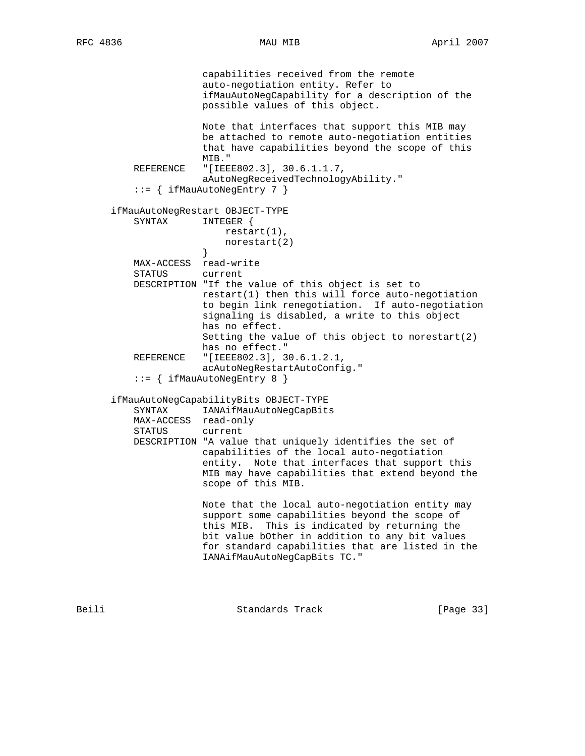```
                 capabilities received from the remote
                 auto-negotiation entity. Refer to
                 ifMauAutoNegCapability for a description of the
                 possible values of this object.

                 Note that interfaces that support this MIB may
                 be attached to remote auto-negotiation entities
                 that have capabilities beyond the scope of this
                 MIB."
        REFERENCE   "[IEEE802.3], 30.6.1.1.7,
                 aAutoNegReceivedTechnologyAbility."
        ::= { ifMauAutoNegEntry 7 }

    ifMauAutoNegRestart OBJECT-TYPE
        SYNTAX      INTEGER {
                        restart(1),
                        norestart(2)
                    }
        MAX-ACCESS  read-write
        STATUS      current
        DESCRIPTION "If the value of this object is set to
                 restart(1) then this will force auto-negotiation
                 to begin link renegotiation.  If auto-negotiation
                 signaling is disabled, a write to this object
                 has no effect.
                 Setting the value of this object to norestart(2)
                 has no effect."
        REFERENCE   "[IEEE802.3], 30.6.1.2.1,
                 acAutoNegRestartAutoConfig."
        ::= { ifMauAutoNegEntry 8 }

    ifMauAutoNegCapabilityBits OBJECT-TYPE
        SYNTAX      IANAifMauAutoNegCapBits
        MAX-ACCESS  read-only
        STATUS      current
        DESCRIPTION "A value that uniquely identifies the set of
                 capabilities of the local auto-negotiation
                 entity.  Note that interfaces that support this
                 MIB may have capabilities that extend beyond the
                 scope of this MIB.

                 Note that the local auto-negotiation entity may
                 support some capabilities beyond the scope of
                 this MIB.  This is indicated by returning the
                 bit value bOther in addition to any bit values
                 for standard capabilities that are listed in the
                 IANAifMauAutoNegCapBits TC."
```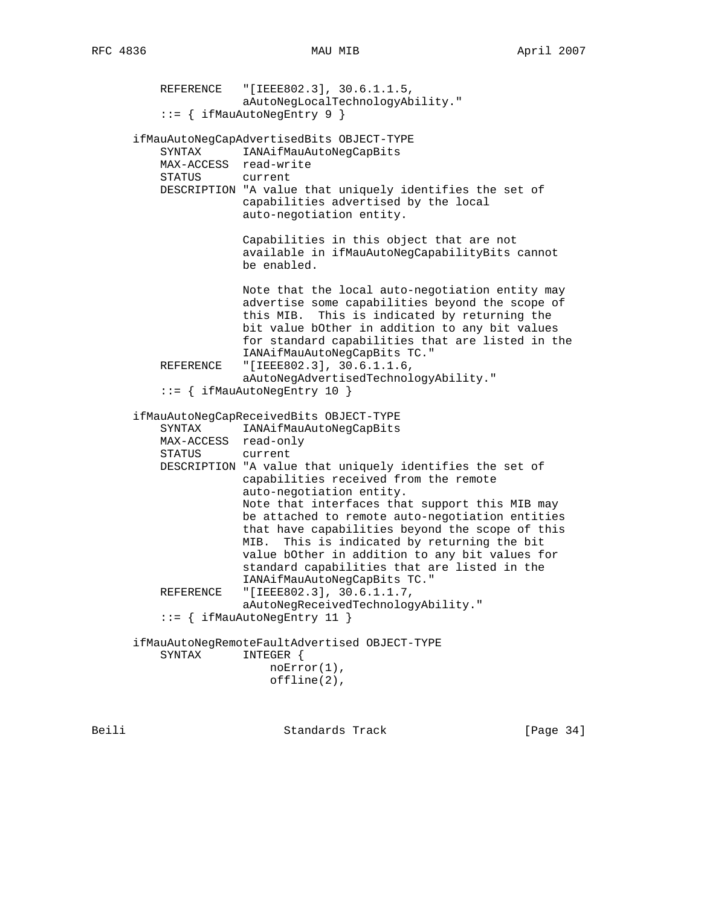```
         REFERENCE   "[IEEE802.3], 30.6.1.1.5,
                     aAutoNegLocalTechnologyAbility."
         ::= { ifMauAutoNegEntry 9 }

     ifMauAutoNegCapAdvertisedBits OBJECT-TYPE
         SYNTAX      IANAifMauAutoNegCapBits
         MAX-ACCESS  read-write
         STATUS      current
         DESCRIPTION "A value that uniquely identifies the set of
                     capabilities advertised by the local
                     auto-negotiation entity.

                     Capabilities in this object that are not
                     available in ifMauAutoNegCapabilityBits cannot
                     be enabled.

                     Note that the local auto-negotiation entity may
                     advertise some capabilities beyond the scope of
                     this MIB.  This is indicated by returning the
                     bit value bOther in addition to any bit values
                     for standard capabilities that are listed in the
                     IANAifMauAutoNegCapBits TC."
         REFERENCE   "[IEEE802.3], 30.6.1.1.6,
                     aAutoNegAdvertisedTechnologyAbility."
         ::= { ifMauAutoNegEntry 10 }

     ifMauAutoNegCapReceivedBits OBJECT-TYPE
         SYNTAX      IANAifMauAutoNegCapBits
         MAX-ACCESS  read-only
         STATUS      current
         DESCRIPTION "A value that uniquely identifies the set of
                     capabilities received from the remote
                     auto-negotiation entity.
                     Note that interfaces that support this MIB may
                     be attached to remote auto-negotiation entities
                     that have capabilities beyond the scope of this
                     MIB.  This is indicated by returning the bit
                     value bOther in addition to any bit values for
                     standard capabilities that are listed in the
                     IANAifMauAutoNegCapBits TC."
         REFERENCE   "[IEEE802.3], 30.6.1.1.7,
                     aAutoNegReceivedTechnologyAbility."
         ::= { ifMauAutoNegEntry 11 }

     ifMauAutoNegRemoteFaultAdvertised OBJECT-TYPE
         SYNTAX      INTEGER {
                         noError(1),
                         offline(2),
```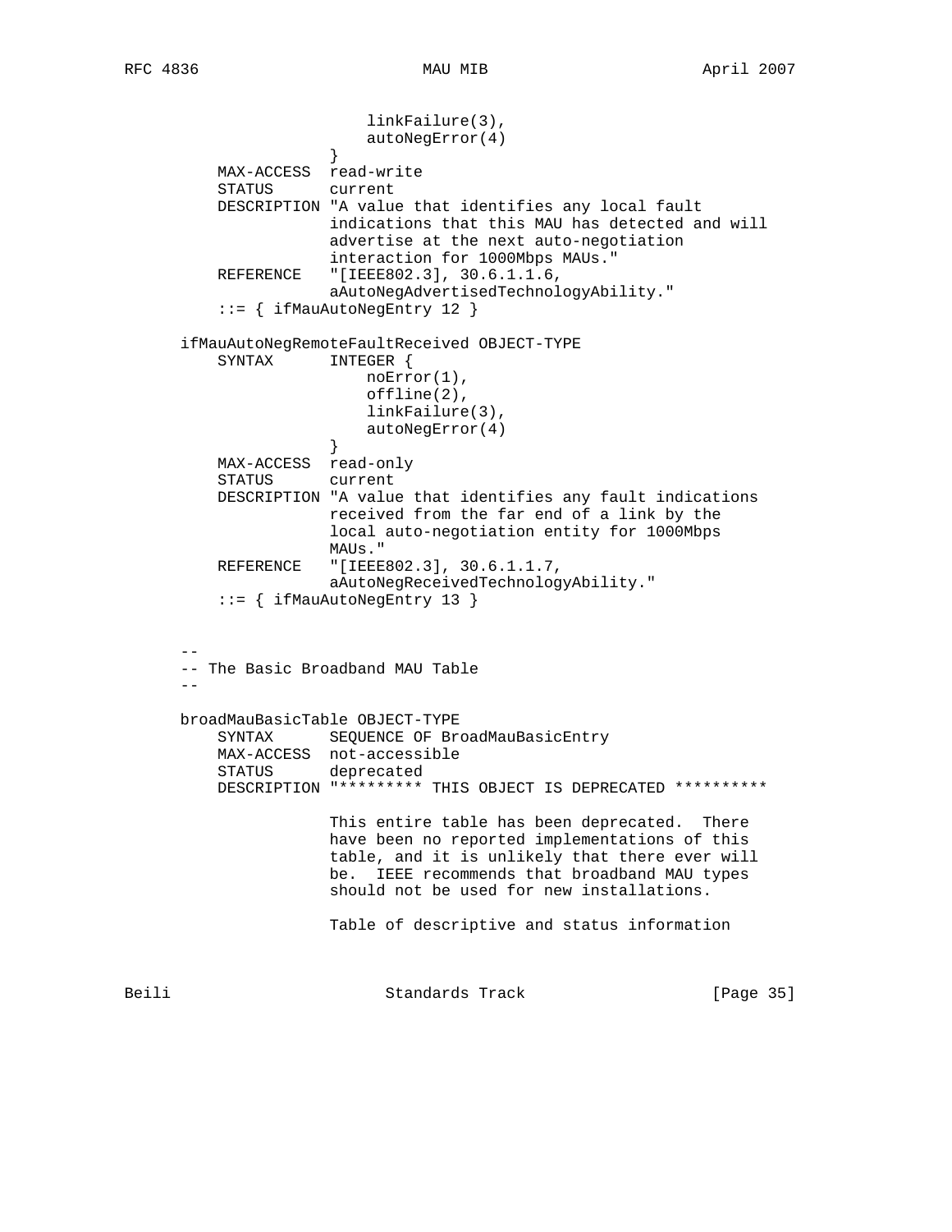```
                       linkFailure(3),
                       autoNegError(4)
                   }
       MAX-ACCESS  read-write
       STATUS      current
       DESCRIPTION "A value that identifies any local fault
                   indications that this MAU has detected and will
                   advertise at the next auto-negotiation
                   interaction for 1000Mbps MAUs."
       REFERENCE   "[IEEE802.3], 30.6.1.1.6,
                   aAutoNegAdvertisedTechnologyAbility."
       ::= { ifMauAutoNegEntry 12 }

   ifMauAutoNegRemoteFaultReceived OBJECT-TYPE
       SYNTAX      INTEGER {
                       noError(1),
                       offline(2),
                       linkFailure(3),
                       autoNegError(4)
                   }
       MAX-ACCESS  read-only
       STATUS      current
       DESCRIPTION "A value that identifies any fault indications
                   received from the far end of a link by the
                   local auto-negotiation entity for 1000Mbps
                   MAUs."
       REFERENCE   "[IEEE802.3], 30.6.1.1.7,
                   aAutoNegReceivedTechnologyAbility."
       ::= { ifMauAutoNegEntry 13 }


   --
   -- The Basic Broadband MAU Table
   --

   broadMauBasicTable OBJECT-TYPE
       SYNTAX      SEQUENCE OF BroadMauBasicEntry
       MAX-ACCESS  not-accessible
       STATUS      deprecated
       DESCRIPTION "********* THIS OBJECT IS DEPRECATED **********

                   This entire table has been deprecated.  There
                   have been no reported implementations of this
                   table, and it is unlikely that there ever will
                   be.  IEEE recommends that broadband MAU types
                   should not be used for new installations.

                   Table of descriptive and status information
```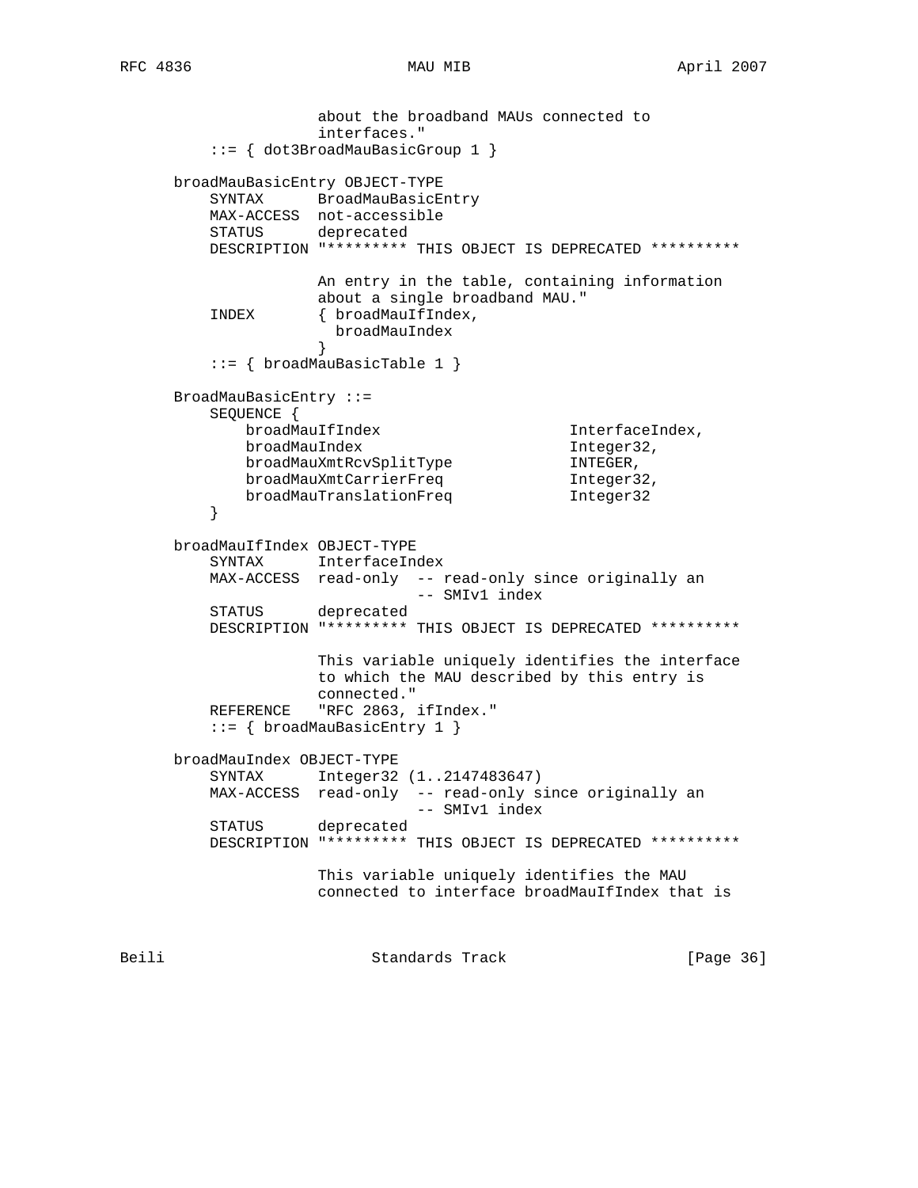```
                   about the broadband MAUs connected to
                   interfaces."
           ::= { dot3BroadMauBasicGroup 1 }

       broadMauBasicEntry OBJECT-TYPE
           SYNTAX      BroadMauBasicEntry
           MAX-ACCESS  not-accessible
           STATUS      deprecated
           DESCRIPTION "********* THIS OBJECT IS DEPRECATED **********

                   An entry in the table, containing information
                   about a single broadband MAU."
           INDEX       { broadMauIfIndex,
                         broadMauIndex
                       }
           ::= { broadMauBasicTable 1 }

       BroadMauBasicEntry ::=
           SEQUENCE {
               broadMauIfIndex                    InterfaceIndex,
               broadMauIndex                      Integer32,
               broadMauXmtRcvSplitType            INTEGER,
               broadMauXmtCarrierFreq             Integer32,
               broadMauTranslationFreq            Integer32
           }

       broadMauIfIndex OBJECT-TYPE
           SYNTAX      InterfaceIndex
           MAX-ACCESS  read-only  -- read-only since originally an
                                  -- SMIv1 index
           STATUS      deprecated
           DESCRIPTION "********* THIS OBJECT IS DEPRECATED **********

                   This variable uniquely identifies the interface
                   to which the MAU described by this entry is
                   connected."
           REFERENCE   "RFC 2863, ifIndex."
           ::= { broadMauBasicEntry 1 }

       broadMauIndex OBJECT-TYPE
           SYNTAX      Integer32 (1..2147483647)
           MAX-ACCESS  read-only  -- read-only since originally an
                                  -- SMIv1 index
           STATUS      deprecated
           DESCRIPTION "********* THIS OBJECT IS DEPRECATED **********

                   This variable uniquely identifies the MAU
                   connected to interface broadMauIfIndex that is
```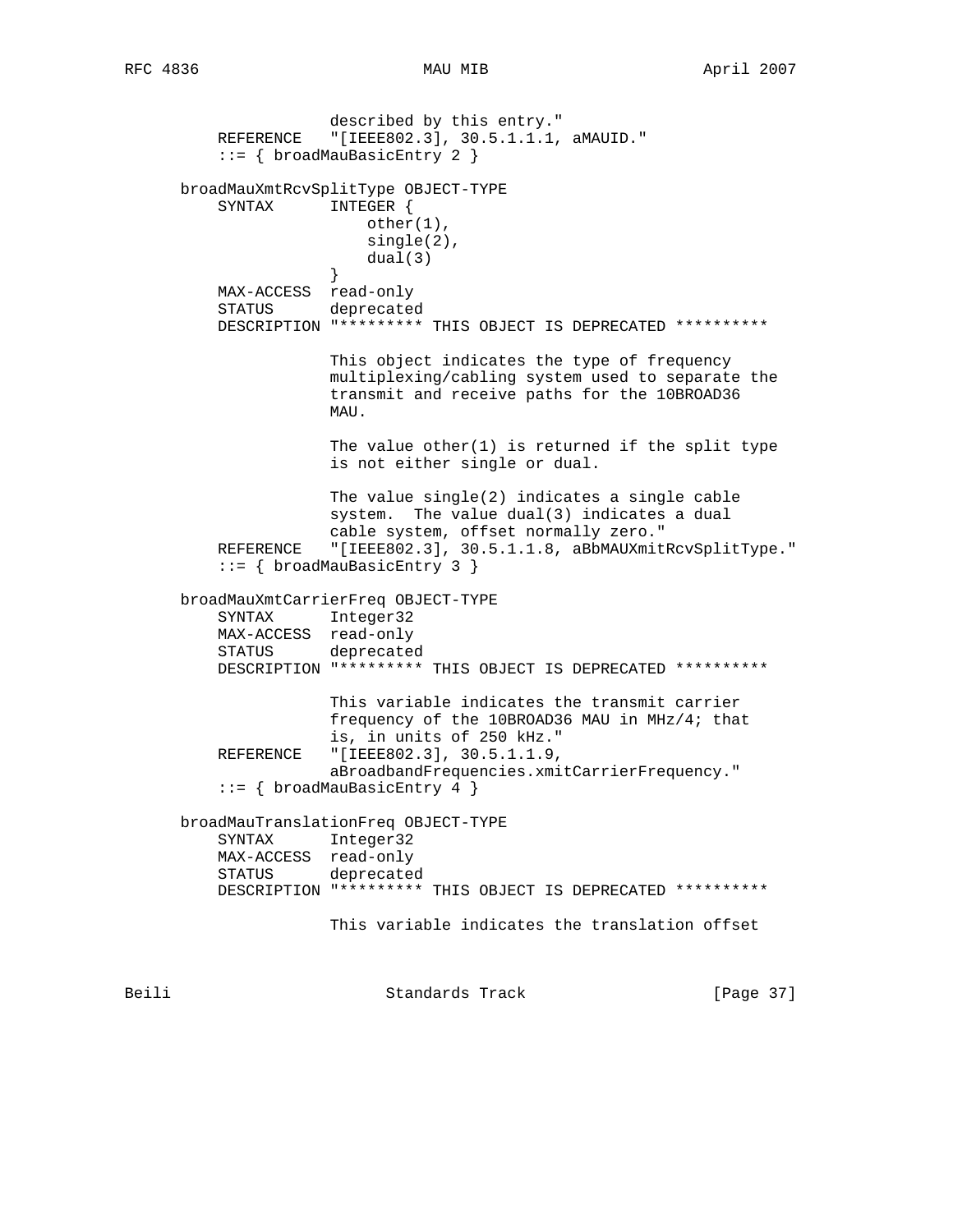```
                   described by this entry."
           REFERENCE   "[IEEE802.3], 30.5.1.1.1, aMAUID."
           ::= { broadMauBasicEntry 2 }

       broadMauXmtRcvSplitType OBJECT-TYPE
           SYNTAX      INTEGER {
                           other(1),
                           single(2),
                           dual(3)
                       }
           MAX-ACCESS  read-only
           STATUS      deprecated
           DESCRIPTION "********* THIS OBJECT IS DEPRECATED **********

                       This object indicates the type of frequency
                       multiplexing/cabling system used to separate the
                       transmit and receive paths for the 10BROAD36
                       MAU.

                       The value other(1) is returned if the split type
                       is not either single or dual.

                       The value single(2) indicates a single cable
                       system.  The value dual(3) indicates a dual
                       cable system, offset normally zero."
           REFERENCE   "[IEEE802.3], 30.5.1.1.8, aBbMAUXmitRcvSplitType."
           ::= { broadMauBasicEntry 3 }

       broadMauXmtCarrierFreq OBJECT-TYPE
           SYNTAX      Integer32
           MAX-ACCESS  read-only
           STATUS      deprecated
           DESCRIPTION "********* THIS OBJECT IS DEPRECATED **********

                       This variable indicates the transmit carrier
                       frequency of the 10BROAD36 MAU in MHz/4; that
                       is, in units of 250 kHz."
           REFERENCE   "[IEEE802.3], 30.5.1.1.9,
                       aBroadbandFrequencies.xmitCarrierFrequency."
           ::= { broadMauBasicEntry 4 }

       broadMauTranslationFreq OBJECT-TYPE
           SYNTAX      Integer32
           MAX-ACCESS  read-only
           STATUS      deprecated
           DESCRIPTION "********* THIS OBJECT IS DEPRECATED **********

                       This variable indicates the translation offset
```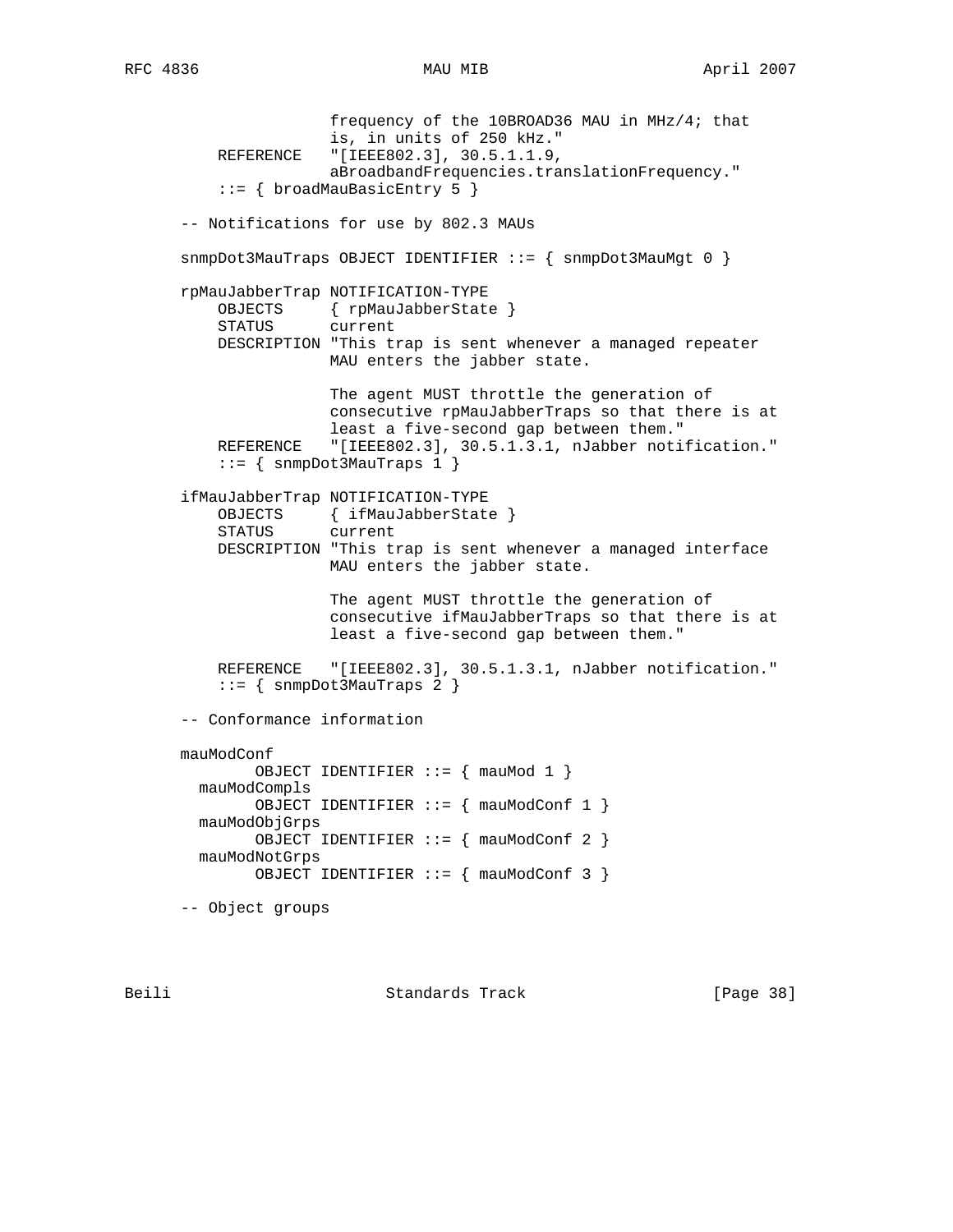```
                    frequency of the 10BROAD36 MAU in MHz/4; that
                    is, in units of 250 kHz."
       REFERENCE   "[IEEE802.3], 30.5.1.1.9,
                    aBroadbandFrequencies.translationFrequency."
       ::= { broadMauBasicEntry 5 }

   -- Notifications for use by 802.3 MAUs

   snmpDot3MauTraps OBJECT IDENTIFIER ::= { snmpDot3MauMgt 0 }

   rpMauJabberTrap NOTIFICATION-TYPE
       OBJECTS     { rpMauJabberState }
       STATUS      current
       DESCRIPTION "This trap is sent whenever a managed repeater
                    MAU enters the jabber state.

                    The agent MUST throttle the generation of
                    consecutive rpMauJabberTraps so that there is at
                    least a five-second gap between them."
       REFERENCE   "[IEEE802.3], 30.5.1.3.1, nJabber notification."
       ::= { snmpDot3MauTraps 1 }

   ifMauJabberTrap NOTIFICATION-TYPE
       OBJECTS     { ifMauJabberState }
       STATUS      current
       DESCRIPTION "This trap is sent whenever a managed interface
                    MAU enters the jabber state.

                    The agent MUST throttle the generation of
                    consecutive ifMauJabberTraps so that there is at
                    least a five-second gap between them."

       REFERENCE   "[IEEE802.3], 30.5.1.3.1, nJabber notification."
       ::= { snmpDot3MauTraps 2 }

   -- Conformance information

   mauModConf
           OBJECT IDENTIFIER ::= { mauMod 1 }
     mauModCompls
           OBJECT IDENTIFIER ::= { mauModConf 1 }
     mauModObjGrps
           OBJECT IDENTIFIER ::= { mauModConf 2 }
     mauModNotGrps
           OBJECT IDENTIFIER ::= { mauModConf 3 }

   -- Object groups
```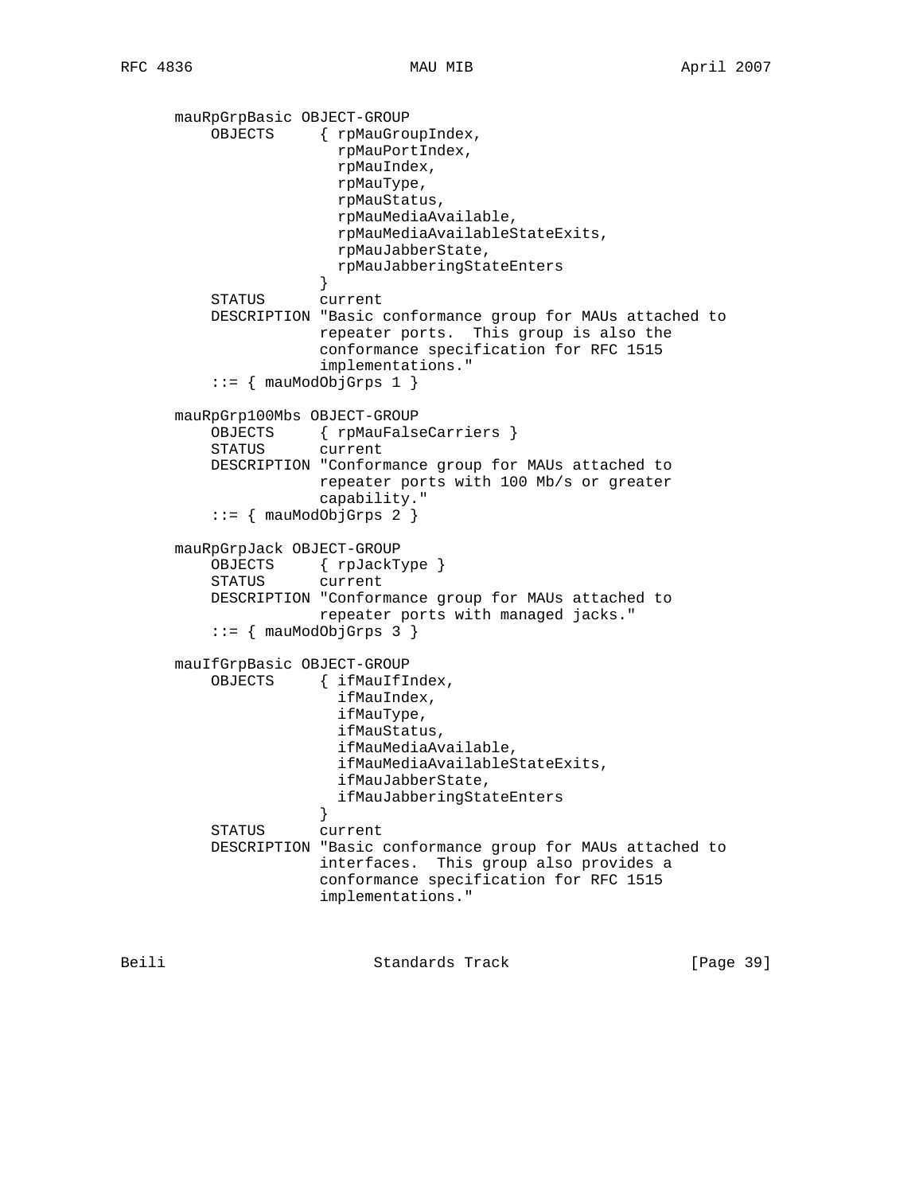```
   mauRpGrpBasic OBJECT-GROUP
       OBJECTS     { rpMauGroupIndex,
                     rpMauPortIndex,
                     rpMauIndex,
                     rpMauType,
                     rpMauStatus,
                     rpMauMediaAvailable,
                     rpMauMediaAvailableStateExits,
                     rpMauJabberState,
                     rpMauJabberingStateEnters
                   }
       STATUS      current
       DESCRIPTION "Basic conformance group for MAUs attached to
                   repeater ports.  This group is also the
                   conformance specification for RFC 1515
                   implementations."
       ::= { mauModObjGrps 1 }

   mauRpGrp100Mbs OBJECT-GROUP
       OBJECTS     { rpMauFalseCarriers }
       STATUS      current
       DESCRIPTION "Conformance group for MAUs attached to
                   repeater ports with 100 Mb/s or greater
                   capability."
       ::= { mauModObjGrps 2 }

   mauRpGrpJack OBJECT-GROUP
       OBJECTS     { rpJackType }
       STATUS      current
       DESCRIPTION "Conformance group for MAUs attached to
                   repeater ports with managed jacks."
       ::= { mauModObjGrps 3 }

   mauIfGrpBasic OBJECT-GROUP
       OBJECTS     { ifMauIfIndex,
                     ifMauIndex,
                     ifMauType,
                     ifMauStatus,
                     ifMauMediaAvailable,
                     ifMauMediaAvailableStateExits,
                     ifMauJabberState,
                     ifMauJabberingStateEnters
                   }
       STATUS      current
       DESCRIPTION "Basic conformance group for MAUs attached to
                   interfaces.  This group also provides a
                   conformance specification for RFC 1515
                   implementations."
```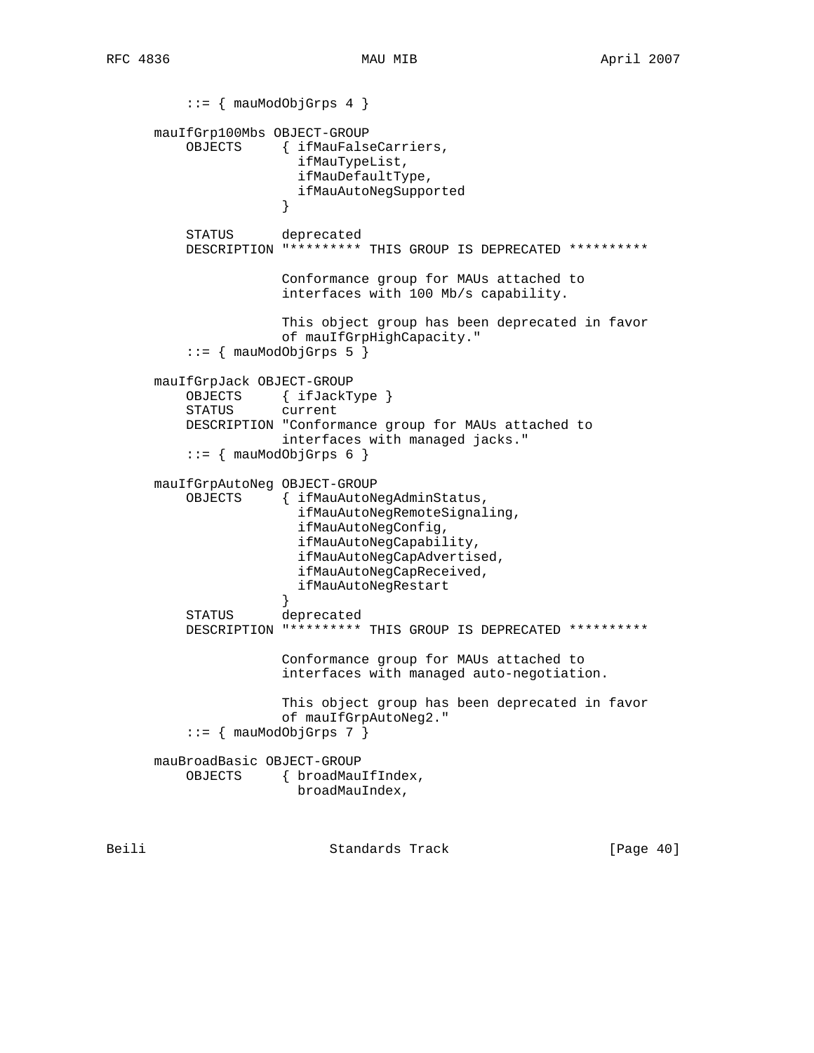```
         ::= { mauModObjGrps 4 }

     mauIfGrp100Mbs OBJECT-GROUP
         OBJECTS     { ifMauFalseCarriers,
                       ifMauTypeList,
                       ifMauDefaultType,
                       ifMauAutoNegSupported
                     }

         STATUS      deprecated
         DESCRIPTION "********* THIS GROUP IS DEPRECATED **********

                     Conformance group for MAUs attached to
                     interfaces with 100 Mb/s capability.

                     This object group has been deprecated in favor
                     of mauIfGrpHighCapacity."
         ::= { mauModObjGrps 5 }

     mauIfGrpJack OBJECT-GROUP
         OBJECTS     { ifJackType }
         STATUS      current
         DESCRIPTION "Conformance group for MAUs attached to
                     interfaces with managed jacks."
         ::= { mauModObjGrps 6 }

     mauIfGrpAutoNeg OBJECT-GROUP
         OBJECTS     { ifMauAutoNegAdminStatus,
                       ifMauAutoNegRemoteSignaling,
                       ifMauAutoNegConfig,
                       ifMauAutoNegCapability,
                       ifMauAutoNegCapAdvertised,
                       ifMauAutoNegCapReceived,
                       ifMauAutoNegRestart
                     }
         STATUS      deprecated
         DESCRIPTION "********* THIS GROUP IS DEPRECATED **********

                     Conformance group for MAUs attached to
                     interfaces with managed auto-negotiation.

                     This object group has been deprecated in favor
                     of mauIfGrpAutoNeg2."
         ::= { mauModObjGrps 7 }

     mauBroadBasic OBJECT-GROUP
         OBJECTS     { broadMauIfIndex,
                       broadMauIndex,
```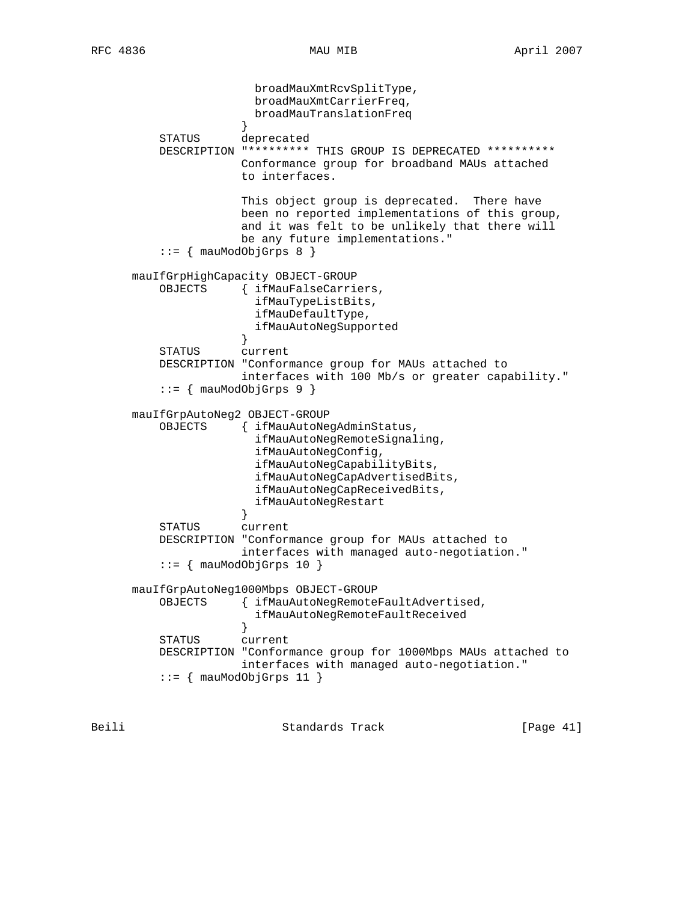```
                     broadMauXmtRcvSplitType,
                     broadMauXmtCarrierFreq,
                     broadMauTranslationFreq
                   }
           STATUS      deprecated
           DESCRIPTION "********* THIS GROUP IS DEPRECATED **********
                       Conformance group for broadband MAUs attached
                       to interfaces.

                       This object group is deprecated.  There have
                       been no reported implementations of this group,
                       and it was felt to be unlikely that there will
                       be any future implementations."
           ::= { mauModObjGrps 8 }

       mauIfGrpHighCapacity OBJECT-GROUP
           OBJECTS     { ifMauFalseCarriers,
                         ifMauTypeListBits,
                         ifMauDefaultType,
                         ifMauAutoNegSupported
                       }
           STATUS      current
           DESCRIPTION "Conformance group for MAUs attached to
                       interfaces with 100 Mb/s or greater capability."
           ::= { mauModObjGrps 9 }

       mauIfGrpAutoNeg2 OBJECT-GROUP
           OBJECTS     { ifMauAutoNegAdminStatus,
                         ifMauAutoNegRemoteSignaling,
                         ifMauAutoNegConfig,
                         ifMauAutoNegCapabilityBits,
                         ifMauAutoNegCapAdvertisedBits,
                         ifMauAutoNegCapReceivedBits,
                         ifMauAutoNegRestart
                       }
           STATUS      current
           DESCRIPTION "Conformance group for MAUs attached to
                       interfaces with managed auto-negotiation."
           ::= { mauModObjGrps 10 }

       mauIfGrpAutoNeg1000Mbps OBJECT-GROUP
           OBJECTS     { ifMauAutoNegRemoteFaultAdvertised,
                         ifMauAutoNegRemoteFaultReceived
                       }
           STATUS      current
           DESCRIPTION "Conformance group for 1000Mbps MAUs attached to
                       interfaces with managed auto-negotiation."
           ::= { mauModObjGrps 11 }
```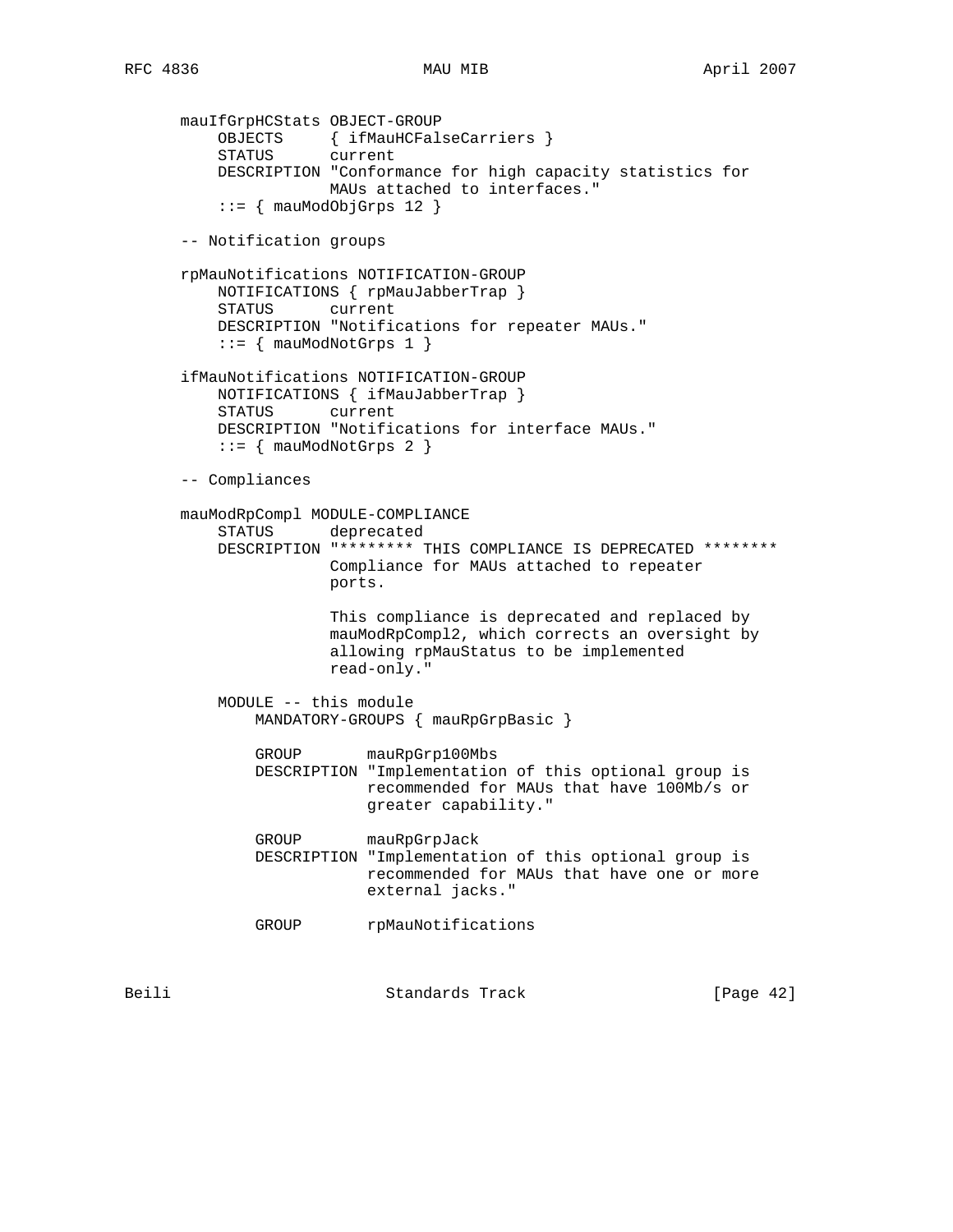```
mauIfGrpHCStats OBJECT-GROUP
    OBJECTS     { ifMauHCFalseCarriers }
    STATUS      current
    DESCRIPTION "Conformance for high capacity statistics for
                MAUs attached to interfaces."
    ::= { mauModObjGrps 12 }

-- Notification groups

rpMauNotifications NOTIFICATION-GROUP
    NOTIFICATIONS { rpMauJabberTrap }
    STATUS      current
    DESCRIPTION "Notifications for repeater MAUs."
    ::= { mauModNotGrps 1 }

ifMauNotifications NOTIFICATION-GROUP
    NOTIFICATIONS { ifMauJabberTrap }
    STATUS      current
    DESCRIPTION "Notifications for interface MAUs."
    ::= { mauModNotGrps 2 }

-- Compliances

mauModRpCompl MODULE-COMPLIANCE
    STATUS      deprecated
    DESCRIPTION "******** THIS COMPLIANCE IS DEPRECATED ********
                Compliance for MAUs attached to repeater
                ports.

                This compliance is deprecated and replaced by
                mauModRpCompl2, which corrects an oversight by
                allowing rpMauStatus to be implemented
                read-only."

    MODULE -- this module
        MANDATORY-GROUPS { mauRpGrpBasic }

        GROUP       mauRpGrp100Mbs
        DESCRIPTION "Implementation of this optional group is
                    recommended for MAUs that have 100Mb/s or
                    greater capability."

        GROUP       mauRpGrpJack
        DESCRIPTION "Implementation of this optional group is
                    recommended for MAUs that have one or more
                    external jacks."

        GROUP       rpMauNotifications
```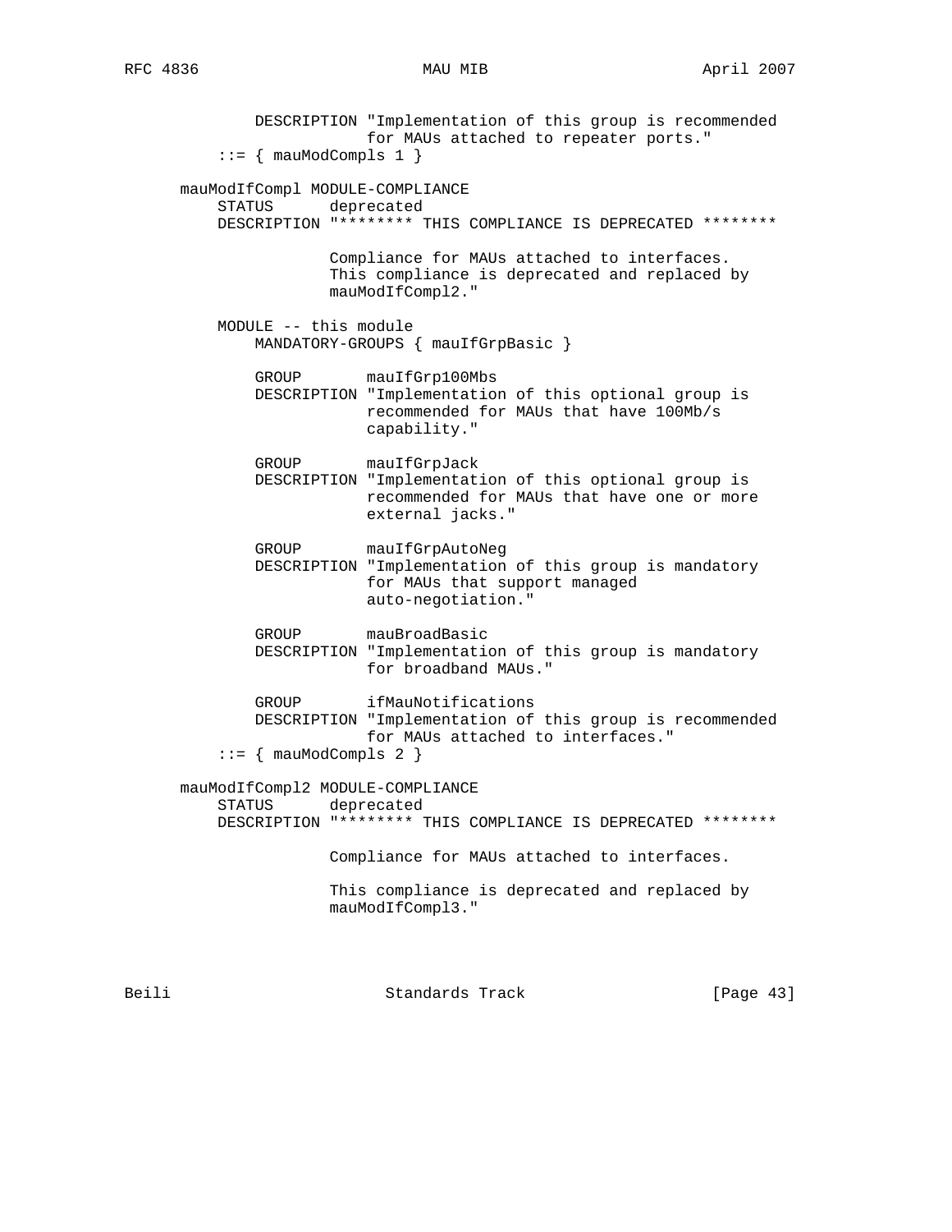```
            DESCRIPTION "Implementation of this group is recommended
                        for MAUs attached to repeater ports."
        ::= { mauModCompls 1 }

    mauModIfCompl MODULE-COMPLIANCE
        STATUS      deprecated
        DESCRIPTION "******** THIS COMPLIANCE IS DEPRECATED ********

                    Compliance for MAUs attached to interfaces.
                    This compliance is deprecated and replaced by
                    mauModIfCompl2."

        MODULE -- this module
            MANDATORY-GROUPS { mauIfGrpBasic }

            GROUP       mauIfGrp100Mbs
            DESCRIPTION "Implementation of this optional group is
                        recommended for MAUs that have 100Mb/s
                        capability."

            GROUP       mauIfGrpJack
            DESCRIPTION "Implementation of this optional group is
                        recommended for MAUs that have one or more
                        external jacks."

            GROUP       mauIfGrpAutoNeg
            DESCRIPTION "Implementation of this group is mandatory
                        for MAUs that support managed
                        auto-negotiation."

            GROUP       mauBroadBasic
            DESCRIPTION "Implementation of this group is mandatory
                        for broadband MAUs."

            GROUP       ifMauNotifications
            DESCRIPTION "Implementation of this group is recommended
                        for MAUs attached to interfaces."
        ::= { mauModCompls 2 }

    mauModIfCompl2 MODULE-COMPLIANCE
        STATUS      deprecated
        DESCRIPTION "******** THIS COMPLIANCE IS DEPRECATED ********

                    Compliance for MAUs attached to interfaces.

                    This compliance is deprecated and replaced by
                    mauModIfCompl3."
```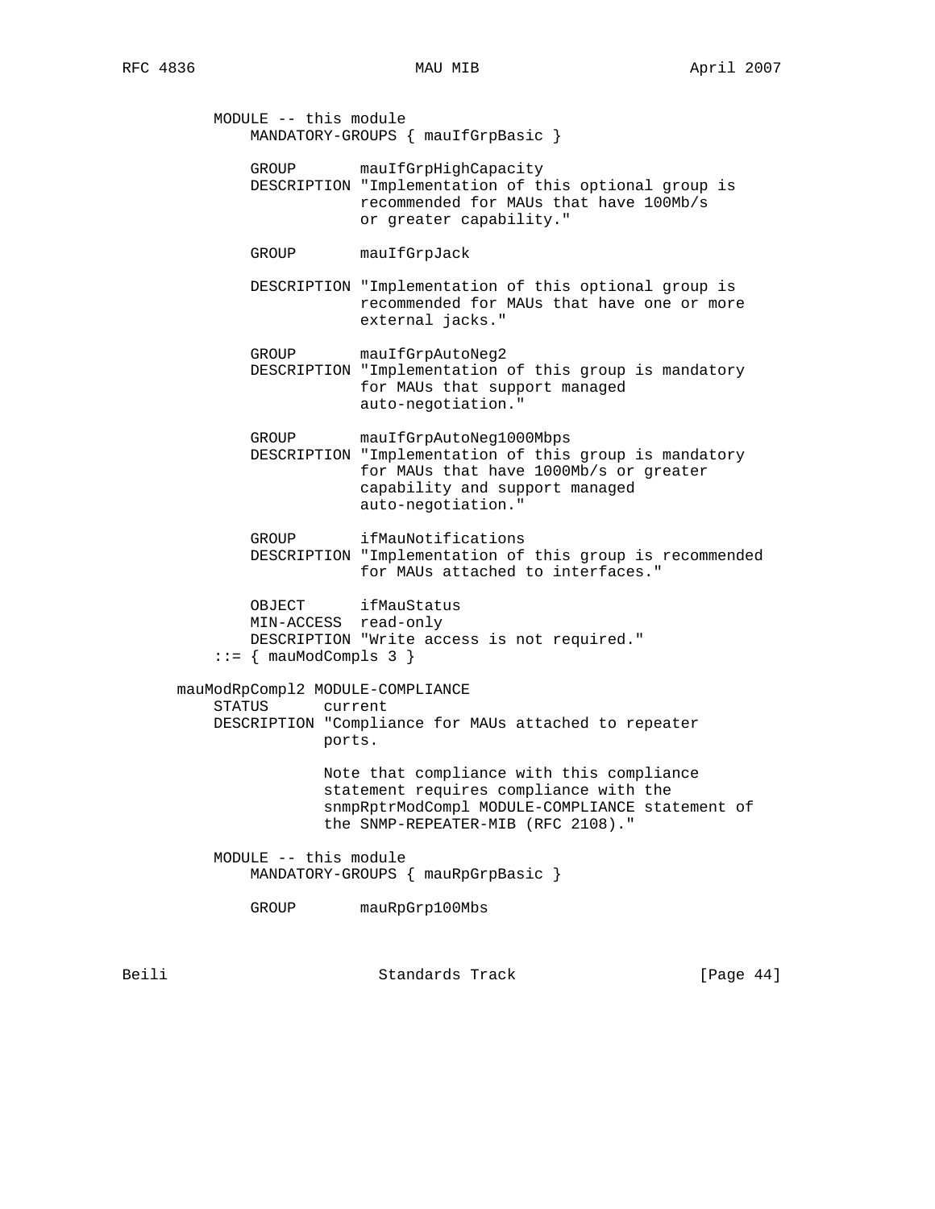```
          MODULE -- this module
              MANDATORY-GROUPS { mauIfGrpBasic }

              GROUP       mauIfGrpHighCapacity
              DESCRIPTION "Implementation of this optional group is
                          recommended for MAUs that have 100Mb/s
                          or greater capability."

              GROUP       mauIfGrpJack

              DESCRIPTION "Implementation of this optional group is
                          recommended for MAUs that have one or more
                          external jacks."

              GROUP       mauIfGrpAutoNeg2
              DESCRIPTION "Implementation of this group is mandatory
                          for MAUs that support managed
                          auto-negotiation."

              GROUP       mauIfGrpAutoNeg1000Mbps
              DESCRIPTION "Implementation of this group is mandatory
                          for MAUs that have 1000Mb/s or greater
                          capability and support managed
                          auto-negotiation."

              GROUP       ifMauNotifications
              DESCRIPTION "Implementation of this group is recommended
                          for MAUs attached to interfaces."

              OBJECT      ifMauStatus
              MIN-ACCESS  read-only
              DESCRIPTION "Write access is not required."
          ::= { mauModCompls 3 }

      mauModRpCompl2 MODULE-COMPLIANCE
          STATUS      current
          DESCRIPTION "Compliance for MAUs attached to repeater
                      ports.

                      Note that compliance with this compliance
                      statement requires compliance with the
                      snmpRptrModCompl MODULE-COMPLIANCE statement of
                      the SNMP-REPEATER-MIB (RFC 2108)."

          MODULE -- this module
              MANDATORY-GROUPS { mauRpGrpBasic }

              GROUP       mauRpGrp100Mbs
```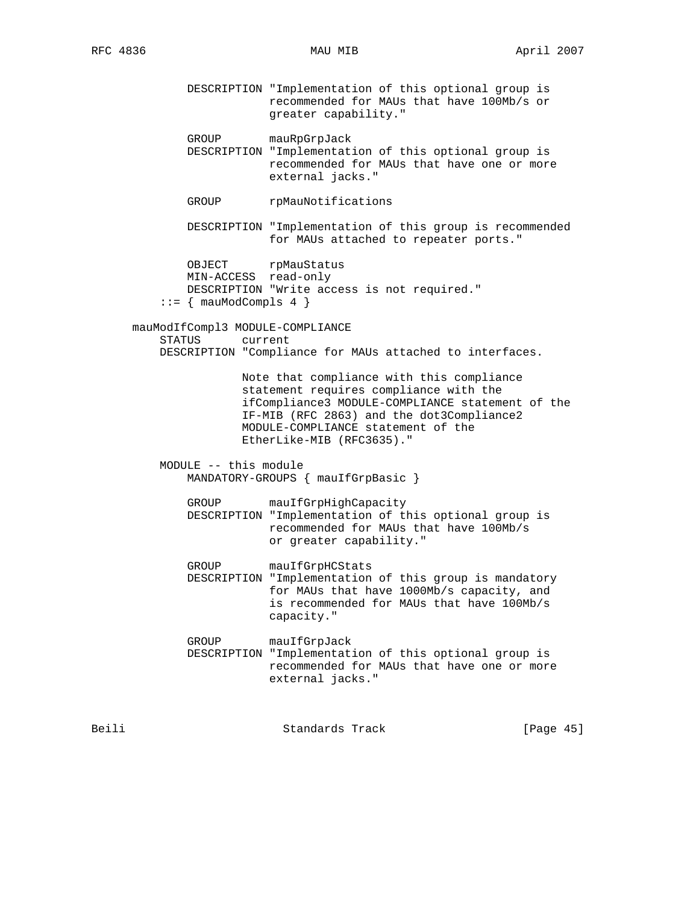```
            DESCRIPTION "Implementation of this optional group is
                        recommended for MAUs that have 100Mb/s or
                        greater capability."

            GROUP       mauRpGrpJack
            DESCRIPTION "Implementation of this optional group is
                        recommended for MAUs that have one or more
                        external jacks."

            GROUP       rpMauNotifications

            DESCRIPTION "Implementation of this group is recommended
                        for MAUs attached to repeater ports."

            OBJECT      rpMauStatus
            MIN-ACCESS  read-only
            DESCRIPTION "Write access is not required."
        ::= { mauModCompls 4 }

    mauModIfCompl3 MODULE-COMPLIANCE
        STATUS      current
        DESCRIPTION "Compliance for MAUs attached to interfaces.

                    Note that compliance with this compliance
                    statement requires compliance with the
                    ifCompliance3 MODULE-COMPLIANCE statement of the
                    IF-MIB (RFC 2863) and the dot3Compliance2
                    MODULE-COMPLIANCE statement of the
                    EtherLike-MIB (RFC3635)."

        MODULE -- this module
            MANDATORY-GROUPS { mauIfGrpBasic }

            GROUP       mauIfGrpHighCapacity
            DESCRIPTION "Implementation of this optional group is
                        recommended for MAUs that have 100Mb/s
                        or greater capability."

            GROUP       mauIfGrpHCStats
            DESCRIPTION "Implementation of this group is mandatory
                        for MAUs that have 1000Mb/s capacity, and
                        is recommended for MAUs that have 100Mb/s
                        capacity."

            GROUP       mauIfGrpJack
            DESCRIPTION "Implementation of this optional group is
                        recommended for MAUs that have one or more
                        external jacks."
```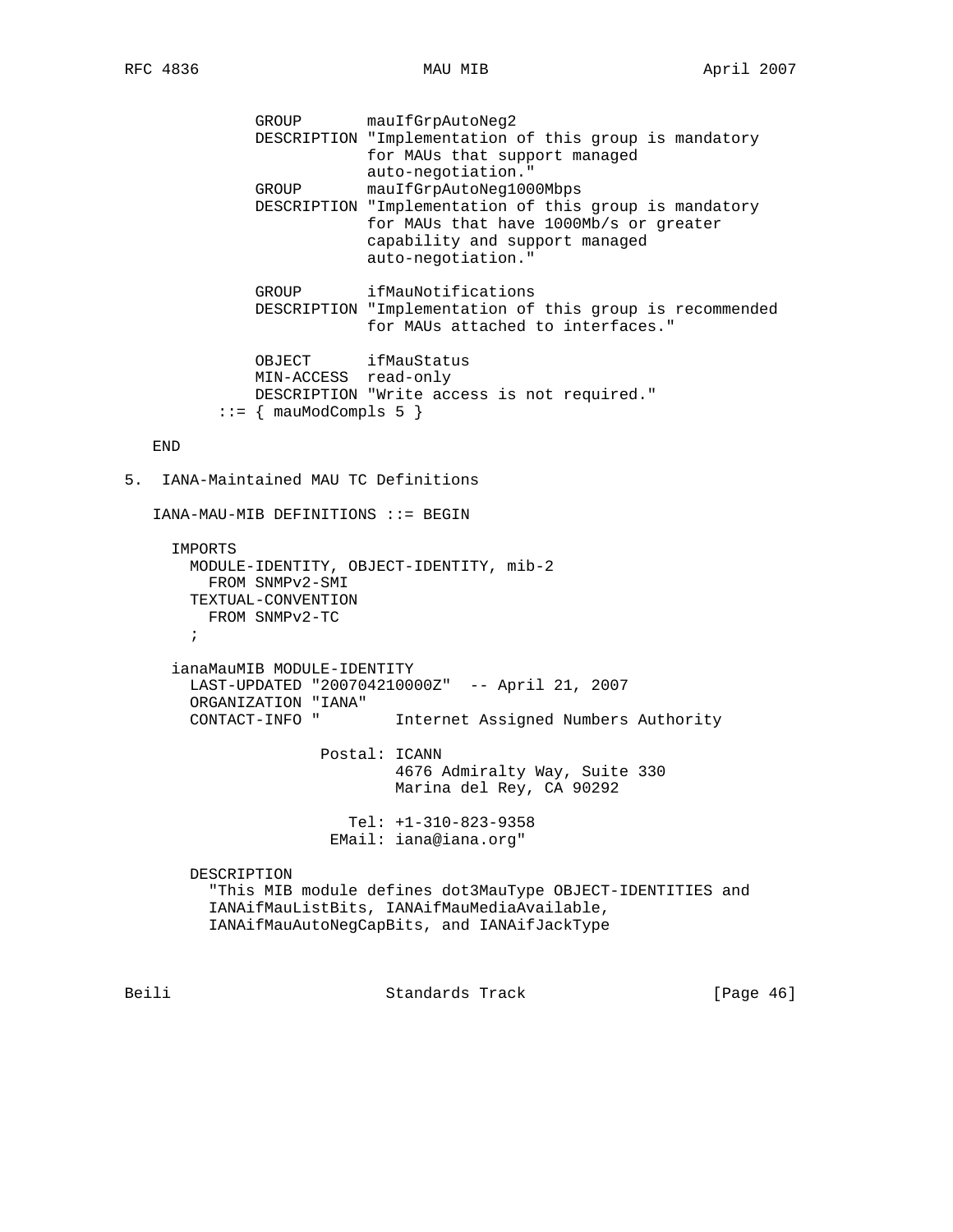```
            GROUP       mauIfGrpAutoNeg2
            DESCRIPTION "Implementation of this group is mandatory
                        for MAUs that support managed
                        auto-negotiation."
            GROUP       mauIfGrpAutoNeg1000Mbps
            DESCRIPTION "Implementation of this group is mandatory
                        for MAUs that have 1000Mb/s or greater
                        capability and support managed
                        auto-negotiation."

            GROUP       ifMauNotifications
            DESCRIPTION "Implementation of this group is recommended
                        for MAUs attached to interfaces."

            OBJECT      ifMauStatus
            MIN-ACCESS  read-only
            DESCRIPTION "Write access is not required."
        ::= { mauModCompls 5 }

   END
```

## 5. IANA-Maintained MAU TC Definitions

```
   IANA-MAU-MIB DEFINITIONS ::= BEGIN

     IMPORTS
       MODULE-IDENTITY, OBJECT-IDENTITY, mib-2
         FROM SNMPv2-SMI
       TEXTUAL-CONVENTION
         FROM SNMPv2-TC
         ;

     ianaMauMIB MODULE-IDENTITY
       LAST-UPDATED "200704210000Z"  -- April 21, 2007
       ORGANIZATION "IANA"
       CONTACT-INFO "        Internet Assigned Numbers Authority

                     Postal: ICANN
                             4676 Admiralty Way, Suite 330
                             Marina del Rey, CA 90292

                        Tel: +1-310-823-9358
                      EMail: iana@iana.org"

       DESCRIPTION
         "This MIB module defines dot3MauType OBJECT-IDENTITIES and
         IANAifMauListBits, IANAifMauMediaAvailable,
         IANAifMauAutoNegCapBits, and IANAifJackType
```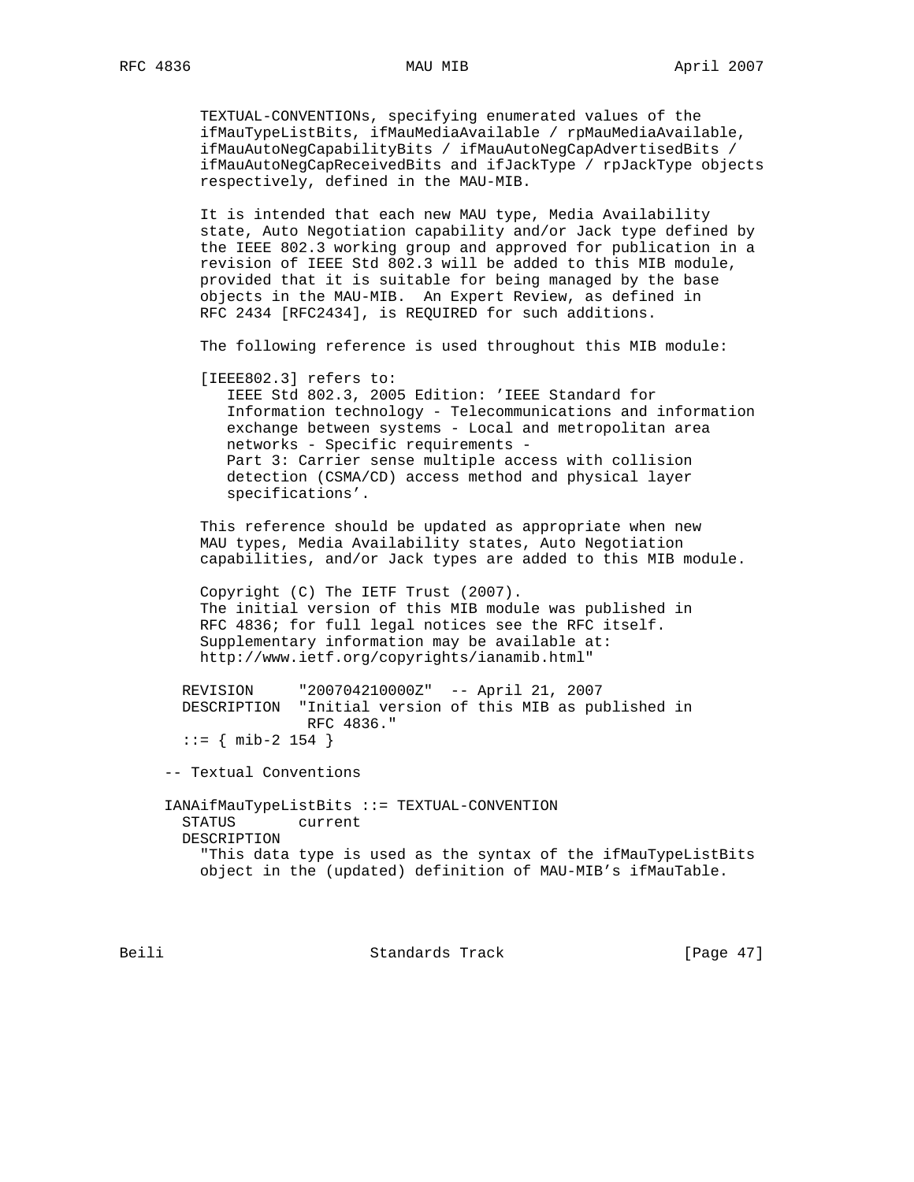```
        TEXTUAL-CONVENTIONs, specifying enumerated values of the
        ifMauTypeListBits, ifMauMediaAvailable / rpMauMediaAvailable,
        ifMauAutoNegCapabilityBits / ifMauAutoNegCapAdvertisedBits /
        ifMauAutoNegCapReceivedBits and ifJackType / rpJackType objects
        respectively, defined in the MAU-MIB.

        It is intended that each new MAU type, Media Availability
        state, Auto Negotiation capability and/or Jack type defined by
        the IEEE 802.3 working group and approved for publication in a
        revision of IEEE Std 802.3 will be added to this MIB module,
        provided that it is suitable for being managed by the base
        objects in the MAU-MIB.  An Expert Review, as defined in
        RFC 2434 [RFC2434], is REQUIRED for such additions.

        The following reference is used throughout this MIB module:

        [IEEE802.3] refers to:
           IEEE Std 802.3, 2005 Edition: 'IEEE Standard for
           Information technology - Telecommunications and information
           exchange between systems - Local and metropolitan area
           networks - Specific requirements -
           Part 3: Carrier sense multiple access with collision
           detection (CSMA/CD) access method and physical layer
           specifications'.

        This reference should be updated as appropriate when new
        MAU types, Media Availability states, Auto Negotiation
        capabilities, and/or Jack types are added to this MIB module.

        Copyright (C) The IETF Trust (2007).
        The initial version of this MIB module was published in
        RFC 4836; for full legal notices see the RFC itself.
        Supplementary information may be available at:
        http://www.ietf.org/copyrights/ianamib.html"

      REVISION     "200704210000Z"  -- April 21, 2007
      DESCRIPTION  "Initial version of this MIB as published in
                    RFC 4836."
      ::= { mib-2 154 }

   -- Textual Conventions

   IANAifMauTypeListBits ::= TEXTUAL-CONVENTION
      STATUS       current
      DESCRIPTION
        "This data type is used as the syntax of the ifMauTypeListBits
        object in the (updated) definition of MAU-MIB's ifMauTable.
```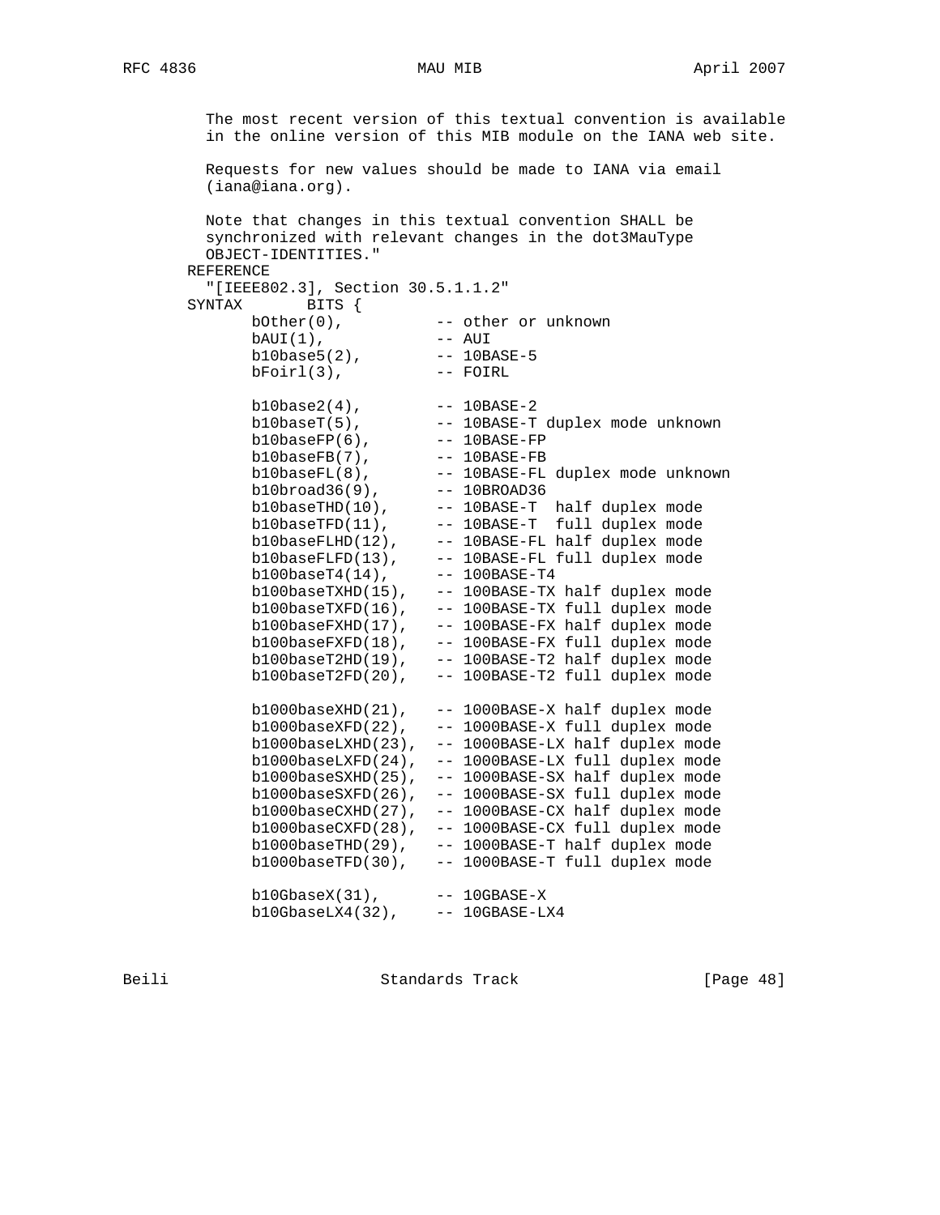```
          The most recent version of this textual convention is available
          in the online version of this MIB module on the IANA web site.

          Requests for new values should be made to IANA via email
          (iana@iana.org).

          Note that changes in this textual convention SHALL be
          synchronized with relevant changes in the dot3MauType
          OBJECT-IDENTITIES."
        REFERENCE
          "[IEEE802.3], Section 30.5.1.1.2"
        SYNTAX      BITS {
               bOther(0),          -- other or unknown
               bAUI(1),            -- AUI
               b10base5(2),        -- 10BASE-5
               bFoirl(3),          -- FOIRL

               b10base2(4),        -- 10BASE-2
               b10baseT(5),        -- 10BASE-T duplex mode unknown
               b10baseFP(6),       -- 10BASE-FP
               b10baseFB(7),       -- 10BASE-FB
               b10baseFL(8),       -- 10BASE-FL duplex mode unknown
               b10broad36(9),      -- 10BROAD36
               b10baseTHD(10),     -- 10BASE-T  half duplex mode
               b10baseTFD(11),     -- 10BASE-T  full duplex mode
               b10baseFLHD(12),    -- 10BASE-FL half duplex mode
               b10baseFLFD(13),    -- 10BASE-FL full duplex mode
               b100baseT4(14),     -- 100BASE-T4
               b100baseTXHD(15),   -- 100BASE-TX half duplex mode
               b100baseTXFD(16),   -- 100BASE-TX full duplex mode
               b100baseFXHD(17),   -- 100BASE-FX half duplex mode
               b100baseFXFD(18),   -- 100BASE-FX full duplex mode
               b100baseT2HD(19),   -- 100BASE-T2 half duplex mode
               b100baseT2FD(20),   -- 100BASE-T2 full duplex mode

               b1000baseXHD(21),   -- 1000BASE-X half duplex mode
               b1000baseXFD(22),   -- 1000BASE-X full duplex mode
               b1000baseLXHD(23),  -- 1000BASE-LX half duplex mode
               b1000baseLXFD(24),  -- 1000BASE-LX full duplex mode
               b1000baseSXHD(25),  -- 1000BASE-SX half duplex mode
               b1000baseSXFD(26),  -- 1000BASE-SX full duplex mode
               b1000baseCXHD(27),  -- 1000BASE-CX half duplex mode
               b1000baseCXFD(28),  -- 1000BASE-CX full duplex mode
               b1000baseTHD(29),   -- 1000BASE-T half duplex mode
               b1000baseTFD(30),   -- 1000BASE-T full duplex mode

               b10GbaseX(31),      -- 10GBASE-X
               b10GbaseLX4(32),    -- 10GBASE-LX4
```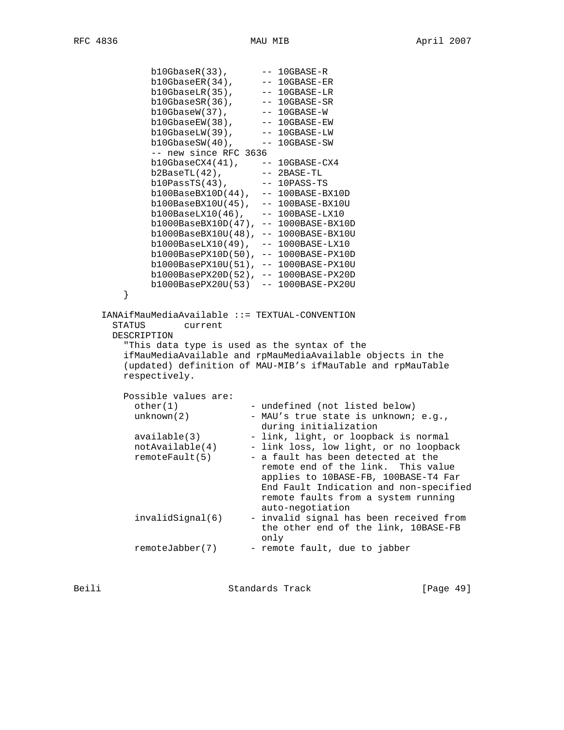```
          b10GbaseR(33),      -- 10GBASE-R
          b10GbaseER(34),     -- 10GBASE-ER
          b10GbaseLR(35),     -- 10GBASE-LR
          b10GbaseSR(36),     -- 10GBASE-SR
          b10GbaseW(37),      -- 10GBASE-W
          b10GbaseEW(38),     -- 10GBASE-EW
          b10GbaseLW(39),     -- 10GBASE-LW
          b10GbaseSW(40),     -- 10GBASE-SW
          -- new since RFC 3636
          b10GbaseCX4(41),    -- 10GBASE-CX4
          b2BaseTL(42),       -- 2BASE-TL
          b10PassTS(43),      -- 10PASS-TS
          b100BaseBX10D(44),  -- 100BASE-BX10D
          b100BaseBX10U(45),  -- 100BASE-BX10U
          b100BaseLX10(46),   -- 100BASE-LX10
          b1000BaseBX10D(47), -- 1000BASE-BX10D
          b1000BaseBX10U(48), -- 1000BASE-BX10U
          b1000BaseLX10(49),  -- 1000BASE-LX10
          b1000BasePX10D(50), -- 1000BASE-PX10D
          b1000BasePX10U(51), -- 1000BASE-PX10U
          b1000BasePX20D(52), -- 1000BASE-PX20D
          b1000BasePX20U(53)  -- 1000BASE-PX20U
      }

   IANAifMauMediaAvailable ::= TEXTUAL-CONVENTION
     STATUS       current
     DESCRIPTION
       "This data type is used as the syntax of the
       ifMauMediaAvailable and rpMauMediaAvailable objects in the
       (updated) definition of MAU-MIB's ifMauTable and rpMauTable
       respectively.

       Possible values are:
         other(1)             - undefined (not listed below)
         unknown(2)           - MAU's true state is unknown; e.g.,
                                during initialization
         available(3)         - link, light, or loopback is normal
         notAvailable(4)      - link loss, low light, or no loopback
         remoteFault(5)       - a fault has been detected at the
                                remote end of the link.  This value
                                applies to 10BASE-FB, 100BASE-T4 Far
                                End Fault Indication and non-specified
                                remote faults from a system running
                                auto-negotiation
         invalidSignal(6)     - invalid signal has been received from
                                the other end of the link, 10BASE-FB
                                only
         remoteJabber(7)      - remote fault, due to jabber
```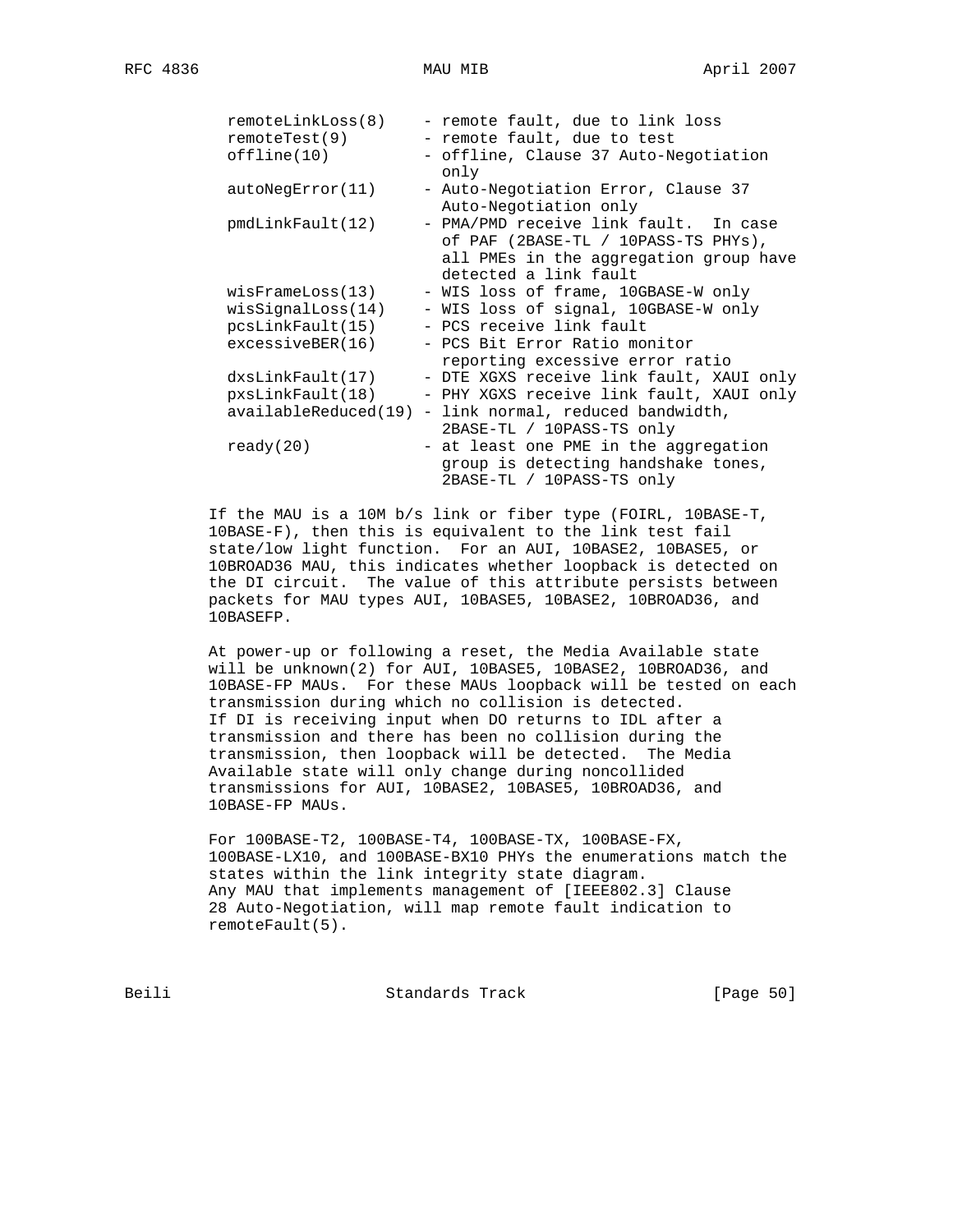```
          remoteLinkLoss(8)    - remote fault, due to link loss
          remoteTest(9)        - remote fault, due to test
          offline(10)          - offline, Clause 37 Auto-Negotiation
                                 only
          autoNegError(11)     - Auto-Negotiation Error, Clause 37
                                 Auto-Negotiation only
          pmdLinkFault(12)     - PMA/PMD receive link fault.  In case
                                 of PAF (2BASE-TL / 10PASS-TS PHYs),
                                 all PMEs in the aggregation group have
                                 detected a link fault
          wisFrameLoss(13)     - WIS loss of frame, 10GBASE-W only
          wisSignalLoss(14)    - WIS loss of signal, 10GBASE-W only
          pcsLinkFault(15)     - PCS receive link fault
          excessiveBER(16)     - PCS Bit Error Ratio monitor
                                 reporting excessive error ratio
          dxsLinkFault(17)     - DTE XGXS receive link fault, XAUI only
          pxsLinkFault(18)     - PHY XGXS receive link fault, XAUI only
          availableReduced(19) - link normal, reduced bandwidth,
                                 2BASE-TL / 10PASS-TS only
          ready(20)            - at least one PME in the aggregation
                                 group is detecting handshake tones,
                                 2BASE-TL / 10PASS-TS only

         If the MAU is a 10M b/s link or fiber type (FOIRL, 10BASE-T,
         10BASE-F), then this is equivalent to the link test fail
         state/low light function.  For an AUI, 10BASE2, 10BASE5, or
         10BROAD36 MAU, this indicates whether loopback is detected on
         the DI circuit.  The value of this attribute persists between
         packets for MAU types AUI, 10BASE5, 10BASE2, 10BROAD36, and
         10BASEFP.

         At power-up or following a reset, the Media Available state
         will be unknown(2) for AUI, 10BASE5, 10BASE2, 10BROAD36, and
         10BASE-FP MAUs.  For these MAUs loopback will be tested on each
         transmission during which no collision is detected.
         If DI is receiving input when DO returns to IDL after a
         transmission and there has been no collision during the
         transmission, then loopback will be detected.  The Media
         Available state will only change during noncollided
         transmissions for AUI, 10BASE2, 10BASE5, 10BROAD36, and
         10BASE-FP MAUs.

         For 100BASE-T2, 100BASE-T4, 100BASE-TX, 100BASE-FX,
         100BASE-LX10, and 100BASE-BX10 PHYs the enumerations match the
         states within the link integrity state diagram.
         Any MAU that implements management of [IEEE802.3] Clause
         28 Auto-Negotiation, will map remote fault indication to
         remoteFault(5).
```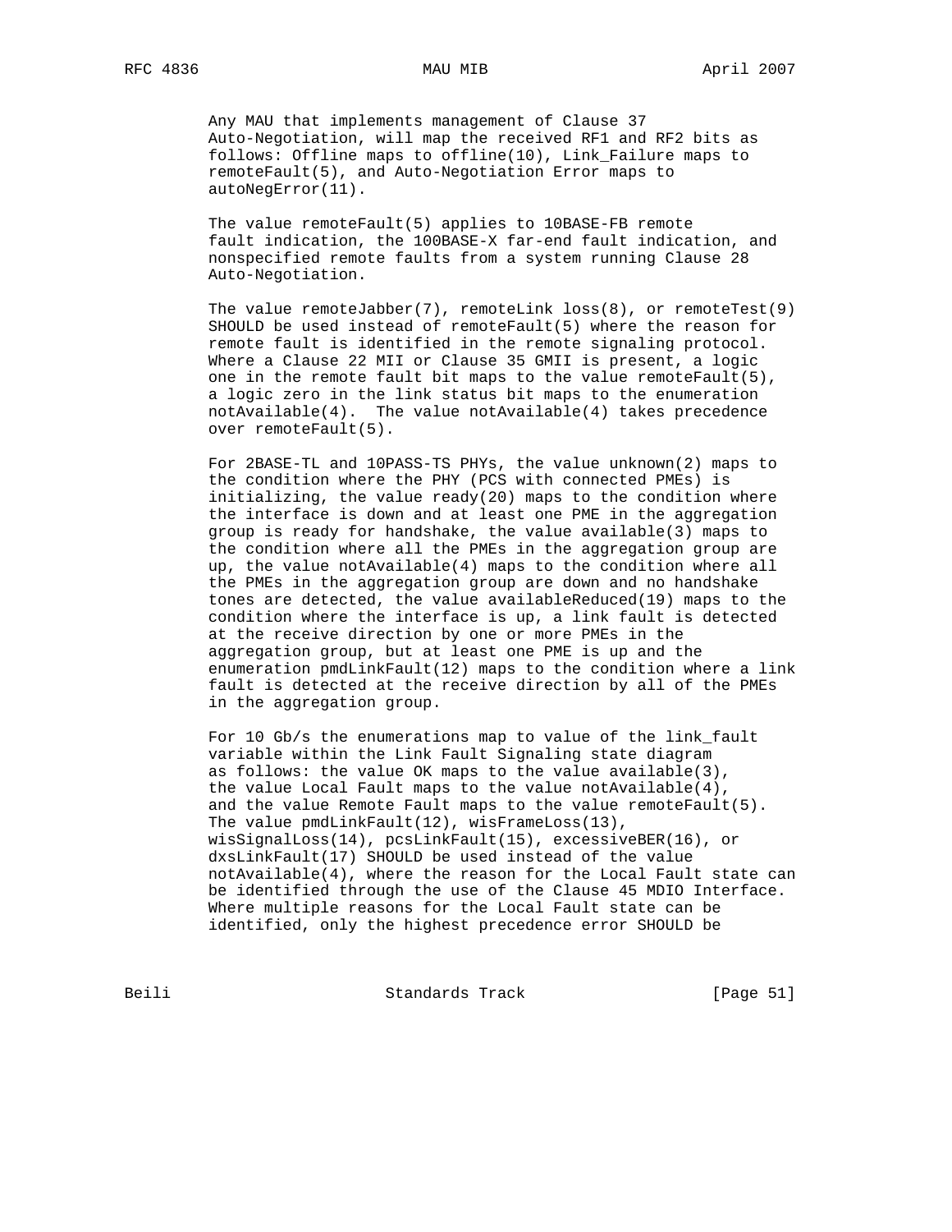Any MAU that implements management of Clause 37 Auto-Negotiation, will map the received RF1 and RF2 bits as follows: Offline maps to offline(10), Link_Failure maps to remoteFault(5), and Auto-Negotiation Error maps to autoNegError(11).

The value remoteFault(5) applies to 10BASE-FB remote fault indication, the 100BASE-X far-end fault indication, and nonspecified remote faults from a system running Clause 28 Auto-Negotiation.

The value remoteJabber(7), remoteLink loss(8), or remoteTest(9) SHOULD be used instead of remoteFault(5) where the reason for remote fault is identified in the remote signaling protocol. Where a Clause 22 MII or Clause 35 GMII is present, a logic one in the remote fault bit maps to the value remoteFault(5), a logic zero in the link status bit maps to the enumeration notAvailable(4). The value notAvailable(4) takes precedence over remoteFault(5).

For 2BASE-TL and 10PASS-TS PHYs, the value unknown(2) maps to the condition where the PHY (PCS with connected PMEs) is initializing, the value ready(20) maps to the condition where the interface is down and at least one PME in the aggregation group is ready for handshake, the value available(3) maps to the condition where all the PMEs in the aggregation group are up, the value notAvailable(4) maps to the condition where all the PMEs in the aggregation group are down and no handshake tones are detected, the value availableReduced(19) maps to the condition where the interface is up, a link fault is detected at the receive direction by one or more PMEs in the aggregation group, but at least one PME is up and the enumeration pmdLinkFault(12) maps to the condition where a link fault is detected at the receive direction by all of the PMEs in the aggregation group.

For 10 Gb/s the enumerations map to value of the link_fault variable within the Link Fault Signaling state diagram as follows: the value OK maps to the value available(3), the value Local Fault maps to the value notAvailable(4), and the value Remote Fault maps to the value remoteFault(5). The value pmdLinkFault(12), wisFrameLoss(13), wisSignalLoss(14), pcsLinkFault(15), excessiveBER(16), or dxsLinkFault(17) SHOULD be used instead of the value notAvailable(4), where the reason for the Local Fault state can be identified through the use of the Clause 45 MDIO Interface. Where multiple reasons for the Local Fault state can be identified, only the highest precedence error SHOULD be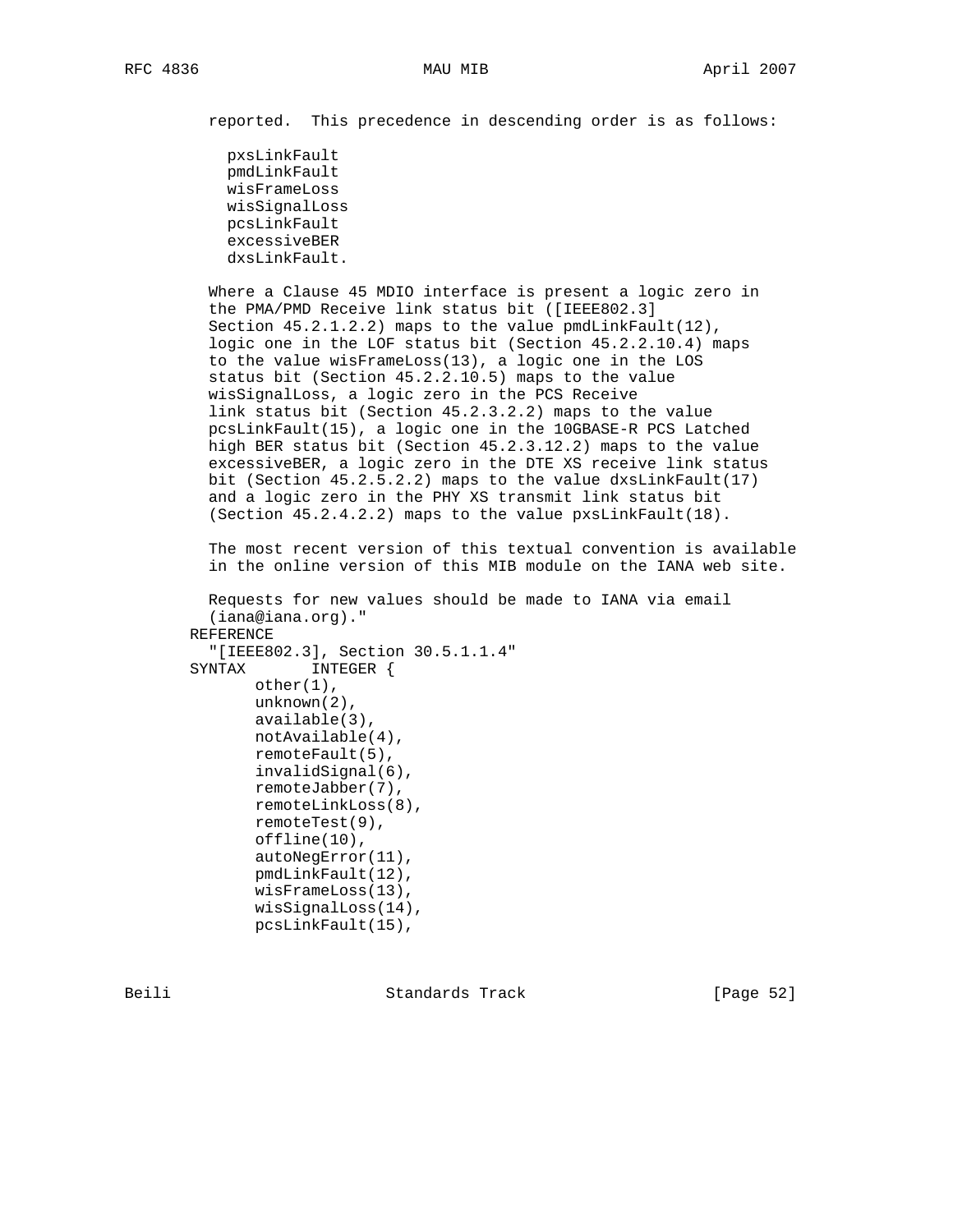```
          reported.  This precedence in descending order is as follows:

            pxsLinkFault
            pmdLinkFault
            wisFrameLoss
            wisSignalLoss
            pcsLinkFault
            excessiveBER
            dxsLinkFault.

          Where a Clause 45 MDIO interface is present a logic zero in
          the PMA/PMD Receive link status bit ([IEEE802.3]
          Section 45.2.1.2.2) maps to the value pmdLinkFault(12),
          logic one in the LOF status bit (Section 45.2.2.10.4) maps
          to the value wisFrameLoss(13), a logic one in the LOS
          status bit (Section 45.2.2.10.5) maps to the value
          wisSignalLoss, a logic zero in the PCS Receive
          link status bit (Section 45.2.3.2.2) maps to the value
          pcsLinkFault(15), a logic one in the 10GBASE-R PCS Latched
          high BER status bit (Section 45.2.3.12.2) maps to the value
          excessiveBER, a logic zero in the DTE XS receive link status
          bit (Section 45.2.5.2.2) maps to the value dxsLinkFault(17)
          and a logic zero in the PHY XS transmit link status bit
          (Section 45.2.4.2.2) maps to the value pxsLinkFault(18).

          The most recent version of this textual convention is available
          in the online version of this MIB module on the IANA web site.

          Requests for new values should be made to IANA via email
          (iana@iana.org)."
        REFERENCE
          "[IEEE802.3], Section 30.5.1.1.4"
        SYNTAX       INTEGER {
               other(1),
               unknown(2),
               available(3),
               notAvailable(4),
               remoteFault(5),
               invalidSignal(6),
               remoteJabber(7),
               remoteLinkLoss(8),
               remoteTest(9),
               offline(10),
               autoNegError(11),
               pmdLinkFault(12),
               wisFrameLoss(13),
               wisSignalLoss(14),
               pcsLinkFault(15),
```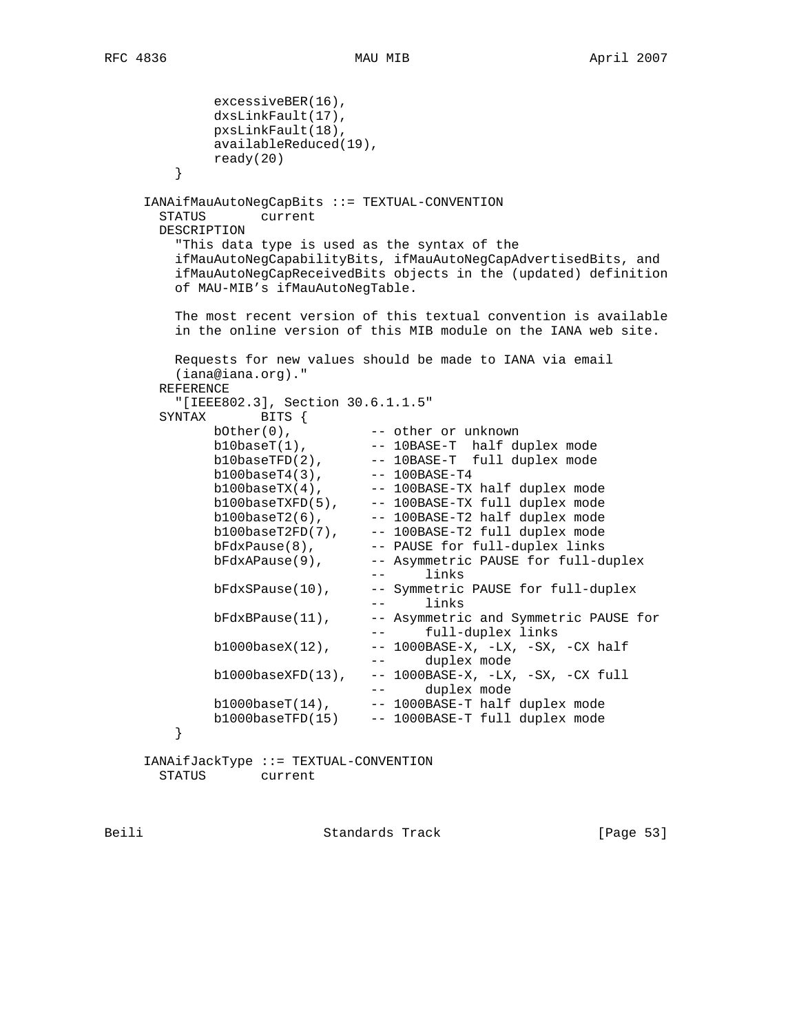```
            excessiveBER(16),
            dxsLinkFault(17),
            pxsLinkFault(18),
            availableReduced(19),
            ready(20)
        }

    IANAifMauAutoNegCapBits ::= TEXTUAL-CONVENTION
      STATUS       current
      DESCRIPTION
        "This data type is used as the syntax of the
        ifMauAutoNegCapabilityBits, ifMauAutoNegCapAdvertisedBits, and
        ifMauAutoNegCapReceivedBits objects in the (updated) definition
        of MAU-MIB's ifMauAutoNegTable.

        The most recent version of this textual convention is available
        in the online version of this MIB module on the IANA web site.

        Requests for new values should be made to IANA via email
        (iana@iana.org)."
      REFERENCE
        "[IEEE802.3], Section 30.6.1.1.5"
      SYNTAX       BITS {
            bOther(0),          -- other or unknown
            b10baseT(1),        -- 10BASE-T  half duplex mode
            b10baseTFD(2),      -- 10BASE-T  full duplex mode
            b100baseT4(3),      -- 100BASE-T4
            b100baseTX(4),      -- 100BASE-TX half duplex mode
            b100baseTXFD(5),    -- 100BASE-TX full duplex mode
            b100baseT2(6),      -- 100BASE-T2 half duplex mode
            b100baseT2FD(7),    -- 100BASE-T2 full duplex mode
            bFdxPause(8),       -- PAUSE for full-duplex links
            bFdxAPause(9),      -- Asymmetric PAUSE for full-duplex
                                --     links
            bFdxSPause(10),     -- Symmetric PAUSE for full-duplex
                                --     links
            bFdxBPause(11),     -- Asymmetric and Symmetric PAUSE for
                                --     full-duplex links
            b1000baseX(12),     -- 1000BASE-X, -LX, -SX, -CX half
                                --     duplex mode
            b1000baseXFD(13),   -- 1000BASE-X, -LX, -SX, -CX full
                                --     duplex mode
            b1000baseT(14),     -- 1000BASE-T half duplex mode
            b1000baseTFD(15)    -- 1000BASE-T full duplex mode
        }

    IANAifJackType ::= TEXTUAL-CONVENTION
      STATUS       current
```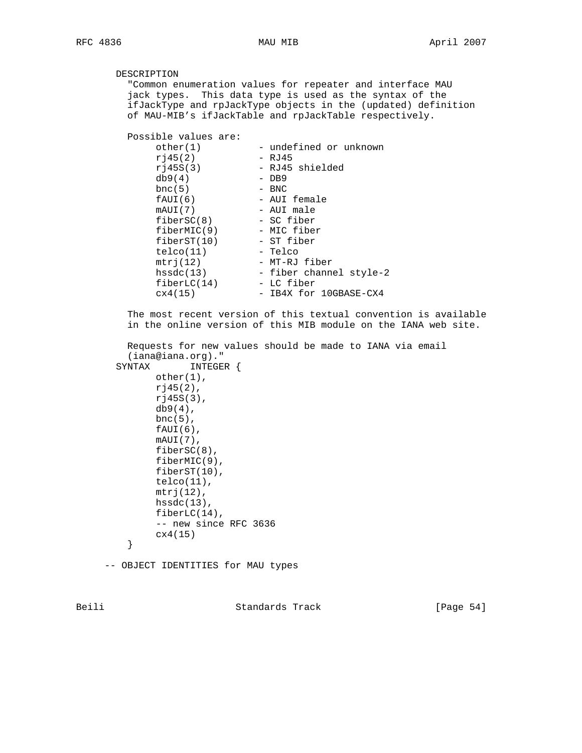```
       DESCRIPTION
         "Common enumeration values for repeater and interface MAU
         jack types.  This data type is used as the syntax of the
         ifJackType and rpJackType objects in the (updated) definition
         of MAU-MIB's ifJackTable and rpJackTable respectively.

         Possible values are:
              other(1)          - undefined or unknown
              rj45(2)           - RJ45
              rj45S(3)          - RJ45 shielded
              db9(4)            - DB9
              bnc(5)            - BNC
              fAUI(6)           - AUI female
              mAUI(7)           - AUI male
              fiberSC(8)        - SC fiber
              fiberMIC(9)       - MIC fiber
              fiberST(10)       - ST fiber
              telco(11)         - Telco
              mtrj(12)          - MT-RJ fiber
              hssdc(13)         - fiber channel style-2
              fiberLC(14)       - LC fiber
              cx4(15)           - IB4X for 10GBASE-CX4

         The most recent version of this textual convention is available
         in the online version of this MIB module on the IANA web site.

         Requests for new values should be made to IANA via email
         (iana@iana.org)."
       SYNTAX       INTEGER {
              other(1),
              rj45(2),
              rj45S(3),
              db9(4),
              bnc(5),
              fAUI(6),
              mAUI(7),
              fiberSC(8),
              fiberMIC(9),
              fiberST(10),
              telco(11),
              mtrj(12),
              hssdc(13),
              fiberLC(14),
              -- new since RFC 3636
              cx4(15)
         }

     -- OBJECT IDENTITIES for MAU types
```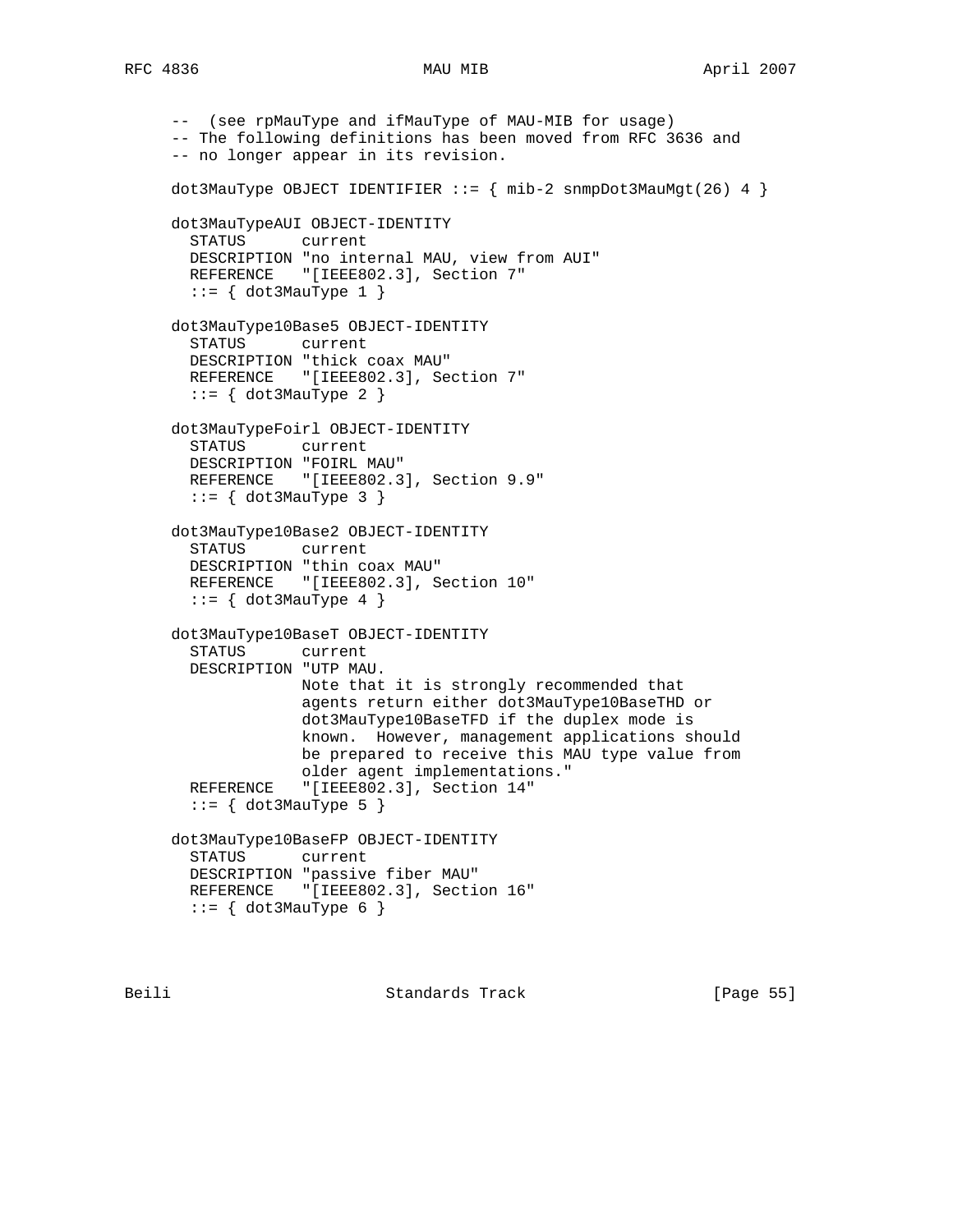```
   --  (see rpMauType and ifMauType of MAU-MIB for usage)
   -- The following definitions has been moved from RFC 3636 and
   -- no longer appear in its revision.

   dot3MauType OBJECT IDENTIFIER ::= { mib-2 snmpDot3MauMgt(26) 4 }

   dot3MauTypeAUI OBJECT-IDENTITY
     STATUS      current
     DESCRIPTION "no internal MAU, view from AUI"
     REFERENCE   "[IEEE802.3], Section 7"
     ::= { dot3MauType 1 }

   dot3MauType10Base5 OBJECT-IDENTITY
     STATUS      current
     DESCRIPTION "thick coax MAU"
     REFERENCE   "[IEEE802.3], Section 7"
     ::= { dot3MauType 2 }

   dot3MauTypeFoirl OBJECT-IDENTITY
     STATUS      current
     DESCRIPTION "FOIRL MAU"
     REFERENCE   "[IEEE802.3], Section 9.9"
     ::= { dot3MauType 3 }

   dot3MauType10Base2 OBJECT-IDENTITY
     STATUS      current
     DESCRIPTION "thin coax MAU"
     REFERENCE   "[IEEE802.3], Section 10"
     ::= { dot3MauType 4 }

   dot3MauType10BaseT OBJECT-IDENTITY
     STATUS      current
     DESCRIPTION "UTP MAU.
                 Note that it is strongly recommended that
                 agents return either dot3MauType10BaseTHD or
                 dot3MauType10BaseTFD if the duplex mode is
                 known.  However, management applications should
                 be prepared to receive this MAU type value from
                 older agent implementations."
     REFERENCE   "[IEEE802.3], Section 14"
     ::= { dot3MauType 5 }

   dot3MauType10BaseFP OBJECT-IDENTITY
     STATUS      current
     DESCRIPTION "passive fiber MAU"
     REFERENCE   "[IEEE802.3], Section 16"
     ::= { dot3MauType 6 }
```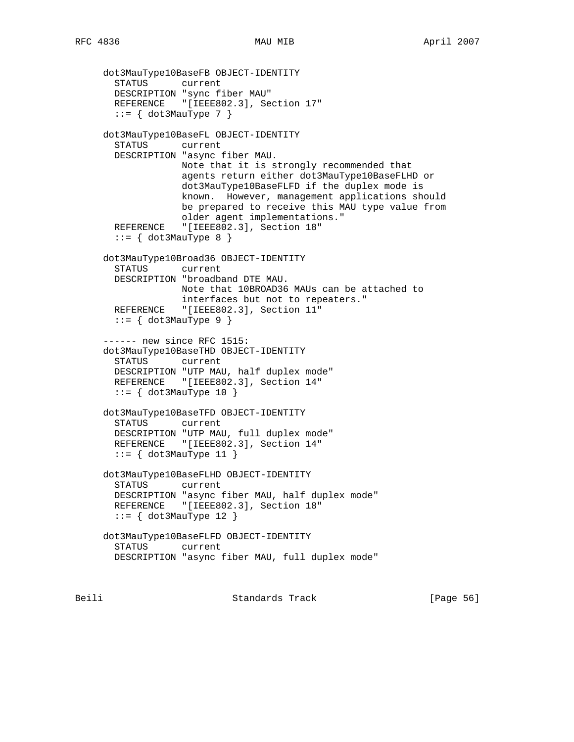```
   dot3MauType10BaseFB OBJECT-IDENTITY
     STATUS      current
     DESCRIPTION "sync fiber MAU"
     REFERENCE   "[IEEE802.3], Section 17"
     ::= { dot3MauType 7 }

   dot3MauType10BaseFL OBJECT-IDENTITY
     STATUS      current
     DESCRIPTION "async fiber MAU.
                 Note that it is strongly recommended that
                 agents return either dot3MauType10BaseFLHD or
                 dot3MauType10BaseFLFD if the duplex mode is
                 known.  However, management applications should
                 be prepared to receive this MAU type value from
                 older agent implementations."
     REFERENCE   "[IEEE802.3], Section 18"
     ::= { dot3MauType 8 }

   dot3MauType10Broad36 OBJECT-IDENTITY
     STATUS      current
     DESCRIPTION "broadband DTE MAU.
                 Note that 10BROAD36 MAUs can be attached to
                 interfaces but not to repeaters."
     REFERENCE   "[IEEE802.3], Section 11"
     ::= { dot3MauType 9 }

   ------ new since RFC 1515:
   dot3MauType10BaseTHD OBJECT-IDENTITY
     STATUS      current
     DESCRIPTION "UTP MAU, half duplex mode"
     REFERENCE   "[IEEE802.3], Section 14"
     ::= { dot3MauType 10 }

   dot3MauType10BaseTFD OBJECT-IDENTITY
     STATUS      current
     DESCRIPTION "UTP MAU, full duplex mode"
     REFERENCE   "[IEEE802.3], Section 14"
     ::= { dot3MauType 11 }

   dot3MauType10BaseFLHD OBJECT-IDENTITY
     STATUS      current
     DESCRIPTION "async fiber MAU, half duplex mode"
     REFERENCE   "[IEEE802.3], Section 18"
     ::= { dot3MauType 12 }

   dot3MauType10BaseFLFD OBJECT-IDENTITY
     STATUS      current
     DESCRIPTION "async fiber MAU, full duplex mode"
```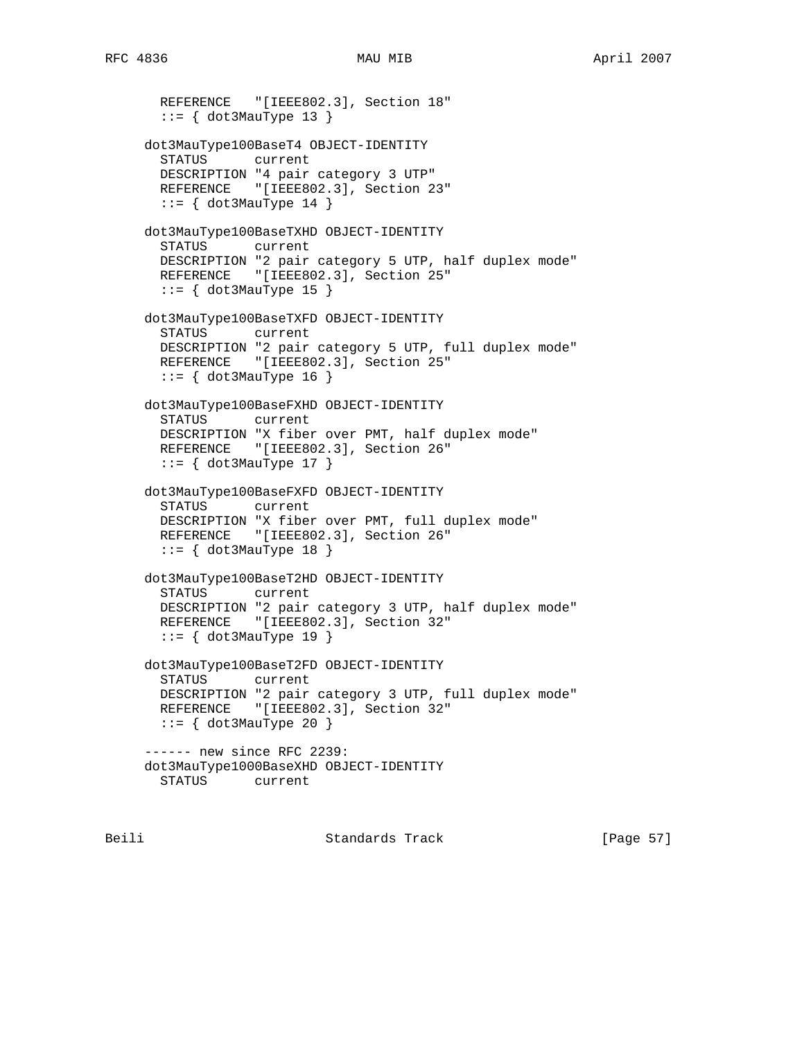```
       REFERENCE   "[IEEE802.3], Section 18"
       ::= { dot3MauType 13 }

     dot3MauType100BaseT4 OBJECT-IDENTITY
       STATUS      current
       DESCRIPTION "4 pair category 3 UTP"
       REFERENCE   "[IEEE802.3], Section 23"
       ::= { dot3MauType 14 }

     dot3MauType100BaseTXHD OBJECT-IDENTITY
       STATUS      current
       DESCRIPTION "2 pair category 5 UTP, half duplex mode"
       REFERENCE   "[IEEE802.3], Section 25"
       ::= { dot3MauType 15 }

     dot3MauType100BaseTXFD OBJECT-IDENTITY
       STATUS      current
       DESCRIPTION "2 pair category 5 UTP, full duplex mode"
       REFERENCE   "[IEEE802.3], Section 25"
       ::= { dot3MauType 16 }

     dot3MauType100BaseFXHD OBJECT-IDENTITY
       STATUS      current
       DESCRIPTION "X fiber over PMT, half duplex mode"
       REFERENCE   "[IEEE802.3], Section 26"
       ::= { dot3MauType 17 }

     dot3MauType100BaseFXFD OBJECT-IDENTITY
       STATUS      current
       DESCRIPTION "X fiber over PMT, full duplex mode"
       REFERENCE   "[IEEE802.3], Section 26"
       ::= { dot3MauType 18 }

     dot3MauType100BaseT2HD OBJECT-IDENTITY
       STATUS      current
       DESCRIPTION "2 pair category 3 UTP, half duplex mode"
       REFERENCE   "[IEEE802.3], Section 32"
       ::= { dot3MauType 19 }

     dot3MauType100BaseT2FD OBJECT-IDENTITY
       STATUS      current
       DESCRIPTION "2 pair category 3 UTP, full duplex mode"
       REFERENCE   "[IEEE802.3], Section 32"
       ::= { dot3MauType 20 }

     ------ new since RFC 2239:
     dot3MauType1000BaseXHD OBJECT-IDENTITY
       STATUS      current
```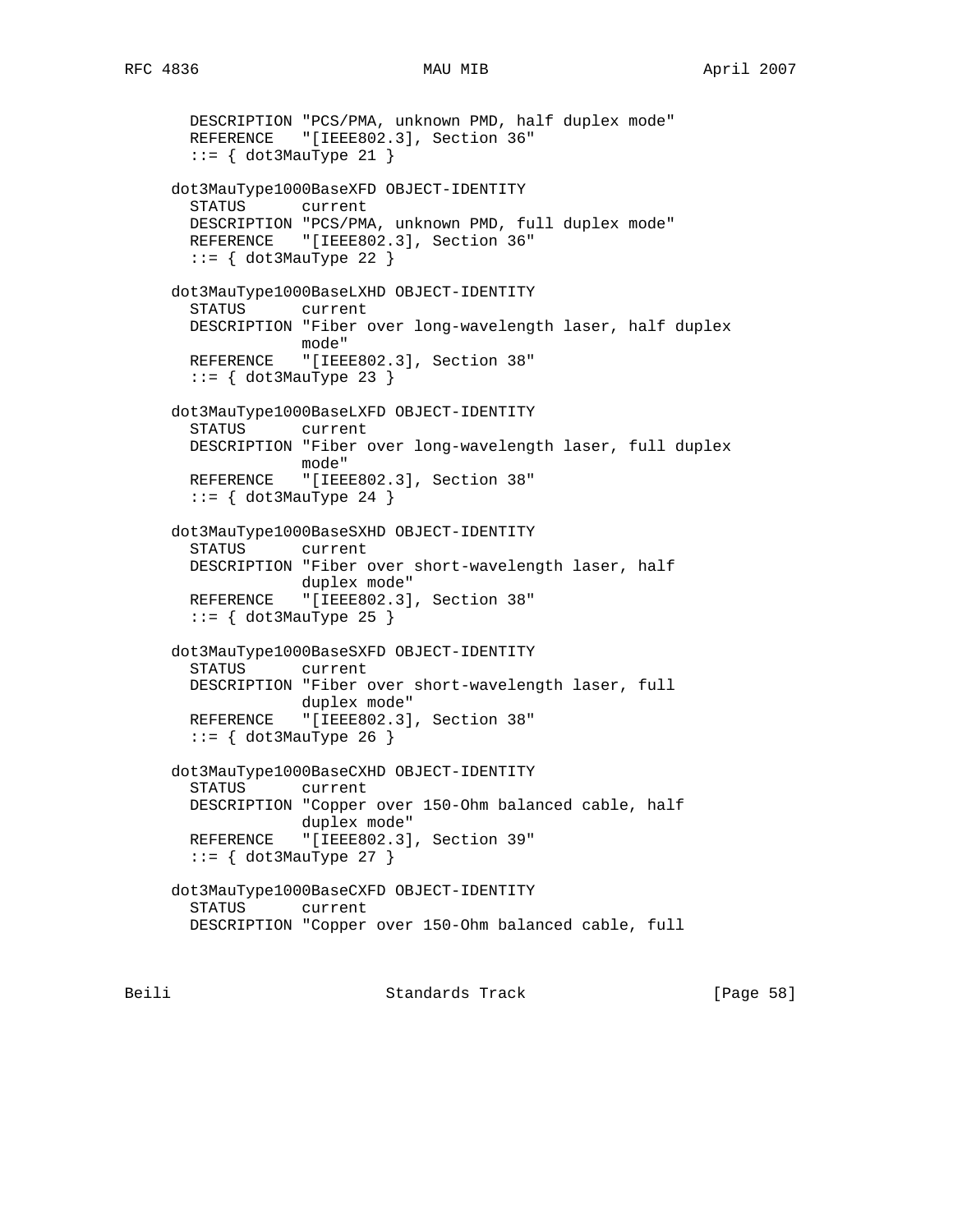```
       DESCRIPTION "PCS/PMA, unknown PMD, half duplex mode"
       REFERENCE   "[IEEE802.3], Section 36"
       ::= { dot3MauType 21 }

     dot3MauType1000BaseXFD OBJECT-IDENTITY
       STATUS      current
       DESCRIPTION "PCS/PMA, unknown PMD, full duplex mode"
       REFERENCE   "[IEEE802.3], Section 36"
       ::= { dot3MauType 22 }

     dot3MauType1000BaseLXHD OBJECT-IDENTITY
       STATUS      current
       DESCRIPTION "Fiber over long-wavelength laser, half duplex
                   mode"
       REFERENCE   "[IEEE802.3], Section 38"
       ::= { dot3MauType 23 }

     dot3MauType1000BaseLXFD OBJECT-IDENTITY
       STATUS      current
       DESCRIPTION "Fiber over long-wavelength laser, full duplex
                   mode"
       REFERENCE   "[IEEE802.3], Section 38"
       ::= { dot3MauType 24 }

     dot3MauType1000BaseSXHD OBJECT-IDENTITY
       STATUS      current
       DESCRIPTION "Fiber over short-wavelength laser, half
                   duplex mode"
       REFERENCE   "[IEEE802.3], Section 38"
       ::= { dot3MauType 25 }

     dot3MauType1000BaseSXFD OBJECT-IDENTITY
       STATUS      current
       DESCRIPTION "Fiber over short-wavelength laser, full
                   duplex mode"
       REFERENCE   "[IEEE802.3], Section 38"
       ::= { dot3MauType 26 }

     dot3MauType1000BaseCXHD OBJECT-IDENTITY
       STATUS      current
       DESCRIPTION "Copper over 150-Ohm balanced cable, half
                   duplex mode"
       REFERENCE   "[IEEE802.3], Section 39"
       ::= { dot3MauType 27 }

     dot3MauType1000BaseCXFD OBJECT-IDENTITY
       STATUS      current
       DESCRIPTION "Copper over 150-Ohm balanced cable, full
```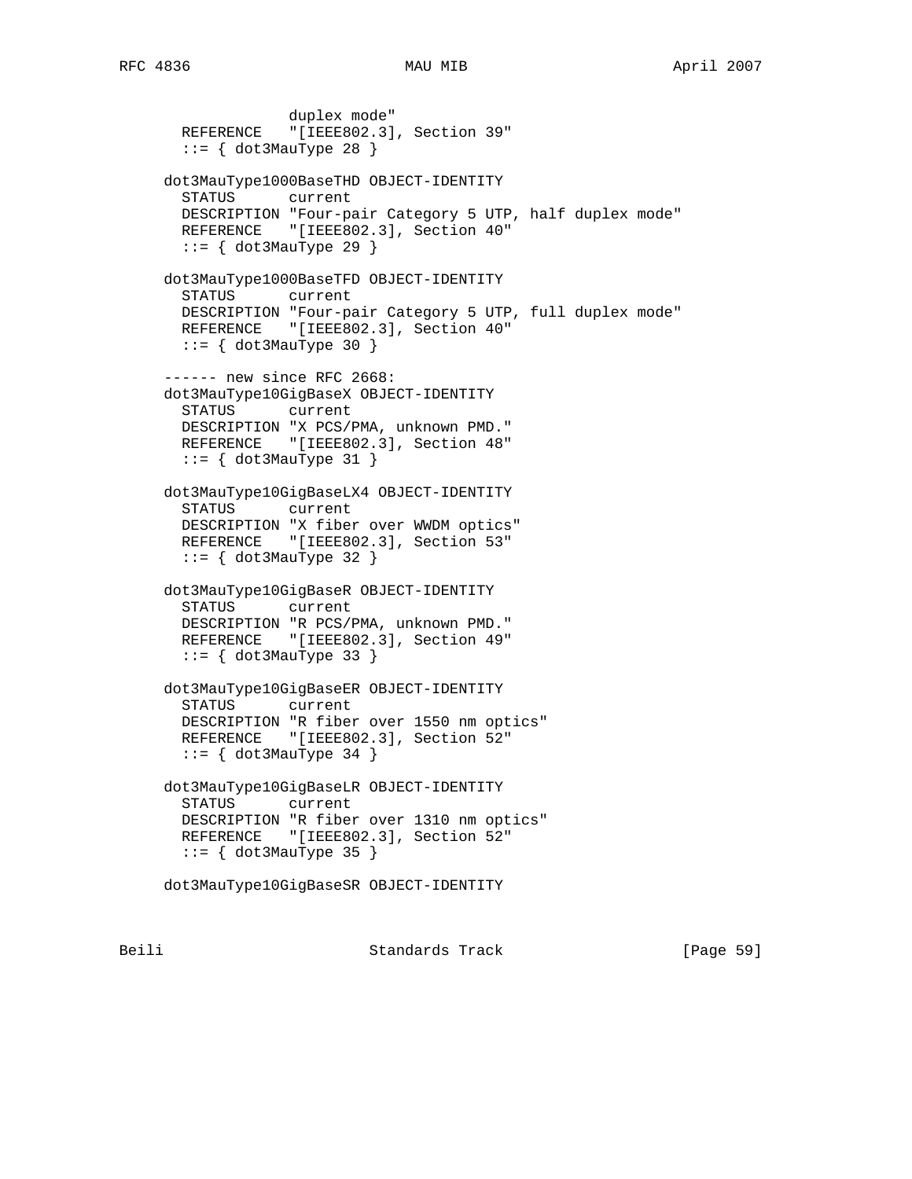```
                 duplex mode"
       REFERENCE   "[IEEE802.3], Section 39"
       ::= { dot3MauType 28 }

     dot3MauType1000BaseTHD OBJECT-IDENTITY
       STATUS      current
       DESCRIPTION "Four-pair Category 5 UTP, half duplex mode"
       REFERENCE   "[IEEE802.3], Section 40"
       ::= { dot3MauType 29 }

     dot3MauType1000BaseTFD OBJECT-IDENTITY
       STATUS      current
       DESCRIPTION "Four-pair Category 5 UTP, full duplex mode"
       REFERENCE   "[IEEE802.3], Section 40"
       ::= { dot3MauType 30 }

     ------ new since RFC 2668:
     dot3MauType10GigBaseX OBJECT-IDENTITY
       STATUS      current
       DESCRIPTION "X PCS/PMA, unknown PMD."
       REFERENCE   "[IEEE802.3], Section 48"
       ::= { dot3MauType 31 }

     dot3MauType10GigBaseLX4 OBJECT-IDENTITY
       STATUS      current
       DESCRIPTION "X fiber over WWDM optics"
       REFERENCE   "[IEEE802.3], Section 53"
       ::= { dot3MauType 32 }

     dot3MauType10GigBaseR OBJECT-IDENTITY
       STATUS      current
       DESCRIPTION "R PCS/PMA, unknown PMD."
       REFERENCE   "[IEEE802.3], Section 49"
       ::= { dot3MauType 33 }

     dot3MauType10GigBaseER OBJECT-IDENTITY
       STATUS      current
       DESCRIPTION "R fiber over 1550 nm optics"
       REFERENCE   "[IEEE802.3], Section 52"
       ::= { dot3MauType 34 }

     dot3MauType10GigBaseLR OBJECT-IDENTITY
       STATUS      current
       DESCRIPTION "R fiber over 1310 nm optics"
       REFERENCE   "[IEEE802.3], Section 52"
       ::= { dot3MauType 35 }

     dot3MauType10GigBaseSR OBJECT-IDENTITY
```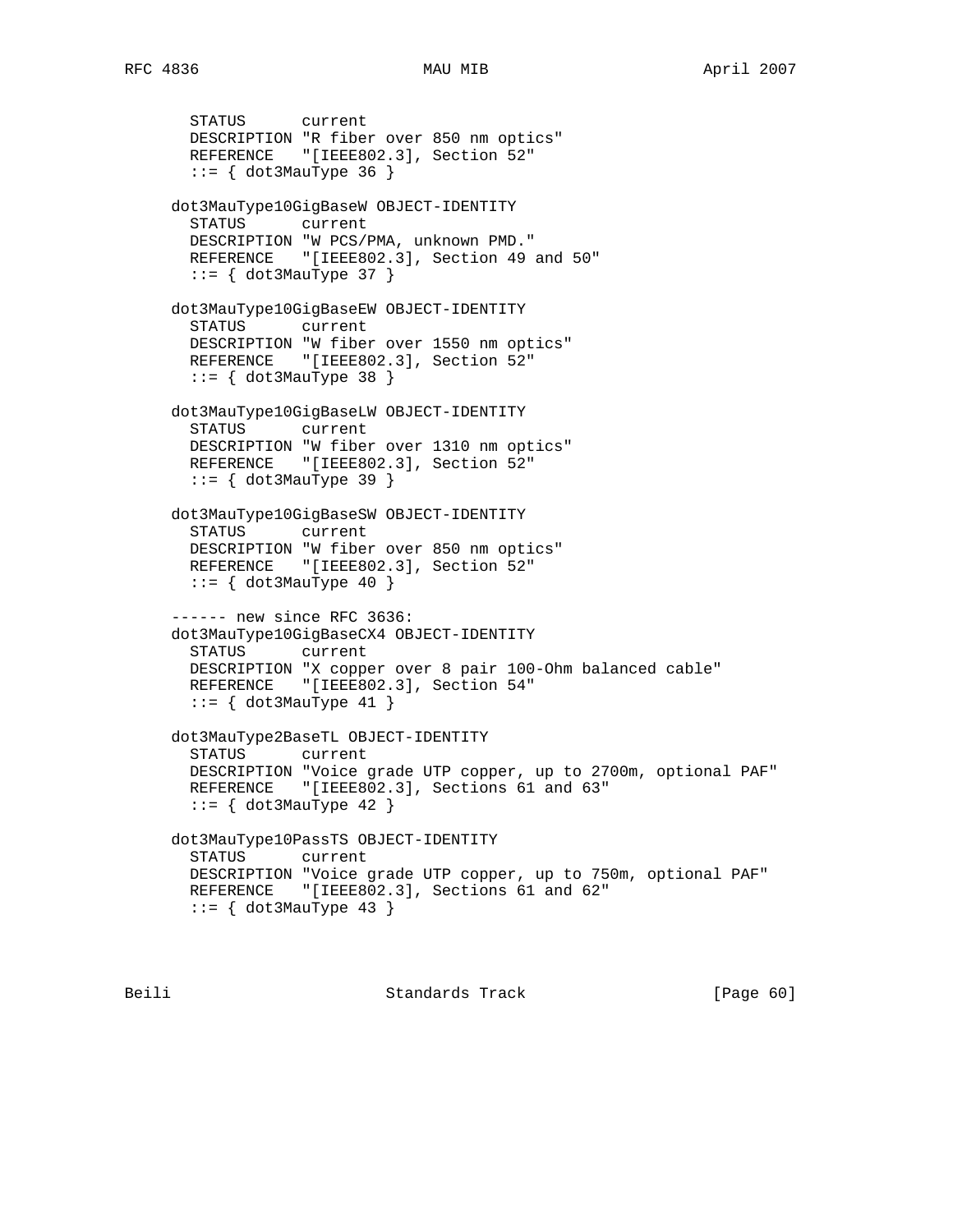```
       STATUS      current
       DESCRIPTION "R fiber over 850 nm optics"
       REFERENCE   "[IEEE802.3], Section 52"
       ::= { dot3MauType 36 }

     dot3MauType10GigBaseW OBJECT-IDENTITY
       STATUS      current
       DESCRIPTION "W PCS/PMA, unknown PMD."
       REFERENCE   "[IEEE802.3], Section 49 and 50"
       ::= { dot3MauType 37 }

     dot3MauType10GigBaseEW OBJECT-IDENTITY
       STATUS      current
       DESCRIPTION "W fiber over 1550 nm optics"
       REFERENCE   "[IEEE802.3], Section 52"
       ::= { dot3MauType 38 }

     dot3MauType10GigBaseLW OBJECT-IDENTITY
       STATUS      current
       DESCRIPTION "W fiber over 1310 nm optics"
       REFERENCE   "[IEEE802.3], Section 52"
       ::= { dot3MauType 39 }

     dot3MauType10GigBaseSW OBJECT-IDENTITY
       STATUS      current
       DESCRIPTION "W fiber over 850 nm optics"
       REFERENCE   "[IEEE802.3], Section 52"
       ::= { dot3MauType 40 }

     ------ new since RFC 3636:
     dot3MauType10GigBaseCX4 OBJECT-IDENTITY
       STATUS      current
       DESCRIPTION "X copper over 8 pair 100-Ohm balanced cable"
       REFERENCE   "[IEEE802.3], Section 54"
       ::= { dot3MauType 41 }

     dot3MauType2BaseTL OBJECT-IDENTITY
       STATUS      current
       DESCRIPTION "Voice grade UTP copper, up to 2700m, optional PAF"
       REFERENCE   "[IEEE802.3], Sections 61 and 63"
       ::= { dot3MauType 42 }

     dot3MauType10PassTS OBJECT-IDENTITY
       STATUS      current
       DESCRIPTION "Voice grade UTP copper, up to 750m, optional PAF"
       REFERENCE   "[IEEE802.3], Sections 61 and 62"
       ::= { dot3MauType 43 }
```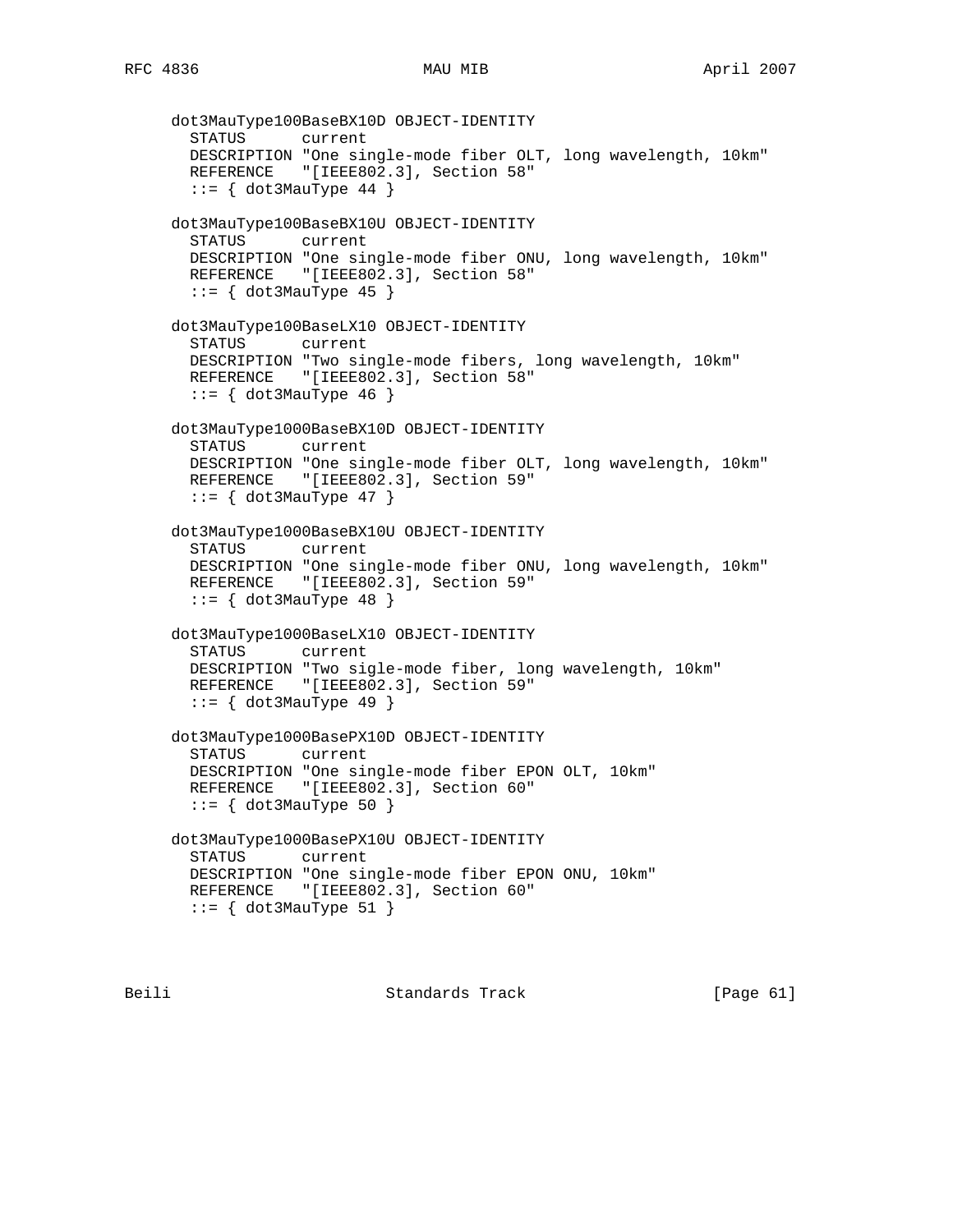```
   dot3MauType100BaseBX10D OBJECT-IDENTITY
     STATUS      current
     DESCRIPTION "One single-mode fiber OLT, long wavelength, 10km"
     REFERENCE   "[IEEE802.3], Section 58"
     ::= { dot3MauType 44 }

   dot3MauType100BaseBX10U OBJECT-IDENTITY
     STATUS      current
     DESCRIPTION "One single-mode fiber ONU, long wavelength, 10km"
     REFERENCE   "[IEEE802.3], Section 58"
     ::= { dot3MauType 45 }

   dot3MauType100BaseLX10 OBJECT-IDENTITY
     STATUS      current
     DESCRIPTION "Two single-mode fibers, long wavelength, 10km"
     REFERENCE   "[IEEE802.3], Section 58"
     ::= { dot3MauType 46 }

   dot3MauType1000BaseBX10D OBJECT-IDENTITY
     STATUS      current
     DESCRIPTION "One single-mode fiber OLT, long wavelength, 10km"
     REFERENCE   "[IEEE802.3], Section 59"
     ::= { dot3MauType 47 }

   dot3MauType1000BaseBX10U OBJECT-IDENTITY
     STATUS      current
     DESCRIPTION "One single-mode fiber ONU, long wavelength, 10km"
     REFERENCE   "[IEEE802.3], Section 59"
     ::= { dot3MauType 48 }

   dot3MauType1000BaseLX10 OBJECT-IDENTITY
     STATUS      current
     DESCRIPTION "Two sigle-mode fiber, long wavelength, 10km"
     REFERENCE   "[IEEE802.3], Section 59"
     ::= { dot3MauType 49 }

   dot3MauType1000BasePX10D OBJECT-IDENTITY
     STATUS      current
     DESCRIPTION "One single-mode fiber EPON OLT, 10km"
     REFERENCE   "[IEEE802.3], Section 60"
     ::= { dot3MauType 50 }

   dot3MauType1000BasePX10U OBJECT-IDENTITY
     STATUS      current
     DESCRIPTION "One single-mode fiber EPON ONU, 10km"
     REFERENCE   "[IEEE802.3], Section 60"
     ::= { dot3MauType 51 }
```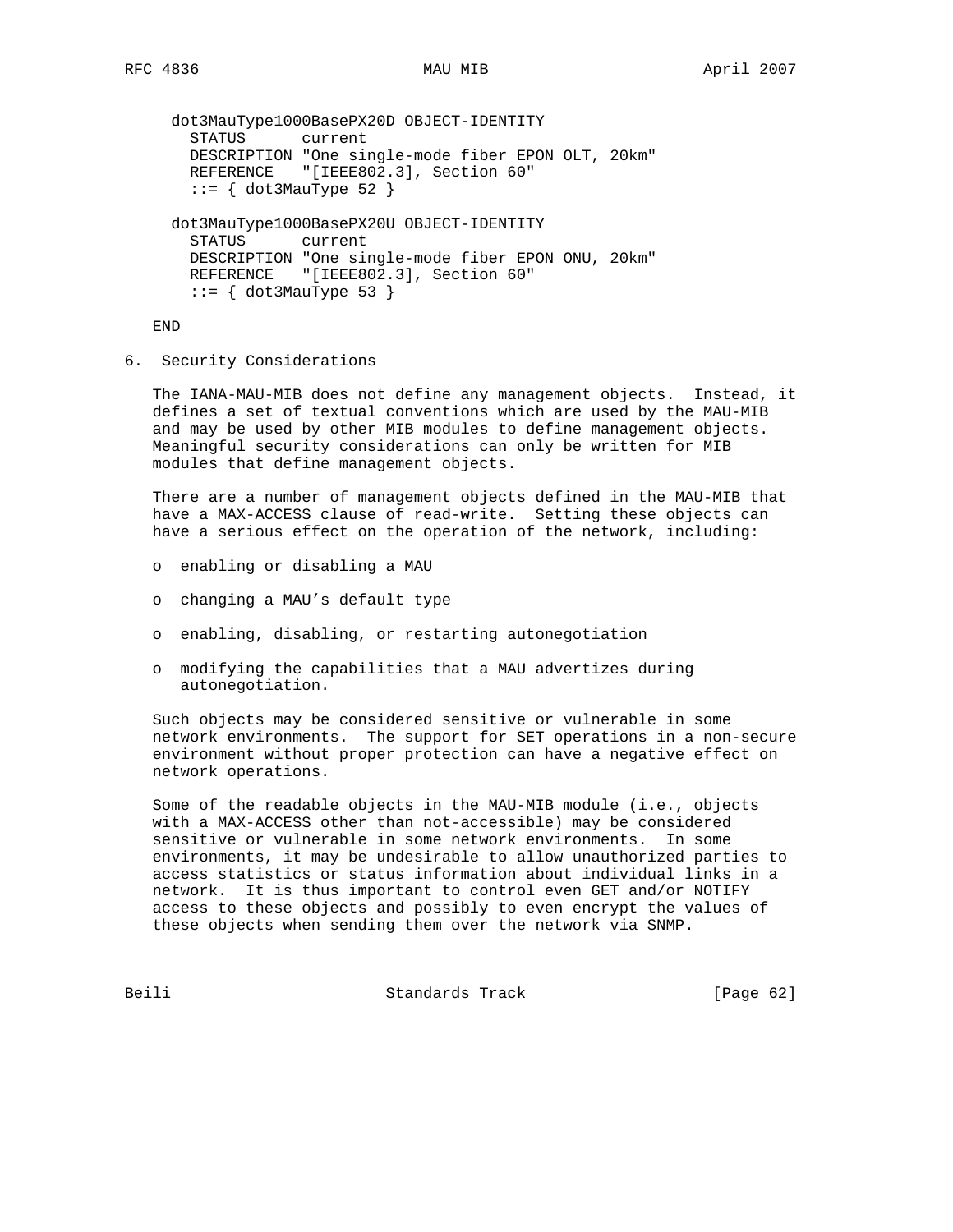```
   dot3MauType1000BasePX20D OBJECT-IDENTITY
     STATUS      current
     DESCRIPTION "One single-mode fiber EPON OLT, 20km"
     REFERENCE   "[IEEE802.3], Section 60"
     ::= { dot3MauType 52 }

   dot3MauType1000BasePX20U OBJECT-IDENTITY
     STATUS      current
     DESCRIPTION "One single-mode fiber EPON ONU, 20km"
     REFERENCE   "[IEEE802.3], Section 60"
     ::= { dot3MauType 53 }

END
```

## 6. Security Considerations

The IANA-MAU-MIB does not define any management objects. Instead, it defines a set of textual conventions which are used by the MAU-MIB and may be used by other MIB modules to define management objects. Meaningful security considerations can only be written for MIB modules that define management objects.

There are a number of management objects defined in the MAU-MIB that have a MAX-ACCESS clause of read-write. Setting these objects can have a serious effect on the operation of the network, including:

- enabling or disabling a MAU
- changing a MAU’s default type
- enabling, disabling, or restarting autonegotiation
- modifying the capabilities that a MAU advertizes during autonegotiation.

Such objects may be considered sensitive or vulnerable in some network environments. The support for SET operations in a non-secure environment without proper protection can have a negative effect on network operations.

Some of the readable objects in the MAU-MIB module (i.e., objects with a MAX-ACCESS other than not-accessible) may be considered sensitive or vulnerable in some network environments. In some environments, it may be undesirable to allow unauthorized parties to access statistics or status information about individual links in a network. It is thus important to control even GET and/or NOTIFY access to these objects and possibly to even encrypt the values of these objects when sending them over the network via SNMP.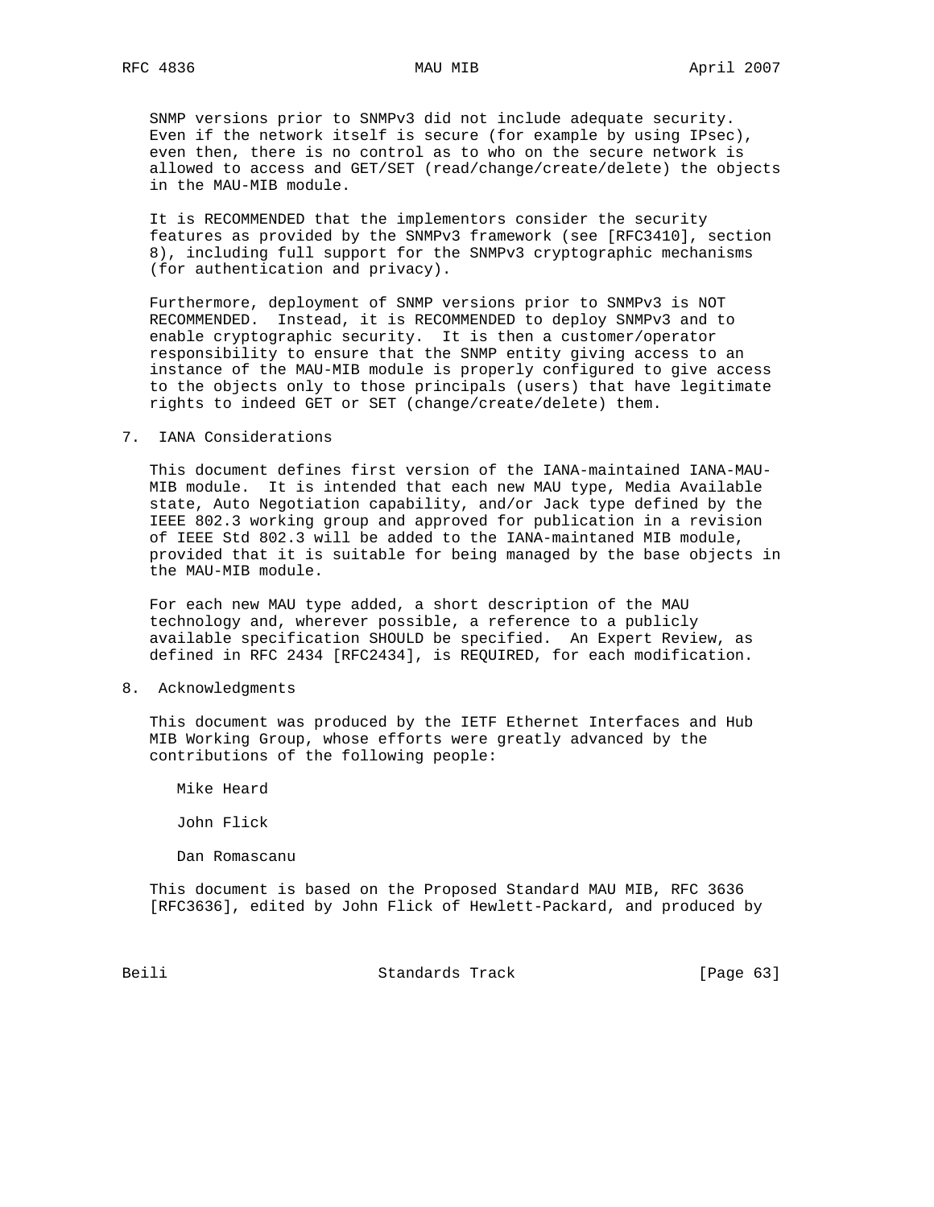SNMP versions prior to SNMPv3 did not include adequate security. Even if the network itself is secure (for example by using IPsec), even then, there is no control as to who on the secure network is allowed to access and GET/SET (read/change/create/delete) the objects in the MAU-MIB module.

It is RECOMMENDED that the implementors consider the security features as provided by the SNMPv3 framework (see [RFC3410], section 8), including full support for the SNMPv3 cryptographic mechanisms (for authentication and privacy).

Furthermore, deployment of SNMP versions prior to SNMPv3 is NOT RECOMMENDED. Instead, it is RECOMMENDED to deploy SNMPv3 and to enable cryptographic security. It is then a customer/operator responsibility to ensure that the SNMP entity giving access to an instance of the MAU-MIB module is properly configured to give access to the objects only to those principals (users) that have legitimate rights to indeed GET or SET (change/create/delete) them.

## 7. IANA Considerations

This document defines first version of the IANA-maintained IANA-MAU-MIB module. It is intended that each new MAU type, Media Available state, Auto Negotiation capability, and/or Jack type defined by the IEEE 802.3 working group and approved for publication in a revision of IEEE Std 802.3 will be added to the IANA-maintaned MIB module, provided that it is suitable for being managed by the base objects in the MAU-MIB module.

For each new MAU type added, a short description of the MAU technology and, wherever possible, a reference to a publicly available specification SHOULD be specified. An Expert Review, as defined in RFC 2434 [RFC2434], is REQUIRED, for each modification.

## 8. Acknowledgments

This document was produced by the IETF Ethernet Interfaces and Hub MIB Working Group, whose efforts were greatly advanced by the contributions of the following people:

Mike Heard

John Flick

Dan Romascanu

This document is based on the Proposed Standard MAU MIB, RFC 3636 [RFC3636], edited by John Flick of Hewlett-Packard, and produced by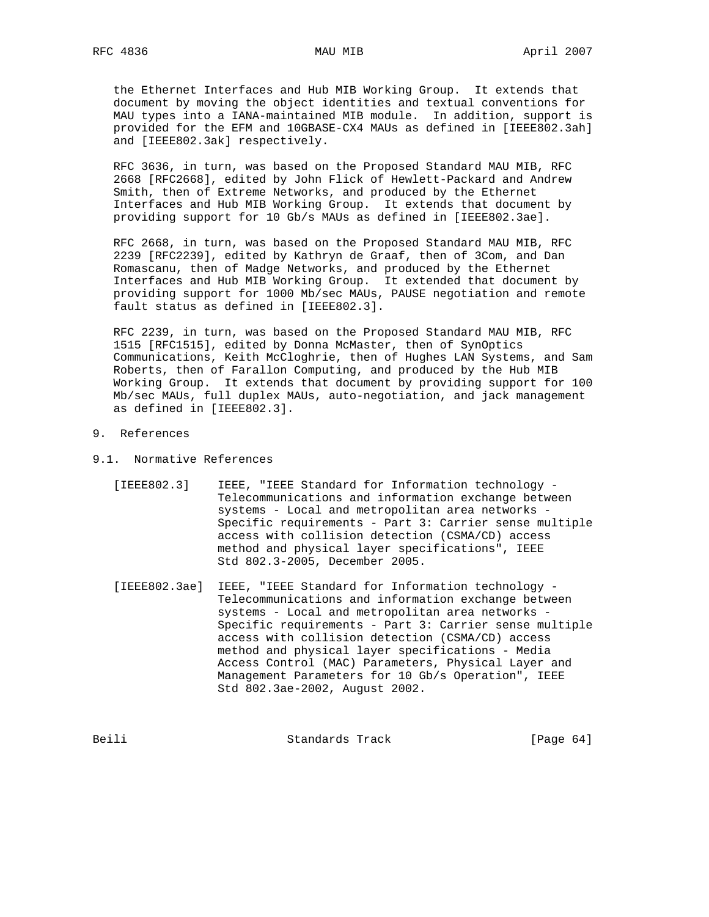the Ethernet Interfaces and Hub MIB Working Group. It extends that document by moving the object identities and textual conventions for MAU types into a IANA-maintained MIB module. In addition, support is provided for the EFM and 10GBASE-CX4 MAUs as defined in [IEEE802.3ah] and [IEEE802.3ak] respectively.

RFC 3636, in turn, was based on the Proposed Standard MAU MIB, RFC 2668 [RFC2668], edited by John Flick of Hewlett-Packard and Andrew Smith, then of Extreme Networks, and produced by the Ethernet Interfaces and Hub MIB Working Group. It extends that document by providing support for 10 Gb/s MAUs as defined in [IEEE802.3ae].

RFC 2668, in turn, was based on the Proposed Standard MAU MIB, RFC 2239 [RFC2239], edited by Kathryn de Graaf, then of 3Com, and Dan Romascanu, then of Madge Networks, and produced by the Ethernet Interfaces and Hub MIB Working Group. It extended that document by providing support for 1000 Mb/sec MAUs, PAUSE negotiation and remote fault status as defined in [IEEE802.3].

RFC 2239, in turn, was based on the Proposed Standard MAU MIB, RFC 1515 [RFC1515], edited by Donna McMaster, then of SynOptics Communications, Keith McCloghrie, then of Hughes LAN Systems, and Sam Roberts, then of Farallon Computing, and produced by the Hub MIB Working Group. It extends that document by providing support for 100 Mb/sec MAUs, full duplex MAUs, auto-negotiation, and jack management as defined in [IEEE802.3].

# 9. References

## 9.1. Normative References

[IEEE802.3] IEEE, "IEEE Standard for Information technology - Telecommunications and information exchange between systems - Local and metropolitan area networks - Specific requirements - Part 3: Carrier sense multiple access with collision detection (CSMA/CD) access method and physical layer specifications", IEEE Std 802.3-2005, December 2005.

[IEEE802.3ae] IEEE, "IEEE Standard for Information technology - Telecommunications and information exchange between systems - Local and metropolitan area networks - Specific requirements - Part 3: Carrier sense multiple access with collision detection (CSMA/CD) access method and physical layer specifications - Media Access Control (MAC) Parameters, Physical Layer and Management Parameters for 10 Gb/s Operation", IEEE Std 802.3ae-2002, August 2002.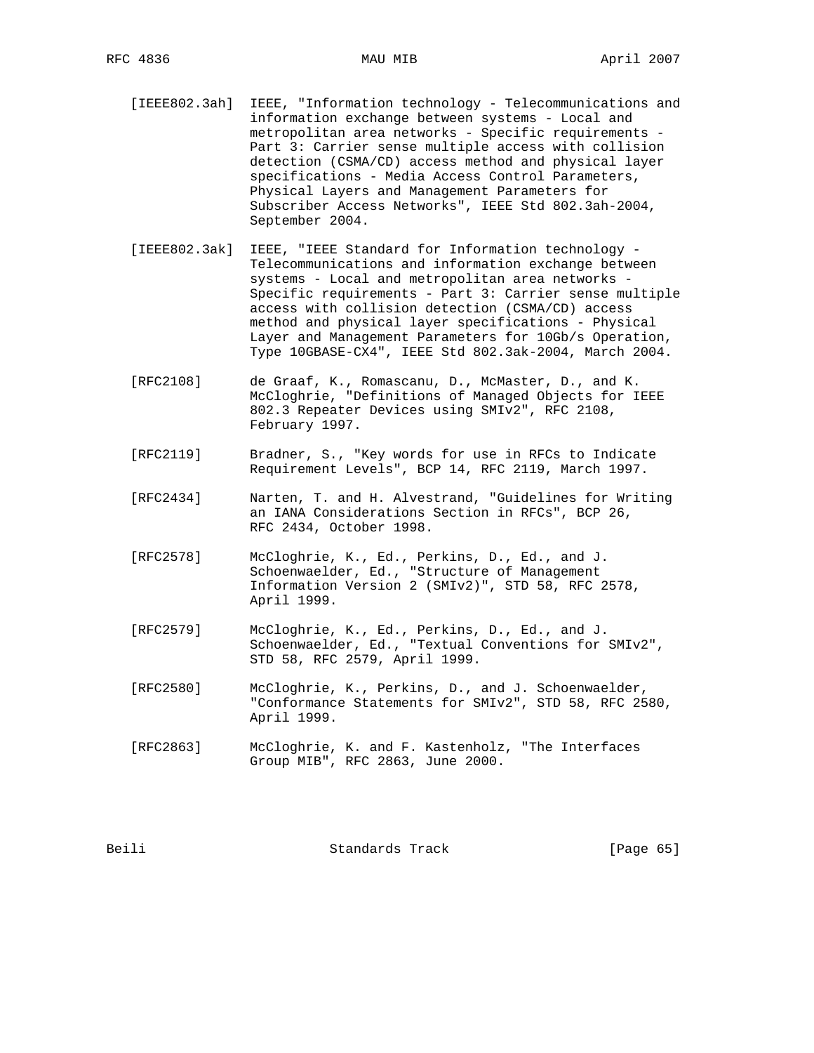[IEEE802.3ah] IEEE, "Information technology - Telecommunications and information exchange between systems - Local and metropolitan area networks - Specific requirements - Part 3: Carrier sense multiple access with collision detection (CSMA/CD) access method and physical layer specifications - Media Access Control Parameters, Physical Layers and Management Parameters for Subscriber Access Networks", IEEE Std 802.3ah-2004, September 2004.

[IEEE802.3ak] IEEE, "IEEE Standard for Information technology - Telecommunications and information exchange between systems - Local and metropolitan area networks - Specific requirements - Part 3: Carrier sense multiple access with collision detection (CSMA/CD) access method and physical layer specifications - Physical Layer and Management Parameters for 10Gb/s Operation, Type 10GBASE-CX4", IEEE Std 802.3ak-2004, March 2004.

[RFC2108] de Graaf, K., Romascanu, D., McMaster, D., and K. McCloghrie, "Definitions of Managed Objects for IEEE 802.3 Repeater Devices using SMIv2", RFC 2108, February 1997.

[RFC2119] Bradner, S., "Key words for use in RFCs to Indicate Requirement Levels", BCP 14, RFC 2119, March 1997.

[RFC2434] Narten, T. and H. Alvestrand, "Guidelines for Writing an IANA Considerations Section in RFCs", BCP 26, RFC 2434, October 1998.

[RFC2578] McCloghrie, K., Ed., Perkins, D., Ed., and J. Schoenwaelder, Ed., "Structure of Management Information Version 2 (SMIv2)", STD 58, RFC 2578, April 1999.

[RFC2579] McCloghrie, K., Ed., Perkins, D., Ed., and J. Schoenwaelder, Ed., "Textual Conventions for SMIv2", STD 58, RFC 2579, April 1999.

[RFC2580] McCloghrie, K., Perkins, D., and J. Schoenwaelder, "Conformance Statements for SMIv2", STD 58, RFC 2580, April 1999.

[RFC2863] McCloghrie, K. and F. Kastenholz, "The Interfaces Group MIB", RFC 2863, June 2000.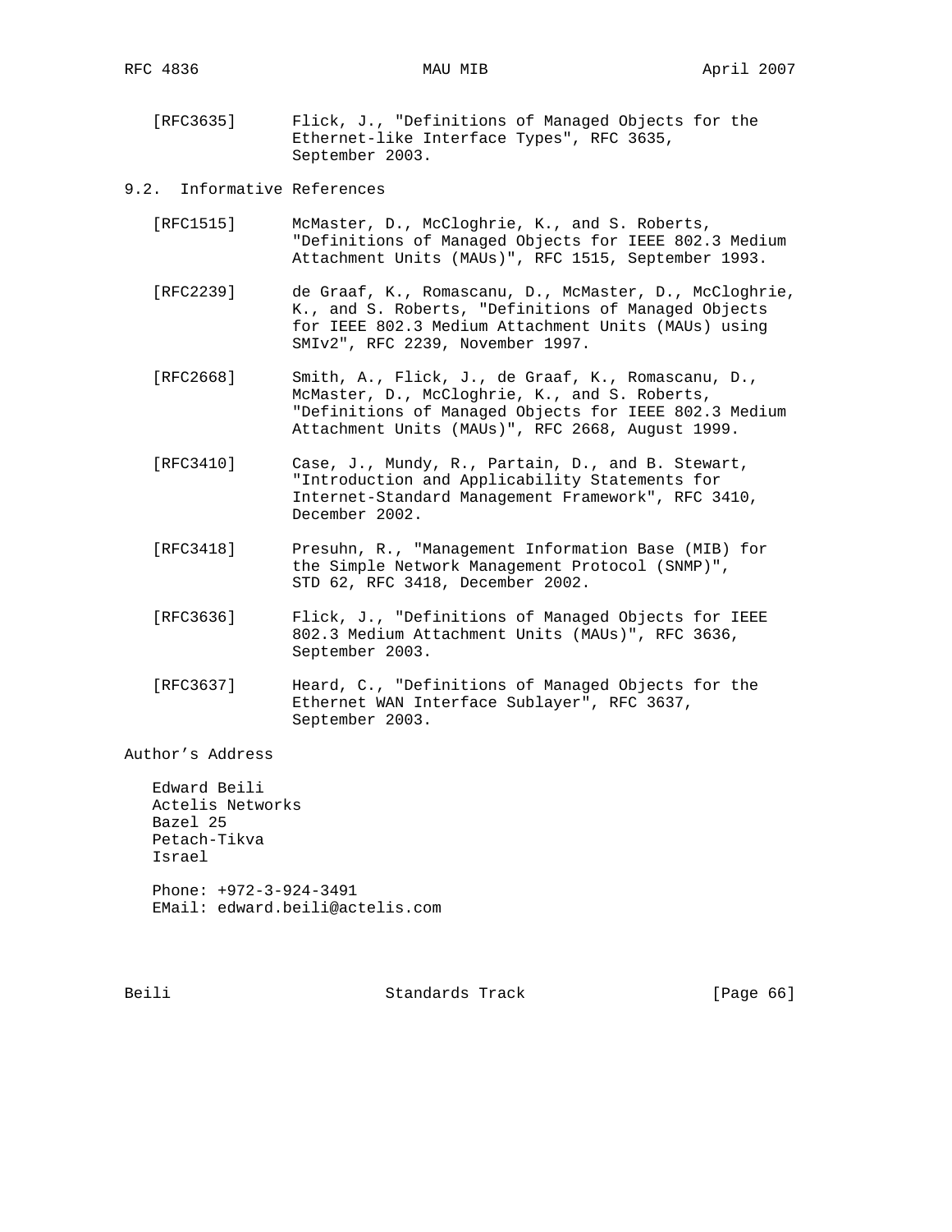[RFC3635] Flick, J., "Definitions of Managed Objects for the Ethernet-like Interface Types", RFC 3635, September 2003.

### 9.2. Informative References

[RFC1515] McMaster, D., McCloghrie, K., and S. Roberts, "Definitions of Managed Objects for IEEE 802.3 Medium Attachment Units (MAUs)", RFC 1515, September 1993.

[RFC2239] de Graaf, K., Romascanu, D., McMaster, D., McCloghrie, K., and S. Roberts, "Definitions of Managed Objects for IEEE 802.3 Medium Attachment Units (MAUs) using SMIv2", RFC 2239, November 1997.

[RFC2668] Smith, A., Flick, J., de Graaf, K., Romascanu, D., McMaster, D., McCloghrie, K., and S. Roberts, "Definitions of Managed Objects for IEEE 802.3 Medium Attachment Units (MAUs)", RFC 2668, August 1999.

[RFC3410] Case, J., Mundy, R., Partain, D., and B. Stewart, "Introduction and Applicability Statements for Internet-Standard Management Framework", RFC 3410, December 2002.

[RFC3418] Presuhn, R., "Management Information Base (MIB) for the Simple Network Management Protocol (SNMP)", STD 62, RFC 3418, December 2002.

[RFC3636] Flick, J., "Definitions of Managed Objects for IEEE 802.3 Medium Attachment Units (MAUs)", RFC 3636, September 2003.

[RFC3637] Heard, C., "Definitions of Managed Objects for the Ethernet WAN Interface Sublayer", RFC 3637, September 2003.

## Author's Address

Edward Beili
Actelis Networks
Bazel 25
Petach-Tikva
Israel

Phone: +972-3-924-3491
EMail: edward.beili@actelis.com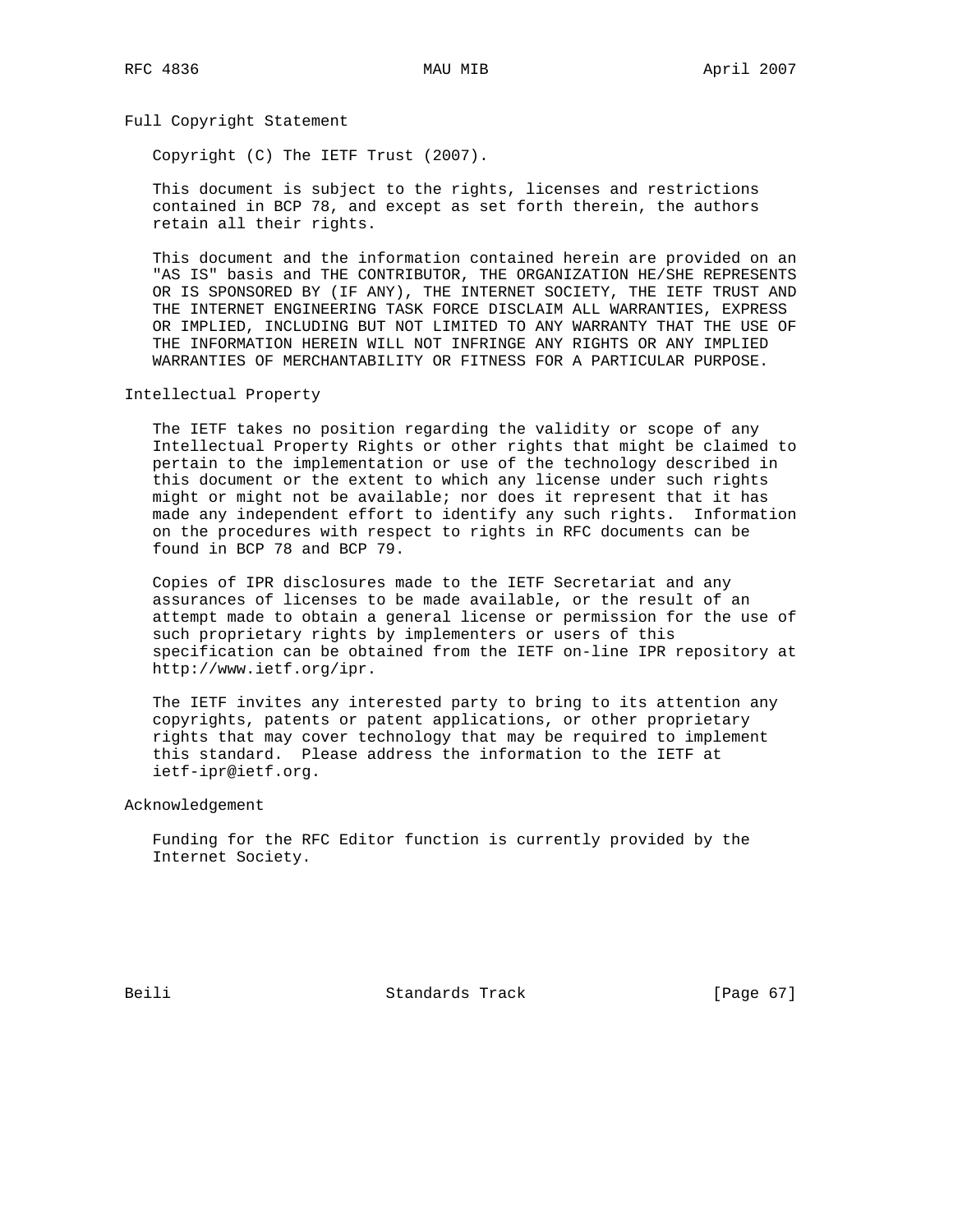## Full Copyright Statement

Copyright (C) The IETF Trust (2007).

This document is subject to the rights, licenses and restrictions contained in BCP 78, and except as set forth therein, the authors retain all their rights.

This document and the information contained herein are provided on an "AS IS" basis and THE CONTRIBUTOR, THE ORGANIZATION HE/SHE REPRESENTS OR IS SPONSORED BY (IF ANY), THE INTERNET SOCIETY, THE IETF TRUST AND THE INTERNET ENGINEERING TASK FORCE DISCLAIM ALL WARRANTIES, EXPRESS OR IMPLIED, INCLUDING BUT NOT LIMITED TO ANY WARRANTY THAT THE USE OF THE INFORMATION HEREIN WILL NOT INFRINGE ANY RIGHTS OR ANY IMPLIED WARRANTIES OF MERCHANTABILITY OR FITNESS FOR A PARTICULAR PURPOSE.

## Intellectual Property

The IETF takes no position regarding the validity or scope of any Intellectual Property Rights or other rights that might be claimed to pertain to the implementation or use of the technology described in this document or the extent to which any license under such rights might or might not be available; nor does it represent that it has made any independent effort to identify any such rights. Information on the procedures with respect to rights in RFC documents can be found in BCP 78 and BCP 79.

Copies of IPR disclosures made to the IETF Secretariat and any assurances of licenses to be made available, or the result of an attempt made to obtain a general license or permission for the use of such proprietary rights by implementers or users of this specification can be obtained from the IETF on-line IPR repository at http://www.ietf.org/ipr.

The IETF invites any interested party to bring to its attention any copyrights, patents or patent applications, or other proprietary rights that may cover technology that may be required to implement this standard. Please address the information to the IETF at ietf-ipr@ietf.org.

## Acknowledgement

Funding for the RFC Editor function is currently provided by the Internet Society.